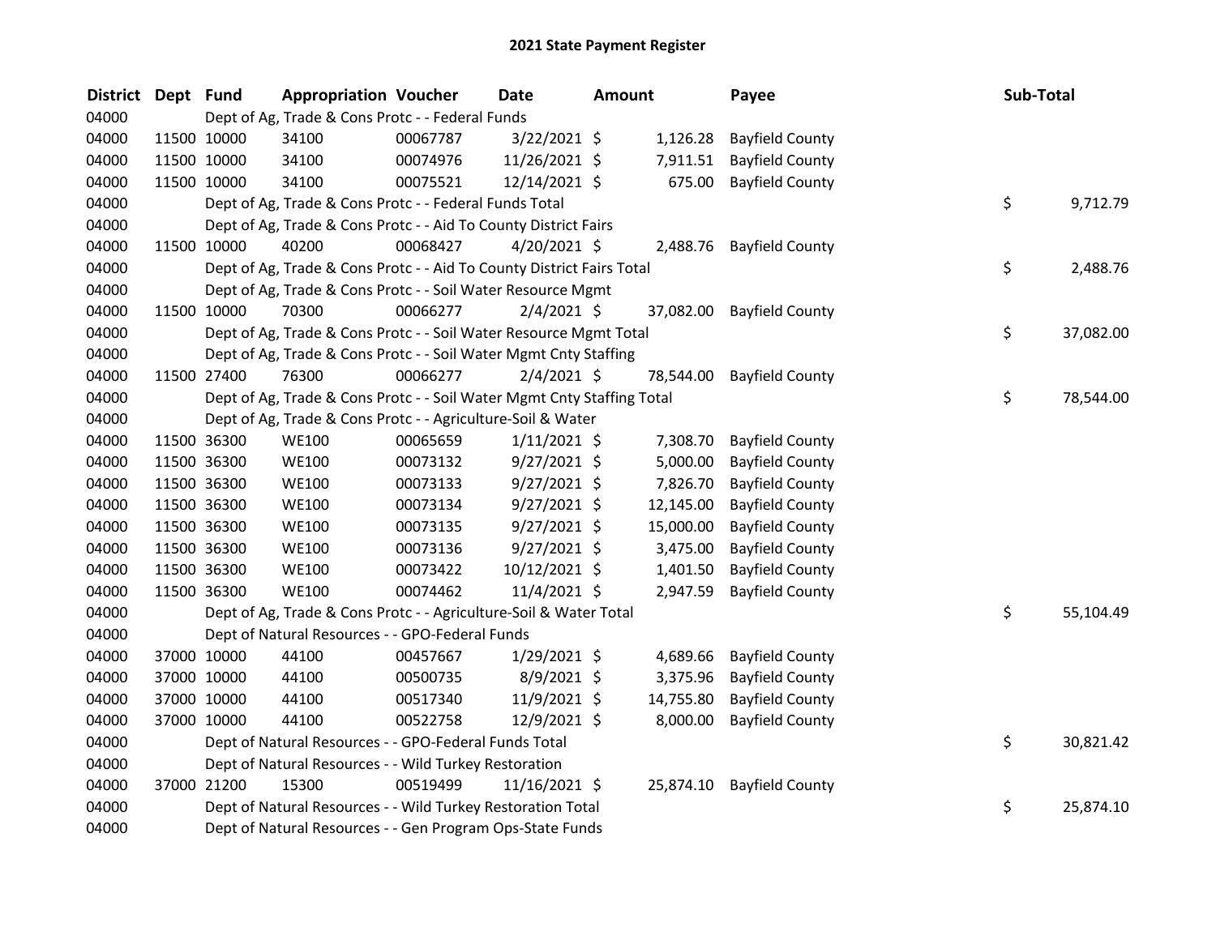# 2021 State Payment Register

| District | Dept | Fund | Appropriation | Voucher | Date | Amount | Payee | Sub-Total |
|---|---|---|---|---|---|---|---|---|
| 04000 | Dept of Ag, Trade & Cons Protc - - Federal Funds | | | | | | | |
| 04000 | 11500 | 10000 | 34100 | 00067787 | 3/22/2021 | $ 1,126.28 | Bayfield County | |
| 04000 | 11500 | 10000 | 34100 | 00074976 | 11/26/2021 | $ 7,911.51 | Bayfield County | |
| 04000 | 11500 | 10000 | 34100 | 00075521 | 12/14/2021 | $ 675.00 | Bayfield County | |
| 04000 | Dept of Ag, Trade & Cons Protc - - Federal Funds Total | | | | | | | $ 9,712.79 |
| 04000 | Dept of Ag, Trade & Cons Protc - - Aid To County District Fairs | | | | | | | |
| 04000 | 11500 | 10000 | 40200 | 00068427 | 4/20/2021 | $ 2,488.76 | Bayfield County | |
| 04000 | Dept of Ag, Trade & Cons Protc - - Aid To County District Fairs Total | | | | | | | $ 2,488.76 |
| 04000 | Dept of Ag, Trade & Cons Protc - - Soil Water Resource Mgmt | | | | | | | |
| 04000 | 11500 | 10000 | 70300 | 00066277 | 2/4/2021 | $ 37,082.00 | Bayfield County | |
| 04000 | Dept of Ag, Trade & Cons Protc - - Soil Water Resource Mgmt Total | | | | | | | $ 37,082.00 |
| 04000 | Dept of Ag, Trade & Cons Protc - - Soil Water Mgmt Cnty Staffing | | | | | | | |
| 04000 | 11500 | 27400 | 76300 | 00066277 | 2/4/2021 | $ 78,544.00 | Bayfield County | |
| 04000 | Dept of Ag, Trade & Cons Protc - - Soil Water Mgmt Cnty Staffing Total | | | | | | | $ 78,544.00 |
| 04000 | Dept of Ag, Trade & Cons Protc - - Agriculture-Soil & Water | | | | | | | |
| 04000 | 11500 | 36300 | WE100 | 00065659 | 1/11/2021 | $ 7,308.70 | Bayfield County | |
| 04000 | 11500 | 36300 | WE100 | 00073132 | 9/27/2021 | $ 5,000.00 | Bayfield County | |
| 04000 | 11500 | 36300 | WE100 | 00073133 | 9/27/2021 | $ 7,826.70 | Bayfield County | |
| 04000 | 11500 | 36300 | WE100 | 00073134 | 9/27/2021 | $ 12,145.00 | Bayfield County | |
| 04000 | 11500 | 36300 | WE100 | 00073135 | 9/27/2021 | $ 15,000.00 | Bayfield County | |
| 04000 | 11500 | 36300 | WE100 | 00073136 | 9/27/2021 | $ 3,475.00 | Bayfield County | |
| 04000 | 11500 | 36300 | WE100 | 00073422 | 10/12/2021 | $ 1,401.50 | Bayfield County | |
| 04000 | 11500 | 36300 | WE100 | 00074462 | 11/4/2021 | $ 2,947.59 | Bayfield County | |
| 04000 | Dept of Ag, Trade & Cons Protc - - Agriculture-Soil & Water Total | | | | | | | $ 55,104.49 |
| 04000 | Dept of Natural Resources - - GPO-Federal Funds | | | | | | | |
| 04000 | 37000 | 10000 | 44100 | 00457667 | 1/29/2021 | $ 4,689.66 | Bayfield County | |
| 04000 | 37000 | 10000 | 44100 | 00500735 | 8/9/2021 | $ 3,375.96 | Bayfield County | |
| 04000 | 37000 | 10000 | 44100 | 00517340 | 11/9/2021 | $ 14,755.80 | Bayfield County | |
| 04000 | 37000 | 10000 | 44100 | 00522758 | 12/9/2021 | $ 8,000.00 | Bayfield County | |
| 04000 | Dept of Natural Resources - - GPO-Federal Funds Total | | | | | | | $ 30,821.42 |
| 04000 | Dept of Natural Resources - - Wild Turkey Restoration | | | | | | | |
| 04000 | 37000 | 21200 | 15300 | 00519499 | 11/16/2021 | $ 25,874.10 | Bayfield County | |
| 04000 | Dept of Natural Resources - - Wild Turkey Restoration Total | | | | | | | $ 25,874.10 |
| 04000 | Dept of Natural Resources - - Gen Program Ops-State Funds | | | | | | | |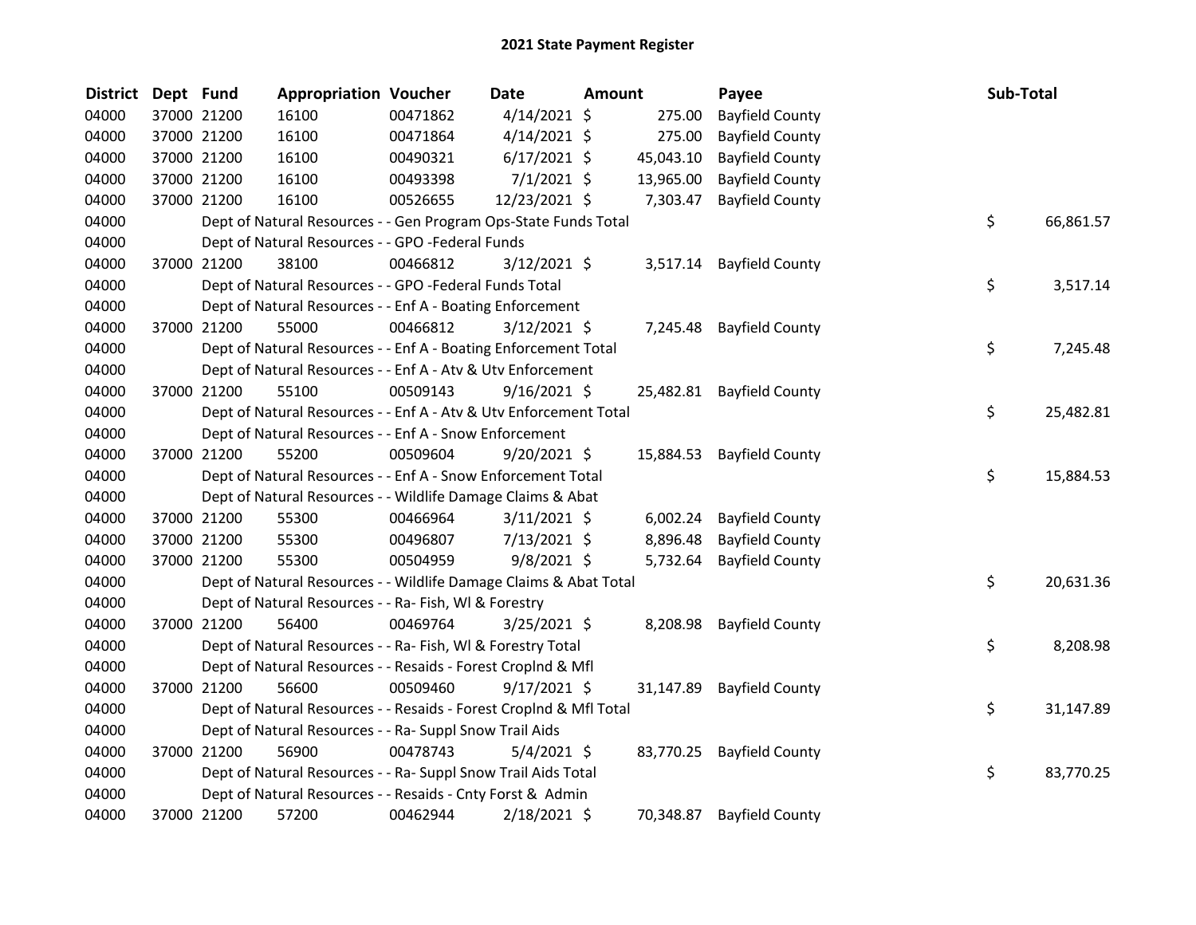# 2021 State Payment Register

| District | Dept | Fund | Appropriation | Voucher | Date | Amount | Payee | Sub-Total |
|---|---|---|---|---|---|---|---|---|
| 04000 | 37000 | 21200 | 16100 | 00471862 | 4/14/2021 | $ 275.00 | Bayfield County | |
| 04000 | 37000 | 21200 | 16100 | 00471864 | 4/14/2021 | $ 275.00 | Bayfield County | |
| 04000 | 37000 | 21200 | 16100 | 00490321 | 6/17/2021 | $ 45,043.10 | Bayfield County | |
| 04000 | 37000 | 21200 | 16100 | 00493398 | 7/1/2021 | $ 13,965.00 | Bayfield County | |
| 04000 | 37000 | 21200 | 16100 | 00526655 | 12/23/2021 | $ 7,303.47 | Bayfield County | |
| 04000 | | Dept of Natural Resources - - Gen Program Ops-State Funds Total | | | | | | $ 66,861.57 |
| 04000 | | Dept of Natural Resources - - GPO -Federal Funds | | | | | | |
| 04000 | 37000 | 21200 | 38100 | 00466812 | 3/12/2021 | $ 3,517.14 | Bayfield County | |
| 04000 | | Dept of Natural Resources - - GPO -Federal Funds Total | | | | | | $ 3,517.14 |
| 04000 | | Dept of Natural Resources - - Enf A - Boating Enforcement | | | | | | |
| 04000 | 37000 | 21200 | 55000 | 00466812 | 3/12/2021 | $ 7,245.48 | Bayfield County | |
| 04000 | | Dept of Natural Resources - - Enf A - Boating Enforcement Total | | | | | | $ 7,245.48 |
| 04000 | | Dept of Natural Resources - - Enf A - Atv & Utv Enforcement | | | | | | |
| 04000 | 37000 | 21200 | 55100 | 00509143 | 9/16/2021 | $ 25,482.81 | Bayfield County | |
| 04000 | | Dept of Natural Resources - - Enf A - Atv & Utv Enforcement Total | | | | | | $ 25,482.81 |
| 04000 | | Dept of Natural Resources - - Enf A - Snow Enforcement | | | | | | |
| 04000 | 37000 | 21200 | 55200 | 00509604 | 9/20/2021 | $ 15,884.53 | Bayfield County | |
| 04000 | | Dept of Natural Resources - - Enf A - Snow Enforcement Total | | | | | | $ 15,884.53 |
| 04000 | | Dept of Natural Resources - - Wildlife Damage Claims & Abat | | | | | | |
| 04000 | 37000 | 21200 | 55300 | 00466964 | 3/11/2021 | $ 6,002.24 | Bayfield County | |
| 04000 | 37000 | 21200 | 55300 | 00496807 | 7/13/2021 | $ 8,896.48 | Bayfield County | |
| 04000 | 37000 | 21200 | 55300 | 00504959 | 9/8/2021 | $ 5,732.64 | Bayfield County | |
| 04000 | | Dept of Natural Resources - - Wildlife Damage Claims & Abat Total | | | | | | $ 20,631.36 |
| 04000 | | Dept of Natural Resources - - Ra- Fish, Wl & Forestry | | | | | | |
| 04000 | 37000 | 21200 | 56400 | 00469764 | 3/25/2021 | $ 8,208.98 | Bayfield County | |
| 04000 | | Dept of Natural Resources - - Ra- Fish, Wl & Forestry Total | | | | | | $ 8,208.98 |
| 04000 | | Dept of Natural Resources - - Resaids - Forest Croplnd & Mfl | | | | | | |
| 04000 | 37000 | 21200 | 56600 | 00509460 | 9/17/2021 | $ 31,147.89 | Bayfield County | |
| 04000 | | Dept of Natural Resources - - Resaids - Forest Croplnd & Mfl Total | | | | | | $ 31,147.89 |
| 04000 | | Dept of Natural Resources - - Ra- Suppl Snow Trail Aids | | | | | | |
| 04000 | 37000 | 21200 | 56900 | 00478743 | 5/4/2021 | $ 83,770.25 | Bayfield County | |
| 04000 | | Dept of Natural Resources - - Ra- Suppl Snow Trail Aids Total | | | | | | $ 83,770.25 |
| 04000 | | Dept of Natural Resources - - Resaids - Cnty Forst & Admin | | | | | | |
| 04000 | 37000 | 21200 | 57200 | 00462944 | 2/18/2021 | $ 70,348.87 | Bayfield County | |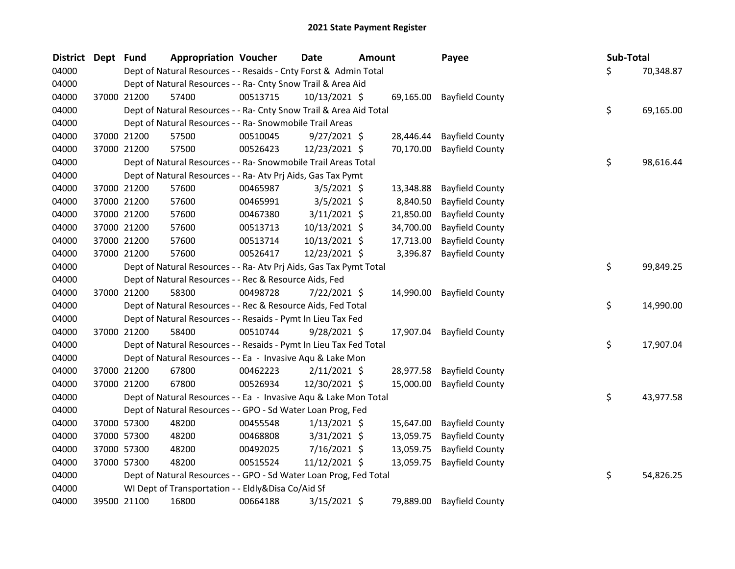# 2021 State Payment Register

| District | Dept | Fund | Appropriation | Voucher | Date | Amount | Payee | Sub-Total |
|---|---|---|---|---|---|---|---|---|
| 04000 | | | Dept of Natural Resources - - Resaids - Cnty Forst & Admin Total | | | | | $ 70,348.87 |
| 04000 | | | Dept of Natural Resources - - Ra- Cnty Snow Trail & Area Aid | | | | | |
| 04000 | 37000 | 21200 | 57400 | 00513715 | 10/13/2021 | $ 69,165.00 | Bayfield County | |
| 04000 | | | Dept of Natural Resources - - Ra- Cnty Snow Trail & Area Aid Total | | | | | $ 69,165.00 |
| 04000 | | | Dept of Natural Resources - - Ra- Snowmobile Trail Areas | | | | | |
| 04000 | 37000 | 21200 | 57500 | 00510045 | 9/27/2021 | $ 28,446.44 | Bayfield County | |
| 04000 | 37000 | 21200 | 57500 | 00526423 | 12/23/2021 | $ 70,170.00 | Bayfield County | |
| 04000 | | | Dept of Natural Resources - - Ra- Snowmobile Trail Areas Total | | | | | $ 98,616.44 |
| 04000 | | | Dept of Natural Resources - - Ra- Atv Prj Aids, Gas Tax Pymt | | | | | |
| 04000 | 37000 | 21200 | 57600 | 00465987 | 3/5/2021 | $ 13,348.88 | Bayfield County | |
| 04000 | 37000 | 21200 | 57600 | 00465991 | 3/5/2021 | $ 8,840.50 | Bayfield County | |
| 04000 | 37000 | 21200 | 57600 | 00467380 | 3/11/2021 | $ 21,850.00 | Bayfield County | |
| 04000 | 37000 | 21200 | 57600 | 00513713 | 10/13/2021 | $ 34,700.00 | Bayfield County | |
| 04000 | 37000 | 21200 | 57600 | 00513714 | 10/13/2021 | $ 17,713.00 | Bayfield County | |
| 04000 | 37000 | 21200 | 57600 | 00526417 | 12/23/2021 | $ 3,396.87 | Bayfield County | |
| 04000 | | | Dept of Natural Resources - - Ra- Atv Prj Aids, Gas Tax Pymt Total | | | | | $ 99,849.25 |
| 04000 | | | Dept of Natural Resources - - Rec & Resource Aids, Fed | | | | | |
| 04000 | 37000 | 21200 | 58300 | 00498728 | 7/22/2021 | $ 14,990.00 | Bayfield County | |
| 04000 | | | Dept of Natural Resources - - Rec & Resource Aids, Fed Total | | | | | $ 14,990.00 |
| 04000 | | | Dept of Natural Resources - - Resaids - Pymt In Lieu Tax Fed | | | | | |
| 04000 | 37000 | 21200 | 58400 | 00510744 | 9/28/2021 | $ 17,907.04 | Bayfield County | |
| 04000 | | | Dept of Natural Resources - - Resaids - Pymt In Lieu Tax Fed Total | | | | | $ 17,907.04 |
| 04000 | | | Dept of Natural Resources - - Ea - Invasive Aqu & Lake Mon | | | | | |
| 04000 | 37000 | 21200 | 67800 | 00462223 | 2/11/2021 | $ 28,977.58 | Bayfield County | |
| 04000 | 37000 | 21200 | 67800 | 00526934 | 12/30/2021 | $ 15,000.00 | Bayfield County | |
| 04000 | | | Dept of Natural Resources - - Ea - Invasive Aqu & Lake Mon Total | | | | | $ 43,977.58 |
| 04000 | | | Dept of Natural Resources - - GPO - Sd Water Loan Prog, Fed | | | | | |
| 04000 | 37000 | 57300 | 48200 | 00455548 | 1/13/2021 | $ 15,647.00 | Bayfield County | |
| 04000 | 37000 | 57300 | 48200 | 00468808 | 3/31/2021 | $ 13,059.75 | Bayfield County | |
| 04000 | 37000 | 57300 | 48200 | 00492025 | 7/16/2021 | $ 13,059.75 | Bayfield County | |
| 04000 | 37000 | 57300 | 48200 | 00515524 | 11/12/2021 | $ 13,059.75 | Bayfield County | |
| 04000 | | | Dept of Natural Resources - - GPO - Sd Water Loan Prog, Fed Total | | | | | $ 54,826.25 |
| 04000 | | | WI Dept of Transportation - - Eldly&Disa Co/Aid Sf | | | | | |
| 04000 | 39500 | 21100 | 16800 | 00664188 | 3/15/2021 | $ 79,889.00 | Bayfield County | |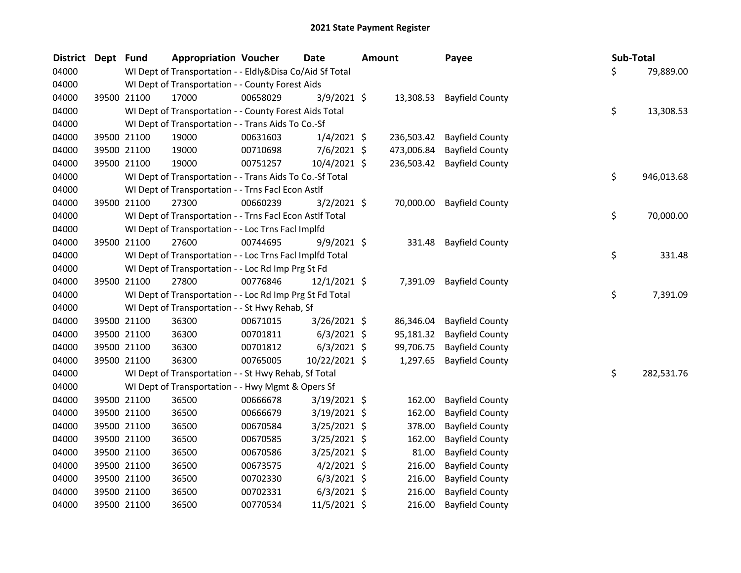## 2021 State Payment Register

| District | Dept | Fund | Appropriation | Voucher | Date | Amount | Payee | Sub-Total |
|---|---|---|---|---|---|---|---|---|
| 04000 | | WI Dept of Transportation - - Eldly&Disa Co/Aid Sf Total | | | | | | $ 79,889.00 |
| 04000 | | WI Dept of Transportation - - County Forest Aids | | | | | | |
| 04000 | 39500 | 21100 | 17000 | 00658029 | 3/9/2021 | $ 13,308.53 | Bayfield County | |
| 04000 | | WI Dept of Transportation - - County Forest Aids Total | | | | | | $ 13,308.53 |
| 04000 | | WI Dept of Transportation - - Trans Aids To Co.-Sf | | | | | | |
| 04000 | 39500 | 21100 | 19000 | 00631603 | 1/4/2021 | $ 236,503.42 | Bayfield County | |
| 04000 | 39500 | 21100 | 19000 | 00710698 | 7/6/2021 | $ 473,006.84 | Bayfield County | |
| 04000 | 39500 | 21100 | 19000 | 00751257 | 10/4/2021 | $ 236,503.42 | Bayfield County | |
| 04000 | | WI Dept of Transportation - - Trans Aids To Co.-Sf Total | | | | | | $ 946,013.68 |
| 04000 | | WI Dept of Transportation - - Trns Facl Econ Astlf | | | | | | |
| 04000 | 39500 | 21100 | 27300 | 00660239 | 3/2/2021 | $ 70,000.00 | Bayfield County | |
| 04000 | | WI Dept of Transportation - - Trns Facl Econ Astlf Total | | | | | | $ 70,000.00 |
| 04000 | | WI Dept of Transportation - - Loc Trns Facl Implfd | | | | | | |
| 04000 | 39500 | 21100 | 27600 | 00744695 | 9/9/2021 | $ 331.48 | Bayfield County | |
| 04000 | | WI Dept of Transportation - - Loc Trns Facl Implfd Total | | | | | | $ 331.48 |
| 04000 | | WI Dept of Transportation - - Loc Rd Imp Prg St Fd | | | | | | |
| 04000 | 39500 | 21100 | 27800 | 00776846 | 12/1/2021 | $ 7,391.09 | Bayfield County | |
| 04000 | | WI Dept of Transportation - - Loc Rd Imp Prg St Fd Total | | | | | | $ 7,391.09 |
| 04000 | | WI Dept of Transportation - - St Hwy Rehab, Sf | | | | | | |
| 04000 | 39500 | 21100 | 36300 | 00671015 | 3/26/2021 | $ 86,346.04 | Bayfield County | |
| 04000 | 39500 | 21100 | 36300 | 00701811 | 6/3/2021 | $ 95,181.32 | Bayfield County | |
| 04000 | 39500 | 21100 | 36300 | 00701812 | 6/3/2021 | $ 99,706.75 | Bayfield County | |
| 04000 | 39500 | 21100 | 36300 | 00765005 | 10/22/2021 | $ 1,297.65 | Bayfield County | |
| 04000 | | WI Dept of Transportation - - St Hwy Rehab, Sf Total | | | | | | $ 282,531.76 |
| 04000 | | WI Dept of Transportation - - Hwy Mgmt & Opers Sf | | | | | | |
| 04000 | 39500 | 21100 | 36500 | 00666678 | 3/19/2021 | $ 162.00 | Bayfield County | |
| 04000 | 39500 | 21100 | 36500 | 00666679 | 3/19/2021 | $ 162.00 | Bayfield County | |
| 04000 | 39500 | 21100 | 36500 | 00670584 | 3/25/2021 | $ 378.00 | Bayfield County | |
| 04000 | 39500 | 21100 | 36500 | 00670585 | 3/25/2021 | $ 162.00 | Bayfield County | |
| 04000 | 39500 | 21100 | 36500 | 00670586 | 3/25/2021 | $ 81.00 | Bayfield County | |
| 04000 | 39500 | 21100 | 36500 | 00673575 | 4/2/2021 | $ 216.00 | Bayfield County | |
| 04000 | 39500 | 21100 | 36500 | 00702330 | 6/3/2021 | $ 216.00 | Bayfield County | |
| 04000 | 39500 | 21100 | 36500 | 00702331 | 6/3/2021 | $ 216.00 | Bayfield County | |
| 04000 | 39500 | 21100 | 36500 | 00770534 | 11/5/2021 | $ 216.00 | Bayfield County | |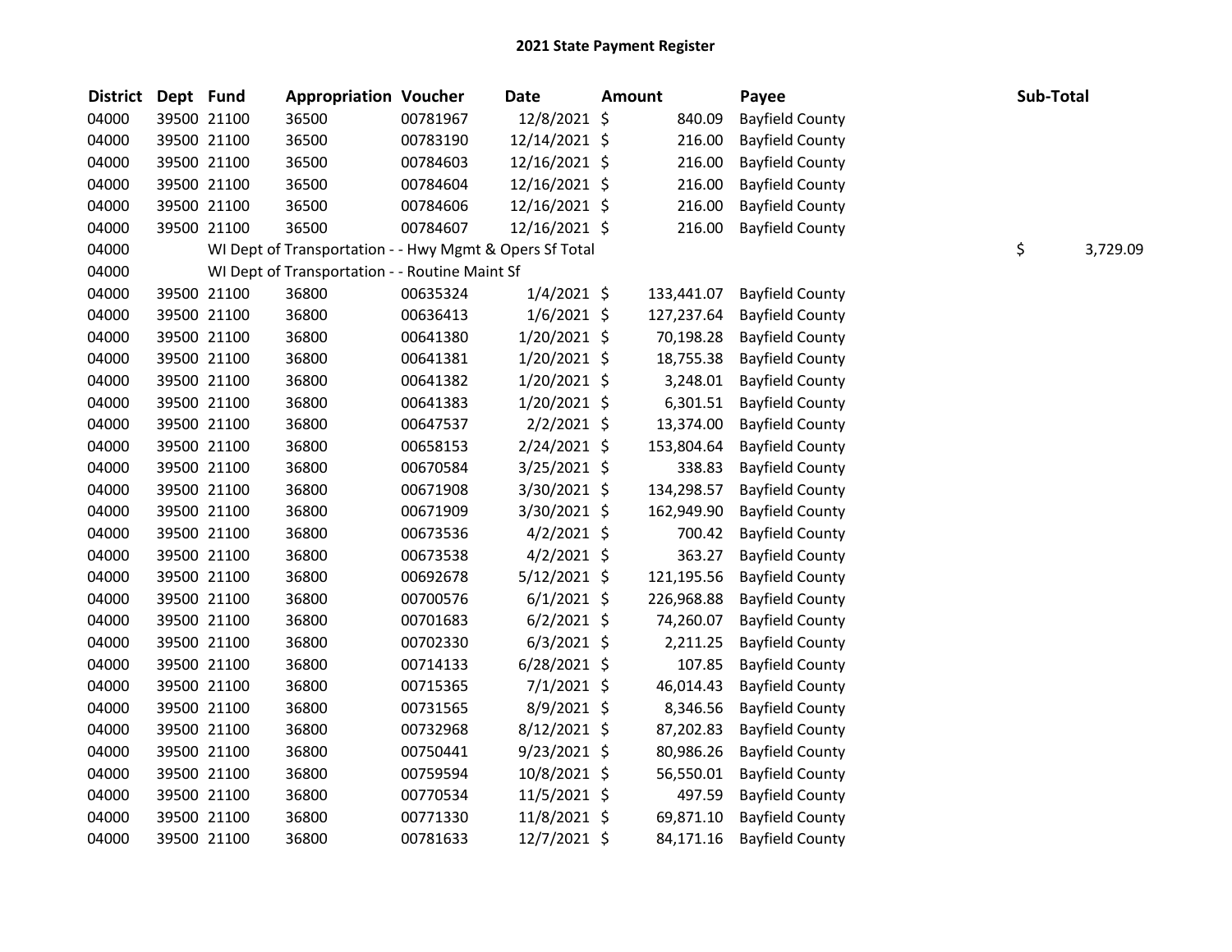# 2021 State Payment Register

| District | Dept | Fund | Appropriation | Voucher | Date | Amount | Payee | Sub-Total |
|---|---|---|---|---|---|---|---|---|
| 04000 | 39500 | 21100 | 36500 | 00781967 | 12/8/2021 | $ 840.09 | Bayfield County | |
| 04000 | 39500 | 21100 | 36500 | 00783190 | 12/14/2021 | $ 216.00 | Bayfield County | |
| 04000 | 39500 | 21100 | 36500 | 00784603 | 12/16/2021 | $ 216.00 | Bayfield County | |
| 04000 | 39500 | 21100 | 36500 | 00784604 | 12/16/2021 | $ 216.00 | Bayfield County | |
| 04000 | 39500 | 21100 | 36500 | 00784606 | 12/16/2021 | $ 216.00 | Bayfield County | |
| 04000 | 39500 | 21100 | 36500 | 00784607 | 12/16/2021 | $ 216.00 | Bayfield County | |
| 04000 | | WI Dept of Transportation - - Hwy Mgmt & Opers Sf Total | | | | | | $ 3,729.09 |
| 04000 | | WI Dept of Transportation - - Routine Maint Sf | | | | | | |
| 04000 | 39500 | 21100 | 36800 | 00635324 | 1/4/2021 | $ 133,441.07 | Bayfield County | |
| 04000 | 39500 | 21100 | 36800 | 00636413 | 1/6/2021 | $ 127,237.64 | Bayfield County | |
| 04000 | 39500 | 21100 | 36800 | 00641380 | 1/20/2021 | $ 70,198.28 | Bayfield County | |
| 04000 | 39500 | 21100 | 36800 | 00641381 | 1/20/2021 | $ 18,755.38 | Bayfield County | |
| 04000 | 39500 | 21100 | 36800 | 00641382 | 1/20/2021 | $ 3,248.01 | Bayfield County | |
| 04000 | 39500 | 21100 | 36800 | 00641383 | 1/20/2021 | $ 6,301.51 | Bayfield County | |
| 04000 | 39500 | 21100 | 36800 | 00647537 | 2/2/2021 | $ 13,374.00 | Bayfield County | |
| 04000 | 39500 | 21100 | 36800 | 00658153 | 2/24/2021 | $ 153,804.64 | Bayfield County | |
| 04000 | 39500 | 21100 | 36800 | 00670584 | 3/25/2021 | $ 338.83 | Bayfield County | |
| 04000 | 39500 | 21100 | 36800 | 00671908 | 3/30/2021 | $ 134,298.57 | Bayfield County | |
| 04000 | 39500 | 21100 | 36800 | 00671909 | 3/30/2021 | $ 162,949.90 | Bayfield County | |
| 04000 | 39500 | 21100 | 36800 | 00673536 | 4/2/2021 | $ 700.42 | Bayfield County | |
| 04000 | 39500 | 21100 | 36800 | 00673538 | 4/2/2021 | $ 363.27 | Bayfield County | |
| 04000 | 39500 | 21100 | 36800 | 00692678 | 5/12/2021 | $ 121,195.56 | Bayfield County | |
| 04000 | 39500 | 21100 | 36800 | 00700576 | 6/1/2021 | $ 226,968.88 | Bayfield County | |
| 04000 | 39500 | 21100 | 36800 | 00701683 | 6/2/2021 | $ 74,260.07 | Bayfield County | |
| 04000 | 39500 | 21100 | 36800 | 00702330 | 6/3/2021 | $ 2,211.25 | Bayfield County | |
| 04000 | 39500 | 21100 | 36800 | 00714133 | 6/28/2021 | $ 107.85 | Bayfield County | |
| 04000 | 39500 | 21100 | 36800 | 00715365 | 7/1/2021 | $ 46,014.43 | Bayfield County | |
| 04000 | 39500 | 21100 | 36800 | 00731565 | 8/9/2021 | $ 8,346.56 | Bayfield County | |
| 04000 | 39500 | 21100 | 36800 | 00732968 | 8/12/2021 | $ 87,202.83 | Bayfield County | |
| 04000 | 39500 | 21100 | 36800 | 00750441 | 9/23/2021 | $ 80,986.26 | Bayfield County | |
| 04000 | 39500 | 21100 | 36800 | 00759594 | 10/8/2021 | $ 56,550.01 | Bayfield County | |
| 04000 | 39500 | 21100 | 36800 | 00770534 | 11/5/2021 | $ 497.59 | Bayfield County | |
| 04000 | 39500 | 21100 | 36800 | 00771330 | 11/8/2021 | $ 69,871.10 | Bayfield County | |
| 04000 | 39500 | 21100 | 36800 | 00781633 | 12/7/2021 | $ 84,171.16 | Bayfield County | |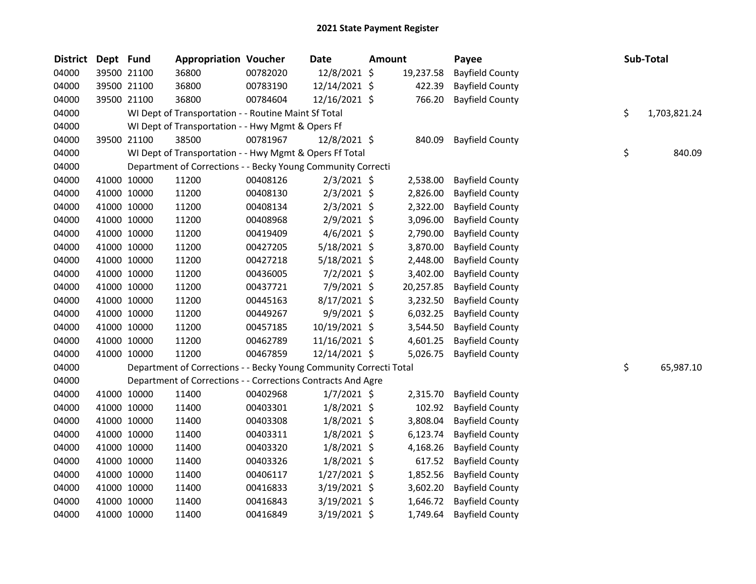## 2021 State Payment Register

| District | Dept | Fund | Appropriation | Voucher | Date | Amount | Payee | Sub-Total |
|---|---|---|---|---|---|---|---|---|
| 04000 | 39500 | 21100 | 36800 | 00782020 | 12/8/2021 | $ 19,237.58 | Bayfield County | |
| 04000 | 39500 | 21100 | 36800 | 00783190 | 12/14/2021 | $ 422.39 | Bayfield County | |
| 04000 | 39500 | 21100 | 36800 | 00784604 | 12/16/2021 | $ 766.20 | Bayfield County | |
| 04000 | WI Dept of Transportation - - Routine Maint Sf Total | | | | | | | $ 1,703,821.24 |
| 04000 | WI Dept of Transportation - - Hwy Mgmt & Opers Ff | | | | | | | |
| 04000 | 39500 | 21100 | 38500 | 00781967 | 12/8/2021 | $ 840.09 | Bayfield County | |
| 04000 | WI Dept of Transportation - - Hwy Mgmt & Opers Ff Total | | | | | | | $ 840.09 |
| 04000 | Department of Corrections - - Becky Young Community Correcti | | | | | | | |
| 04000 | 41000 | 10000 | 11200 | 00408126 | 2/3/2021 | $ 2,538.00 | Bayfield County | |
| 04000 | 41000 | 10000 | 11200 | 00408130 | 2/3/2021 | $ 2,826.00 | Bayfield County | |
| 04000 | 41000 | 10000 | 11200 | 00408134 | 2/3/2021 | $ 2,322.00 | Bayfield County | |
| 04000 | 41000 | 10000 | 11200 | 00408968 | 2/9/2021 | $ 3,096.00 | Bayfield County | |
| 04000 | 41000 | 10000 | 11200 | 00419409 | 4/6/2021 | $ 2,790.00 | Bayfield County | |
| 04000 | 41000 | 10000 | 11200 | 00427205 | 5/18/2021 | $ 3,870.00 | Bayfield County | |
| 04000 | 41000 | 10000 | 11200 | 00427218 | 5/18/2021 | $ 2,448.00 | Bayfield County | |
| 04000 | 41000 | 10000 | 11200 | 00436005 | 7/2/2021 | $ 3,402.00 | Bayfield County | |
| 04000 | 41000 | 10000 | 11200 | 00437721 | 7/9/2021 | $ 20,257.85 | Bayfield County | |
| 04000 | 41000 | 10000 | 11200 | 00445163 | 8/17/2021 | $ 3,232.50 | Bayfield County | |
| 04000 | 41000 | 10000 | 11200 | 00449267 | 9/9/2021 | $ 6,032.25 | Bayfield County | |
| 04000 | 41000 | 10000 | 11200 | 00457185 | 10/19/2021 | $ 3,544.50 | Bayfield County | |
| 04000 | 41000 | 10000 | 11200 | 00462789 | 11/16/2021 | $ 4,601.25 | Bayfield County | |
| 04000 | 41000 | 10000 | 11200 | 00467859 | 12/14/2021 | $ 5,026.75 | Bayfield County | |
| 04000 | Department of Corrections - - Becky Young Community Correcti Total | | | | | | | $ 65,987.10 |
| 04000 | Department of Corrections - - Corrections Contracts And Agre | | | | | | | |
| 04000 | 41000 | 10000 | 11400 | 00402968 | 1/7/2021 | $ 2,315.70 | Bayfield County | |
| 04000 | 41000 | 10000 | 11400 | 00403301 | 1/8/2021 | $ 102.92 | Bayfield County | |
| 04000 | 41000 | 10000 | 11400 | 00403308 | 1/8/2021 | $ 3,808.04 | Bayfield County | |
| 04000 | 41000 | 10000 | 11400 | 00403311 | 1/8/2021 | $ 6,123.74 | Bayfield County | |
| 04000 | 41000 | 10000 | 11400 | 00403320 | 1/8/2021 | $ 4,168.26 | Bayfield County | |
| 04000 | 41000 | 10000 | 11400 | 00403326 | 1/8/2021 | $ 617.52 | Bayfield County | |
| 04000 | 41000 | 10000 | 11400 | 00406117 | 1/27/2021 | $ 1,852.56 | Bayfield County | |
| 04000 | 41000 | 10000 | 11400 | 00416833 | 3/19/2021 | $ 3,602.20 | Bayfield County | |
| 04000 | 41000 | 10000 | 11400 | 00416843 | 3/19/2021 | $ 1,646.72 | Bayfield County | |
| 04000 | 41000 | 10000 | 11400 | 00416849 | 3/19/2021 | $ 1,749.64 | Bayfield County | |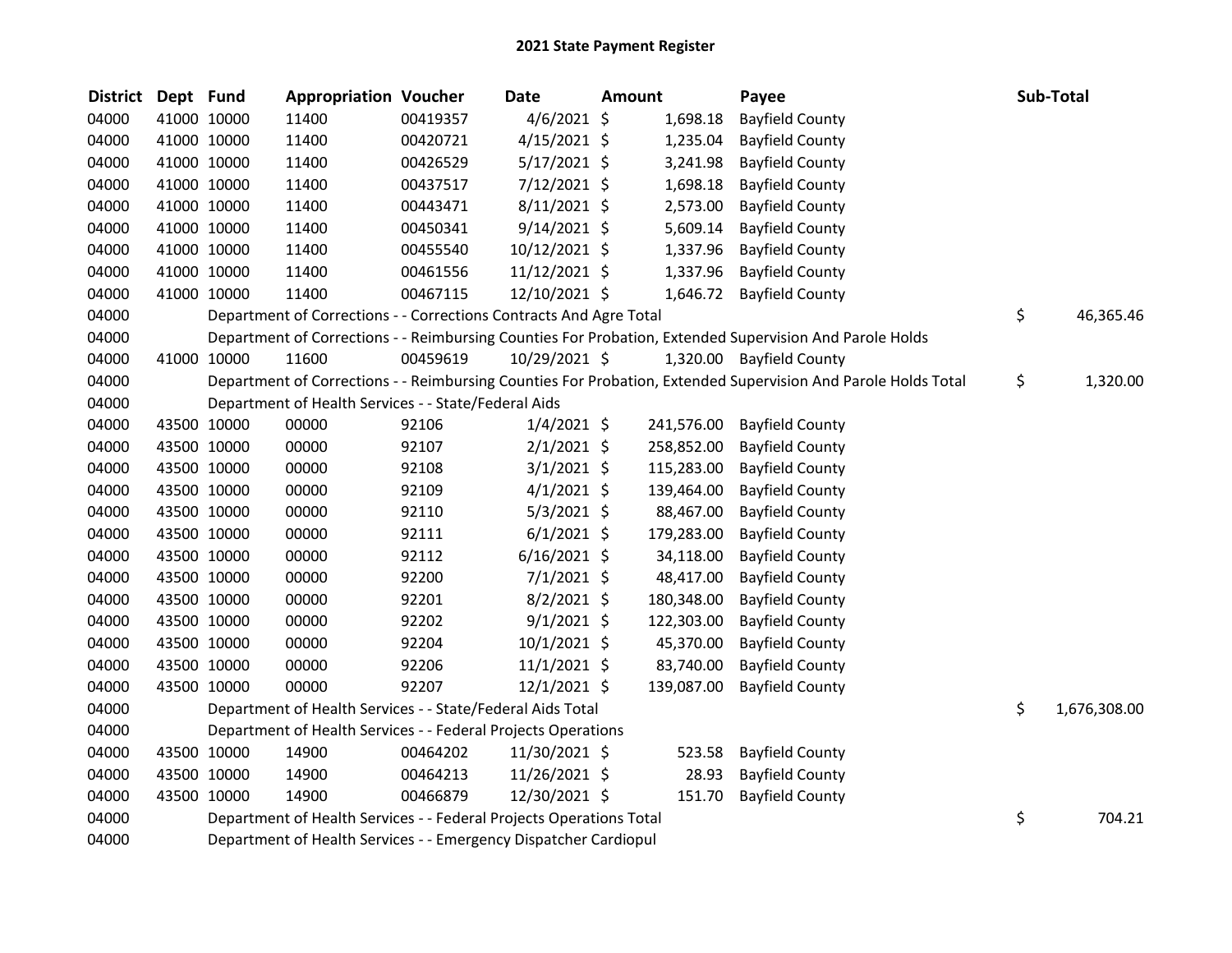# 2021 State Payment Register

| District | Dept | Fund | Appropriation | Voucher | Date | Amount | Payee | Sub-Total |
|---|---|---|---|---|---|---|---|---|
| 04000 | 41000 | 10000 | 11400 | 00419357 | 4/6/2021 | $ 1,698.18 | Bayfield County | |
| 04000 | 41000 | 10000 | 11400 | 00420721 | 4/15/2021 | $ 1,235.04 | Bayfield County | |
| 04000 | 41000 | 10000 | 11400 | 00426529 | 5/17/2021 | $ 3,241.98 | Bayfield County | |
| 04000 | 41000 | 10000 | 11400 | 00437517 | 7/12/2021 | $ 1,698.18 | Bayfield County | |
| 04000 | 41000 | 10000 | 11400 | 00443471 | 8/11/2021 | $ 2,573.00 | Bayfield County | |
| 04000 | 41000 | 10000 | 11400 | 00450341 | 9/14/2021 | $ 5,609.14 | Bayfield County | |
| 04000 | 41000 | 10000 | 11400 | 00455540 | 10/12/2021 | $ 1,337.96 | Bayfield County | |
| 04000 | 41000 | 10000 | 11400 | 00461556 | 11/12/2021 | $ 1,337.96 | Bayfield County | |
| 04000 | 41000 | 10000 | 11400 | 00467115 | 12/10/2021 | $ 1,646.72 | Bayfield County | |
| 04000 | | | Department of Corrections - - Corrections Contracts And Agre Total | | | | | $ 46,365.46 |
| 04000 | | | Department of Corrections - - Reimbursing Counties For Probation, Extended Supervision And Parole Holds | | | | | |
| 04000 | 41000 | 10000 | 11600 | 00459619 | 10/29/2021 | $ 1,320.00 | Bayfield County | |
| 04000 | | | Department of Corrections - - Reimbursing Counties For Probation, Extended Supervision And Parole Holds Total | | | | | $ 1,320.00 |
| 04000 | | | Department of Health Services - - State/Federal Aids | | | | | |
| 04000 | 43500 | 10000 | 00000 | 92106 | 1/4/2021 | $ 241,576.00 | Bayfield County | |
| 04000 | 43500 | 10000 | 00000 | 92107 | 2/1/2021 | $ 258,852.00 | Bayfield County | |
| 04000 | 43500 | 10000 | 00000 | 92108 | 3/1/2021 | $ 115,283.00 | Bayfield County | |
| 04000 | 43500 | 10000 | 00000 | 92109 | 4/1/2021 | $ 139,464.00 | Bayfield County | |
| 04000 | 43500 | 10000 | 00000 | 92110 | 5/3/2021 | $ 88,467.00 | Bayfield County | |
| 04000 | 43500 | 10000 | 00000 | 92111 | 6/1/2021 | $ 179,283.00 | Bayfield County | |
| 04000 | 43500 | 10000 | 00000 | 92112 | 6/16/2021 | $ 34,118.00 | Bayfield County | |
| 04000 | 43500 | 10000 | 00000 | 92200 | 7/1/2021 | $ 48,417.00 | Bayfield County | |
| 04000 | 43500 | 10000 | 00000 | 92201 | 8/2/2021 | $ 180,348.00 | Bayfield County | |
| 04000 | 43500 | 10000 | 00000 | 92202 | 9/1/2021 | $ 122,303.00 | Bayfield County | |
| 04000 | 43500 | 10000 | 00000 | 92204 | 10/1/2021 | $ 45,370.00 | Bayfield County | |
| 04000 | 43500 | 10000 | 00000 | 92206 | 11/1/2021 | $ 83,740.00 | Bayfield County | |
| 04000 | 43500 | 10000 | 00000 | 92207 | 12/1/2021 | $ 139,087.00 | Bayfield County | |
| 04000 | | | Department of Health Services - - State/Federal Aids Total | | | | | $ 1,676,308.00 |
| 04000 | | | Department of Health Services - - Federal Projects Operations | | | | | |
| 04000 | 43500 | 10000 | 14900 | 00464202 | 11/30/2021 | $ 523.58 | Bayfield County | |
| 04000 | 43500 | 10000 | 14900 | 00464213 | 11/26/2021 | $ 28.93 | Bayfield County | |
| 04000 | 43500 | 10000 | 14900 | 00466879 | 12/30/2021 | $ 151.70 | Bayfield County | |
| 04000 | | | Department of Health Services - - Federal Projects Operations Total | | | | | $ 704.21 |
| 04000 | | | Department of Health Services - - Emergency Dispatcher Cardiopul | | | | | |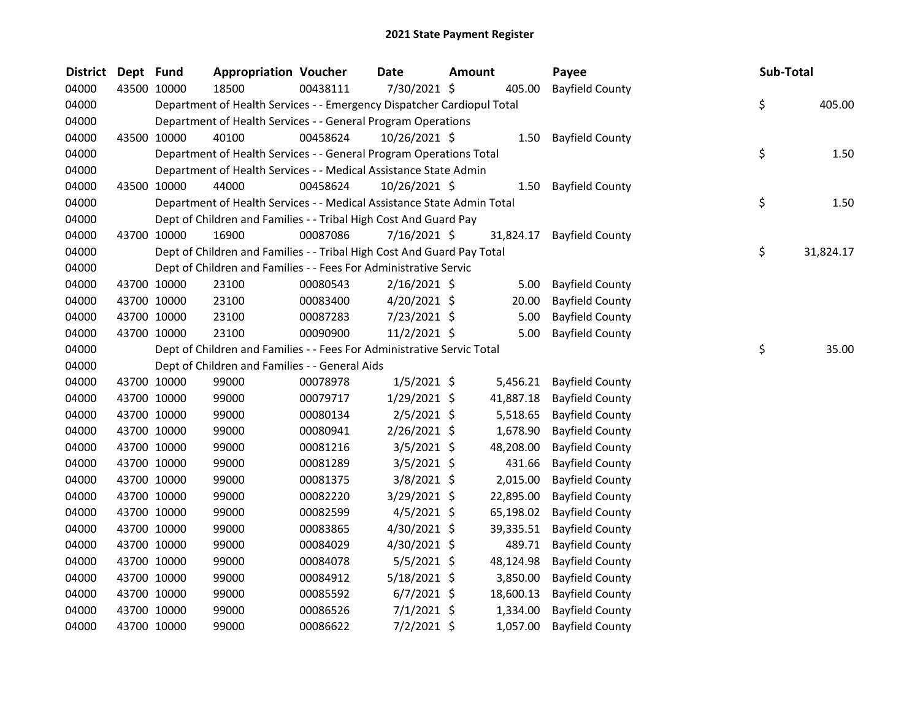# 2021 State Payment Register

| District | Dept | Fund | Appropriation | Voucher | Date | Amount | Payee | Sub-Total |
|---|---|---|---|---|---|---|---|---|
| 04000 | 43500 | 10000 | 18500 | 00438111 | 7/30/2021 | $ 405.00 | Bayfield County | |
| 04000 | | | Department of Health Services - - Emergency Dispatcher Cardiopul Total | | | | | $ 405.00 |
| 04000 | | | Department of Health Services - - General Program Operations | | | | | |
| 04000 | 43500 | 10000 | 40100 | 00458624 | 10/26/2021 | $ 1.50 | Bayfield County | |
| 04000 | | | Department of Health Services - - General Program Operations Total | | | | | $ 1.50 |
| 04000 | | | Department of Health Services - - Medical Assistance State Admin | | | | | |
| 04000 | 43500 | 10000 | 44000 | 00458624 | 10/26/2021 | $ 1.50 | Bayfield County | |
| 04000 | | | Department of Health Services - - Medical Assistance State Admin Total | | | | | $ 1.50 |
| 04000 | | | Dept of Children and Families - - Tribal High Cost And Guard Pay | | | | | |
| 04000 | 43700 | 10000 | 16900 | 00087086 | 7/16/2021 | $ 31,824.17 | Bayfield County | |
| 04000 | | | Dept of Children and Families - - Tribal High Cost And Guard Pay Total | | | | | $ 31,824.17 |
| 04000 | | | Dept of Children and Families - - Fees For Administrative Servic | | | | | |
| 04000 | 43700 | 10000 | 23100 | 00080543 | 2/16/2021 | $ 5.00 | Bayfield County | |
| 04000 | 43700 | 10000 | 23100 | 00083400 | 4/20/2021 | $ 20.00 | Bayfield County | |
| 04000 | 43700 | 10000 | 23100 | 00087283 | 7/23/2021 | $ 5.00 | Bayfield County | |
| 04000 | 43700 | 10000 | 23100 | 00090900 | 11/2/2021 | $ 5.00 | Bayfield County | |
| 04000 | | | Dept of Children and Families - - Fees For Administrative Servic Total | | | | | $ 35.00 |
| 04000 | | | Dept of Children and Families - - General Aids | | | | | |
| 04000 | 43700 | 10000 | 99000 | 00078978 | 1/5/2021 | $ 5,456.21 | Bayfield County | |
| 04000 | 43700 | 10000 | 99000 | 00079717 | 1/29/2021 | $ 41,887.18 | Bayfield County | |
| 04000 | 43700 | 10000 | 99000 | 00080134 | 2/5/2021 | $ 5,518.65 | Bayfield County | |
| 04000 | 43700 | 10000 | 99000 | 00080941 | 2/26/2021 | $ 1,678.90 | Bayfield County | |
| 04000 | 43700 | 10000 | 99000 | 00081216 | 3/5/2021 | $ 48,208.00 | Bayfield County | |
| 04000 | 43700 | 10000 | 99000 | 00081289 | 3/5/2021 | $ 431.66 | Bayfield County | |
| 04000 | 43700 | 10000 | 99000 | 00081375 | 3/8/2021 | $ 2,015.00 | Bayfield County | |
| 04000 | 43700 | 10000 | 99000 | 00082220 | 3/29/2021 | $ 22,895.00 | Bayfield County | |
| 04000 | 43700 | 10000 | 99000 | 00082599 | 4/5/2021 | $ 65,198.02 | Bayfield County | |
| 04000 | 43700 | 10000 | 99000 | 00083865 | 4/30/2021 | $ 39,335.51 | Bayfield County | |
| 04000 | 43700 | 10000 | 99000 | 00084029 | 4/30/2021 | $ 489.71 | Bayfield County | |
| 04000 | 43700 | 10000 | 99000 | 00084078 | 5/5/2021 | $ 48,124.98 | Bayfield County | |
| 04000 | 43700 | 10000 | 99000 | 00084912 | 5/18/2021 | $ 3,850.00 | Bayfield County | |
| 04000 | 43700 | 10000 | 99000 | 00085592 | 6/7/2021 | $ 18,600.13 | Bayfield County | |
| 04000 | 43700 | 10000 | 99000 | 00086526 | 7/1/2021 | $ 1,334.00 | Bayfield County | |
| 04000 | 43700 | 10000 | 99000 | 00086622 | 7/2/2021 | $ 1,057.00 | Bayfield County | |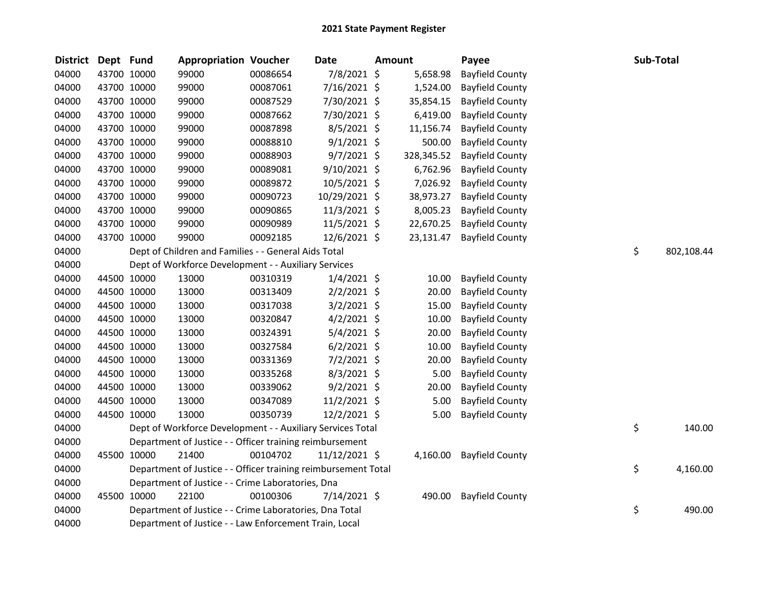# 2021 State Payment Register

| District | Dept | Fund | Appropriation | Voucher | Date | Amount | Payee | Sub-Total |
|---|---|---|---|---|---|---|---|---|
| 04000 | 43700 | 10000 | 99000 | 00086654 | 7/8/2021 | $ 5,658.98 | Bayfield County | |
| 04000 | 43700 | 10000 | 99000 | 00087061 | 7/16/2021 | $ 1,524.00 | Bayfield County | |
| 04000 | 43700 | 10000 | 99000 | 00087529 | 7/30/2021 | $ 35,854.15 | Bayfield County | |
| 04000 | 43700 | 10000 | 99000 | 00087662 | 7/30/2021 | $ 6,419.00 | Bayfield County | |
| 04000 | 43700 | 10000 | 99000 | 00087898 | 8/5/2021 | $ 11,156.74 | Bayfield County | |
| 04000 | 43700 | 10000 | 99000 | 00088810 | 9/1/2021 | $ 500.00 | Bayfield County | |
| 04000 | 43700 | 10000 | 99000 | 00088903 | 9/7/2021 | $ 328,345.52 | Bayfield County | |
| 04000 | 43700 | 10000 | 99000 | 00089081 | 9/10/2021 | $ 6,762.96 | Bayfield County | |
| 04000 | 43700 | 10000 | 99000 | 00089872 | 10/5/2021 | $ 7,026.92 | Bayfield County | |
| 04000 | 43700 | 10000 | 99000 | 00090723 | 10/29/2021 | $ 38,973.27 | Bayfield County | |
| 04000 | 43700 | 10000 | 99000 | 00090865 | 11/3/2021 | $ 8,005.23 | Bayfield County | |
| 04000 | 43700 | 10000 | 99000 | 00090989 | 11/5/2021 | $ 22,670.25 | Bayfield County | |
| 04000 | 43700 | 10000 | 99000 | 00092185 | 12/6/2021 | $ 23,131.47 | Bayfield County | |
| 04000 | | Dept of Children and Families - - General Aids Total | | | | | | $ 802,108.44 |
| 04000 | | Dept of Workforce Development - - Auxiliary Services | | | | | | |
| 04000 | 44500 | 10000 | 13000 | 00310319 | 1/4/2021 | $ 10.00 | Bayfield County | |
| 04000 | 44500 | 10000 | 13000 | 00313409 | 2/2/2021 | $ 20.00 | Bayfield County | |
| 04000 | 44500 | 10000 | 13000 | 00317038 | 3/2/2021 | $ 15.00 | Bayfield County | |
| 04000 | 44500 | 10000 | 13000 | 00320847 | 4/2/2021 | $ 10.00 | Bayfield County | |
| 04000 | 44500 | 10000 | 13000 | 00324391 | 5/4/2021 | $ 20.00 | Bayfield County | |
| 04000 | 44500 | 10000 | 13000 | 00327584 | 6/2/2021 | $ 10.00 | Bayfield County | |
| 04000 | 44500 | 10000 | 13000 | 00331369 | 7/2/2021 | $ 20.00 | Bayfield County | |
| 04000 | 44500 | 10000 | 13000 | 00335268 | 8/3/2021 | $ 5.00 | Bayfield County | |
| 04000 | 44500 | 10000 | 13000 | 00339062 | 9/2/2021 | $ 20.00 | Bayfield County | |
| 04000 | 44500 | 10000 | 13000 | 00347089 | 11/2/2021 | $ 5.00 | Bayfield County | |
| 04000 | 44500 | 10000 | 13000 | 00350739 | 12/2/2021 | $ 5.00 | Bayfield County | |
| 04000 | | Dept of Workforce Development - - Auxiliary Services Total | | | | | | $ 140.00 |
| 04000 | | Department of Justice - - Officer training reimbursement | | | | | | |
| 04000 | 45500 | 10000 | 21400 | 00104702 | 11/12/2021 | $ 4,160.00 | Bayfield County | |
| 04000 | | Department of Justice - - Officer training reimbursement Total | | | | | | $ 4,160.00 |
| 04000 | | Department of Justice - - Crime Laboratories, Dna | | | | | | |
| 04000 | 45500 | 10000 | 22100 | 00100306 | 7/14/2021 | $ 490.00 | Bayfield County | |
| 04000 | | Department of Justice - - Crime Laboratories, Dna Total | | | | | | $ 490.00 |
| 04000 | | Department of Justice - - Law Enforcement Train, Local | | | | | | |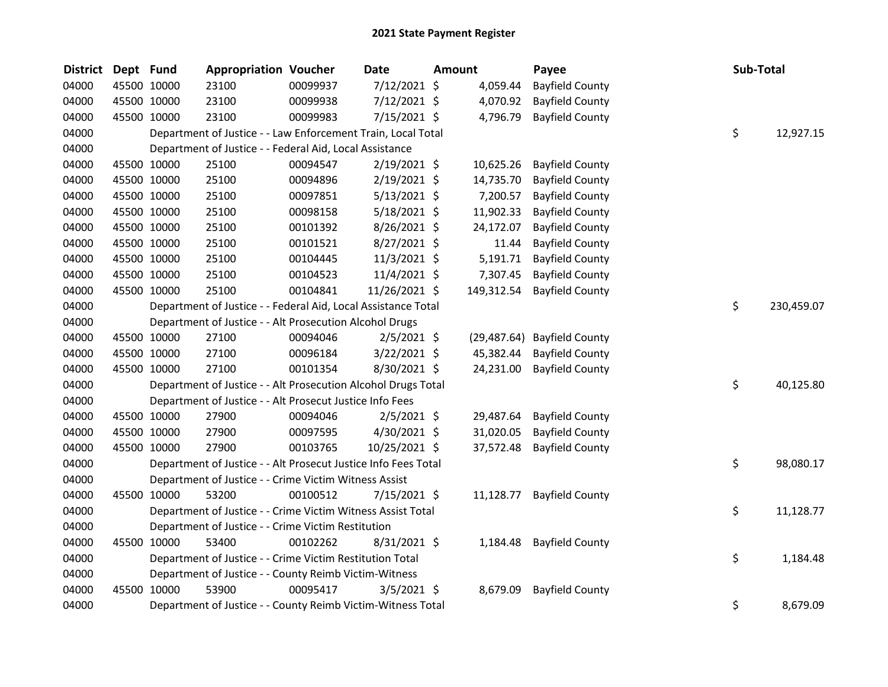# 2021 State Payment Register

| District | Dept | Fund | Appropriation | Voucher | Date | Amount | Payee | Sub-Total |
|---|---|---|---|---|---|---|---|---|
| 04000 | 45500 | 10000 | 23100 | 00099937 | 7/12/2021 | $ 4,059.44 | Bayfield County | |
| 04000 | 45500 | 10000 | 23100 | 00099938 | 7/12/2021 | $ 4,070.92 | Bayfield County | |
| 04000 | 45500 | 10000 | 23100 | 00099983 | 7/15/2021 | $ 4,796.79 | Bayfield County | |
| 04000 | | | Department of Justice - - Law Enforcement Train, Local Total | | | | | $ 12,927.15 |
| 04000 | | | Department of Justice - - Federal Aid, Local Assistance | | | | | |
| 04000 | 45500 | 10000 | 25100 | 00094547 | 2/19/2021 | $ 10,625.26 | Bayfield County | |
| 04000 | 45500 | 10000 | 25100 | 00094896 | 2/19/2021 | $ 14,735.70 | Bayfield County | |
| 04000 | 45500 | 10000 | 25100 | 00097851 | 5/13/2021 | $ 7,200.57 | Bayfield County | |
| 04000 | 45500 | 10000 | 25100 | 00098158 | 5/18/2021 | $ 11,902.33 | Bayfield County | |
| 04000 | 45500 | 10000 | 25100 | 00101392 | 8/26/2021 | $ 24,172.07 | Bayfield County | |
| 04000 | 45500 | 10000 | 25100 | 00101521 | 8/27/2021 | $ 11.44 | Bayfield County | |
| 04000 | 45500 | 10000 | 25100 | 00104445 | 11/3/2021 | $ 5,191.71 | Bayfield County | |
| 04000 | 45500 | 10000 | 25100 | 00104523 | 11/4/2021 | $ 7,307.45 | Bayfield County | |
| 04000 | 45500 | 10000 | 25100 | 00104841 | 11/26/2021 | $ 149,312.54 | Bayfield County | |
| 04000 | | | Department of Justice - - Federal Aid, Local Assistance Total | | | | | $ 230,459.07 |
| 04000 | | | Department of Justice - - Alt Prosecution Alcohol Drugs | | | | | |
| 04000 | 45500 | 10000 | 27100 | 00094046 | 2/5/2021 | $ (29,487.64) | Bayfield County | |
| 04000 | 45500 | 10000 | 27100 | 00096184 | 3/22/2021 | $ 45,382.44 | Bayfield County | |
| 04000 | 45500 | 10000 | 27100 | 00101354 | 8/30/2021 | $ 24,231.00 | Bayfield County | |
| 04000 | | | Department of Justice - - Alt Prosecution Alcohol Drugs Total | | | | | $ 40,125.80 |
| 04000 | | | Department of Justice - - Alt Prosecut Justice Info Fees | | | | | |
| 04000 | 45500 | 10000 | 27900 | 00094046 | 2/5/2021 | $ 29,487.64 | Bayfield County | |
| 04000 | 45500 | 10000 | 27900 | 00097595 | 4/30/2021 | $ 31,020.05 | Bayfield County | |
| 04000 | 45500 | 10000 | 27900 | 00103765 | 10/25/2021 | $ 37,572.48 | Bayfield County | |
| 04000 | | | Department of Justice - - Alt Prosecut Justice Info Fees Total | | | | | $ 98,080.17 |
| 04000 | | | Department of Justice - - Crime Victim Witness Assist | | | | | |
| 04000 | 45500 | 10000 | 53200 | 00100512 | 7/15/2021 | $ 11,128.77 | Bayfield County | |
| 04000 | | | Department of Justice - - Crime Victim Witness Assist Total | | | | | $ 11,128.77 |
| 04000 | | | Department of Justice - - Crime Victim Restitution | | | | | |
| 04000 | 45500 | 10000 | 53400 | 00102262 | 8/31/2021 | $ 1,184.48 | Bayfield County | |
| 04000 | | | Department of Justice - - Crime Victim Restitution Total | | | | | $ 1,184.48 |
| 04000 | | | Department of Justice - - County Reimb Victim-Witness | | | | | |
| 04000 | 45500 | 10000 | 53900 | 00095417 | 3/5/2021 | $ 8,679.09 | Bayfield County | |
| 04000 | | | Department of Justice - - County Reimb Victim-Witness Total | | | | | $ 8,679.09 |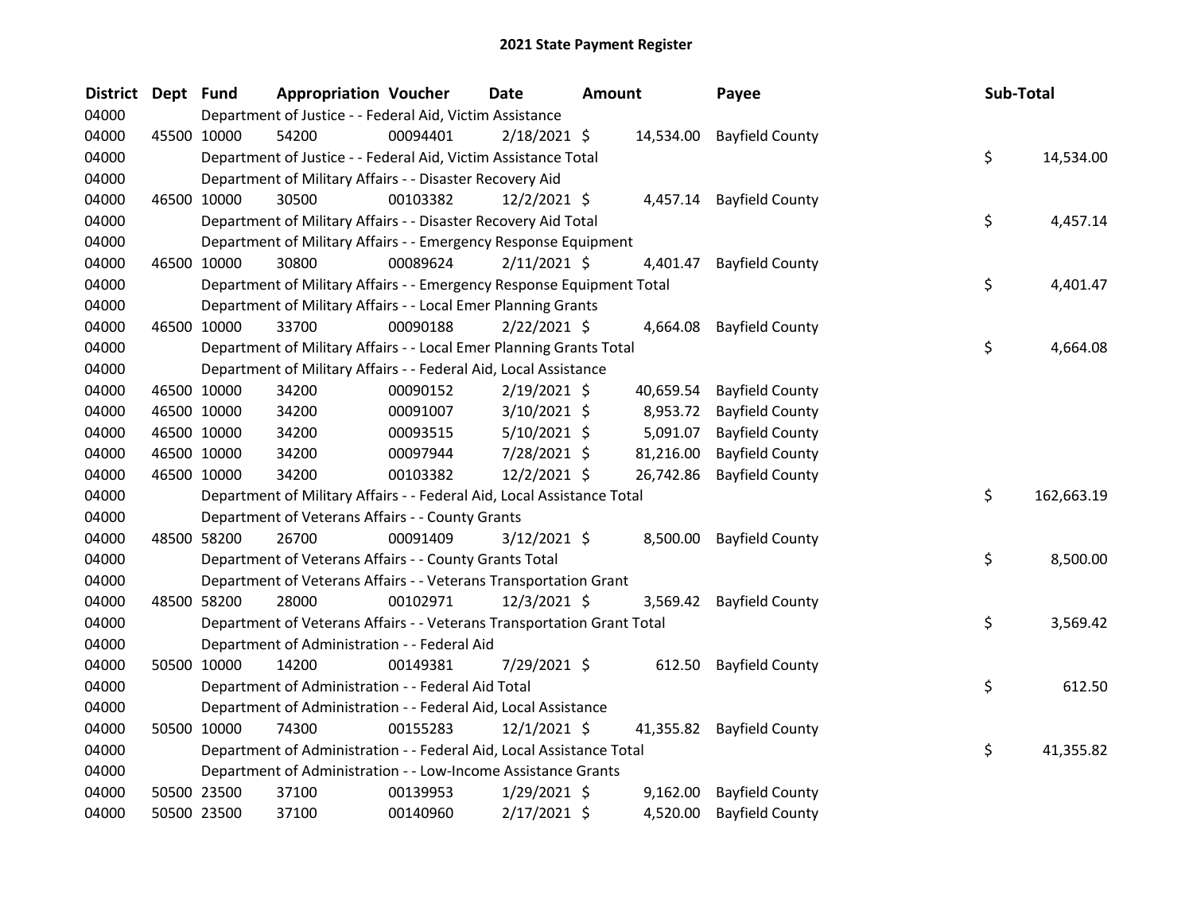# 2021 State Payment Register

| District | Dept | Fund | Appropriation | Voucher | Date | Amount | Payee | Sub-Total |
|---|---|---|---|---|---|---|---|---|
| 04000 | | Department of Justice - - Federal Aid, Victim Assistance | | | | | | |
| 04000 | 45500 | 10000 | 54200 | 00094401 | 2/18/2021 | $ 14,534.00 | Bayfield County | |
| 04000 | | Department of Justice - - Federal Aid, Victim Assistance Total | | | | | | $ 14,534.00 |
| 04000 | | Department of Military Affairs - - Disaster Recovery Aid | | | | | | |
| 04000 | 46500 | 10000 | 30500 | 00103382 | 12/2/2021 | $ 4,457.14 | Bayfield County | |
| 04000 | | Department of Military Affairs - - Disaster Recovery Aid Total | | | | | | $ 4,457.14 |
| 04000 | | Department of Military Affairs - - Emergency Response Equipment | | | | | | |
| 04000 | 46500 | 10000 | 30800 | 00089624 | 2/11/2021 | $ 4,401.47 | Bayfield County | |
| 04000 | | Department of Military Affairs - - Emergency Response Equipment Total | | | | | | $ 4,401.47 |
| 04000 | | Department of Military Affairs - - Local Emer Planning Grants | | | | | | |
| 04000 | 46500 | 10000 | 33700 | 00090188 | 2/22/2021 | $ 4,664.08 | Bayfield County | |
| 04000 | | Department of Military Affairs - - Local Emer Planning Grants Total | | | | | | $ 4,664.08 |
| 04000 | | Department of Military Affairs - - Federal Aid, Local Assistance | | | | | | |
| 04000 | 46500 | 10000 | 34200 | 00090152 | 2/19/2021 | $ 40,659.54 | Bayfield County | |
| 04000 | 46500 | 10000 | 34200 | 00091007 | 3/10/2021 | $ 8,953.72 | Bayfield County | |
| 04000 | 46500 | 10000 | 34200 | 00093515 | 5/10/2021 | $ 5,091.07 | Bayfield County | |
| 04000 | 46500 | 10000 | 34200 | 00097944 | 7/28/2021 | $ 81,216.00 | Bayfield County | |
| 04000 | 46500 | 10000 | 34200 | 00103382 | 12/2/2021 | $ 26,742.86 | Bayfield County | |
| 04000 | | Department of Military Affairs - - Federal Aid, Local Assistance Total | | | | | | $ 162,663.19 |
| 04000 | | Department of Veterans Affairs - - County Grants | | | | | | |
| 04000 | 48500 | 58200 | 26700 | 00091409 | 3/12/2021 | $ 8,500.00 | Bayfield County | |
| 04000 | | Department of Veterans Affairs - - County Grants Total | | | | | | $ 8,500.00 |
| 04000 | | Department of Veterans Affairs - - Veterans Transportation Grant | | | | | | |
| 04000 | 48500 | 58200 | 28000 | 00102971 | 12/3/2021 | $ 3,569.42 | Bayfield County | |
| 04000 | | Department of Veterans Affairs - - Veterans Transportation Grant Total | | | | | | $ 3,569.42 |
| 04000 | | Department of Administration - - Federal Aid | | | | | | |
| 04000 | 50500 | 10000 | 14200 | 00149381 | 7/29/2021 | $ 612.50 | Bayfield County | |
| 04000 | | Department of Administration - - Federal Aid Total | | | | | | $ 612.50 |
| 04000 | | Department of Administration - - Federal Aid, Local Assistance | | | | | | |
| 04000 | 50500 | 10000 | 74300 | 00155283 | 12/1/2021 | $ 41,355.82 | Bayfield County | |
| 04000 | | Department of Administration - - Federal Aid, Local Assistance Total | | | | | | $ 41,355.82 |
| 04000 | | Department of Administration - - Low-Income Assistance Grants | | | | | | |
| 04000 | 50500 | 23500 | 37100 | 00139953 | 1/29/2021 | $ 9,162.00 | Bayfield County | |
| 04000 | 50500 | 23500 | 37100 | 00140960 | 2/17/2021 | $ 4,520.00 | Bayfield County | |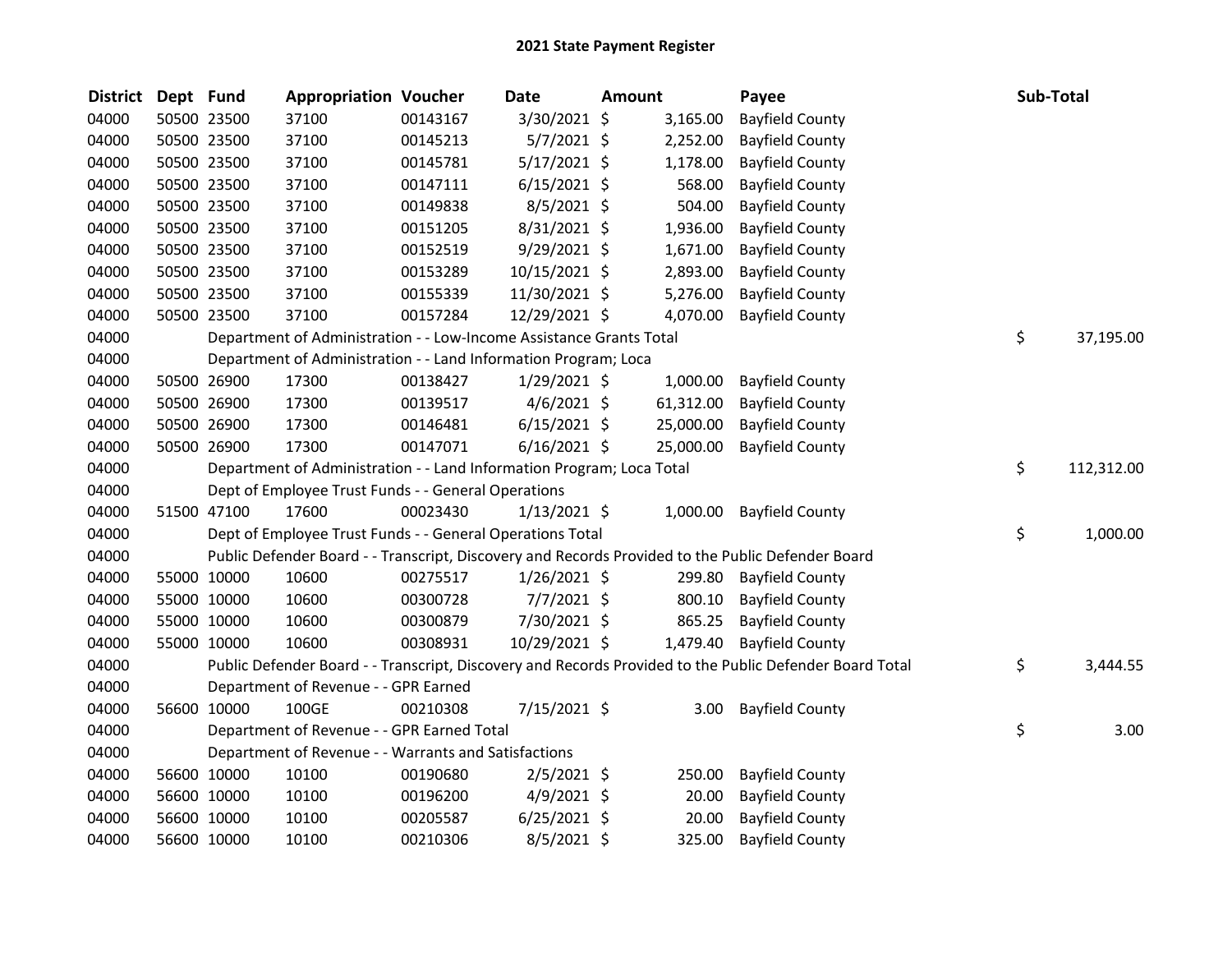# 2021 State Payment Register

| District | Dept | Fund | Appropriation | Voucher | Date | Amount | Payee | Sub-Total |
|---|---|---|---|---|---|---|---|---|
| 04000 | 50500 | 23500 | 37100 | 00143167 | 3/30/2021 | $ 3,165.00 | Bayfield County | |
| 04000 | 50500 | 23500 | 37100 | 00145213 | 5/7/2021 | $ 2,252.00 | Bayfield County | |
| 04000 | 50500 | 23500 | 37100 | 00145781 | 5/17/2021 | $ 1,178.00 | Bayfield County | |
| 04000 | 50500 | 23500 | 37100 | 00147111 | 6/15/2021 | $ 568.00 | Bayfield County | |
| 04000 | 50500 | 23500 | 37100 | 00149838 | 8/5/2021 | $ 504.00 | Bayfield County | |
| 04000 | 50500 | 23500 | 37100 | 00151205 | 8/31/2021 | $ 1,936.00 | Bayfield County | |
| 04000 | 50500 | 23500 | 37100 | 00152519 | 9/29/2021 | $ 1,671.00 | Bayfield County | |
| 04000 | 50500 | 23500 | 37100 | 00153289 | 10/15/2021 | $ 2,893.00 | Bayfield County | |
| 04000 | 50500 | 23500 | 37100 | 00155339 | 11/30/2021 | $ 5,276.00 | Bayfield County | |
| 04000 | 50500 | 23500 | 37100 | 00157284 | 12/29/2021 | $ 4,070.00 | Bayfield County | |
| 04000 | | | Department of Administration - - Low-Income Assistance Grants Total | | | | | $ 37,195.00 |
| 04000 | | | Department of Administration - - Land Information Program; Loca | | | | | |
| 04000 | 50500 | 26900 | 17300 | 00138427 | 1/29/2021 | $ 1,000.00 | Bayfield County | |
| 04000 | 50500 | 26900 | 17300 | 00139517 | 4/6/2021 | $ 61,312.00 | Bayfield County | |
| 04000 | 50500 | 26900 | 17300 | 00146481 | 6/15/2021 | $ 25,000.00 | Bayfield County | |
| 04000 | 50500 | 26900 | 17300 | 00147071 | 6/16/2021 | $ 25,000.00 | Bayfield County | |
| 04000 | | | Department of Administration - - Land Information Program; Loca Total | | | | | $ 112,312.00 |
| 04000 | | | Dept of Employee Trust Funds - - General Operations | | | | | |
| 04000 | 51500 | 47100 | 17600 | 00023430 | 1/13/2021 | $ 1,000.00 | Bayfield County | |
| 04000 | | | Dept of Employee Trust Funds - - General Operations Total | | | | | $ 1,000.00 |
| 04000 | | | Public Defender Board - - Transcript, Discovery and Records Provided to the Public Defender Board | | | | | |
| 04000 | 55000 | 10000 | 10600 | 00275517 | 1/26/2021 | $ 299.80 | Bayfield County | |
| 04000 | 55000 | 10000 | 10600 | 00300728 | 7/7/2021 | $ 800.10 | Bayfield County | |
| 04000 | 55000 | 10000 | 10600 | 00300879 | 7/30/2021 | $ 865.25 | Bayfield County | |
| 04000 | 55000 | 10000 | 10600 | 00308931 | 10/29/2021 | $ 1,479.40 | Bayfield County | |
| 04000 | | | Public Defender Board - - Transcript, Discovery and Records Provided to the Public Defender Board Total | | | | | $ 3,444.55 |
| 04000 | | | Department of Revenue - - GPR Earned | | | | | |
| 04000 | 56600 | 10000 | 100GE | 00210308 | 7/15/2021 | $ 3.00 | Bayfield County | |
| 04000 | | | Department of Revenue - - GPR Earned Total | | | | | $ 3.00 |
| 04000 | | | Department of Revenue - - Warrants and Satisfactions | | | | | |
| 04000 | 56600 | 10000 | 10100 | 00190680 | 2/5/2021 | $ 250.00 | Bayfield County | |
| 04000 | 56600 | 10000 | 10100 | 00196200 | 4/9/2021 | $ 20.00 | Bayfield County | |
| 04000 | 56600 | 10000 | 10100 | 00205587 | 6/25/2021 | $ 20.00 | Bayfield County | |
| 04000 | 56600 | 10000 | 10100 | 00210306 | 8/5/2021 | $ 325.00 | Bayfield County | |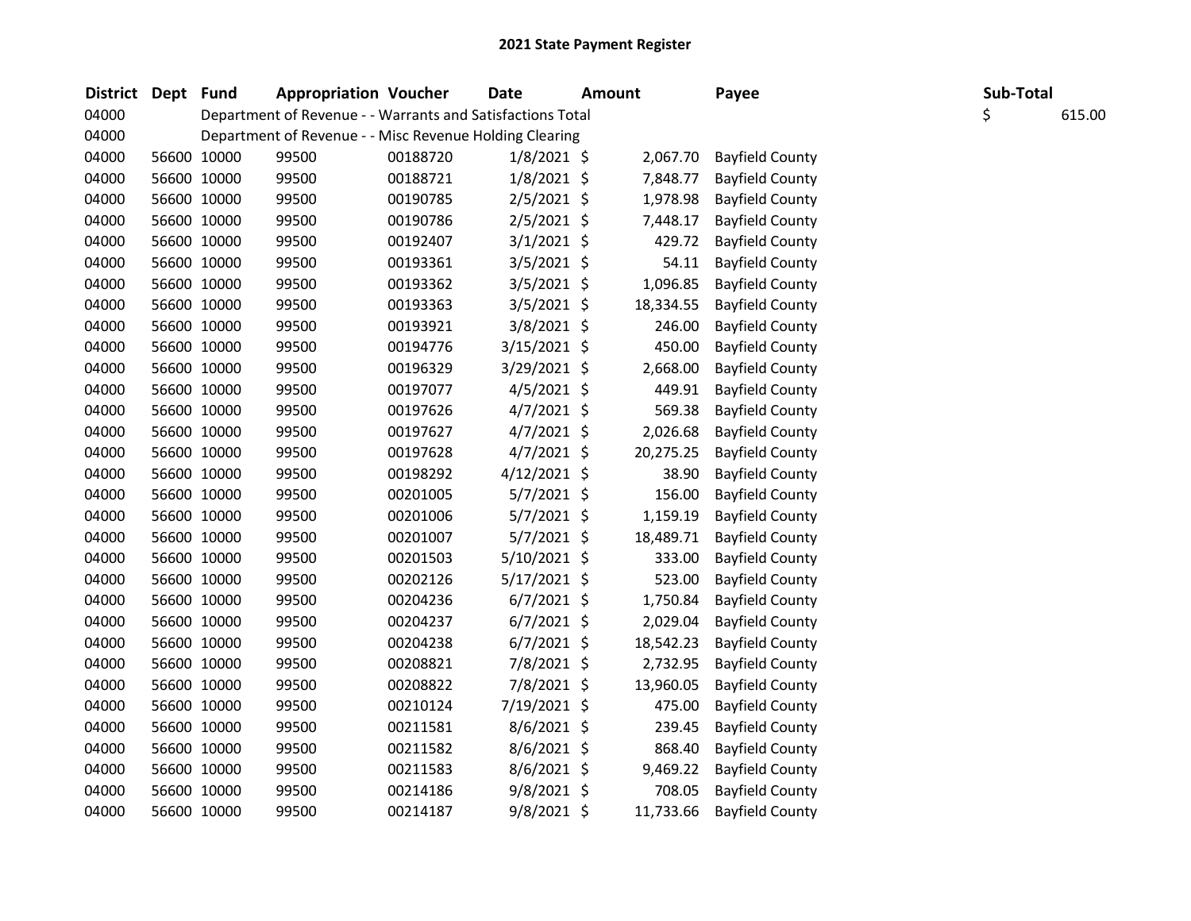# 2021 State Payment Register

| District | Dept | Fund | Appropriation | Voucher | Date | Amount | Payee | Sub-Total |
|---|---|---|---|---|---|---|---|---|
| 04000 | | Department of Revenue - - Warrants and Satisfactions Total | | | | | | $ 615.00 |
| 04000 | | Department of Revenue - - Misc Revenue Holding Clearing | | | | | | |
| 04000 | 56600 | 10000 | 99500 | 00188720 | 1/8/2021 | $ 2,067.70 | Bayfield County | |
| 04000 | 56600 | 10000 | 99500 | 00188721 | 1/8/2021 | $ 7,848.77 | Bayfield County | |
| 04000 | 56600 | 10000 | 99500 | 00190785 | 2/5/2021 | $ 1,978.98 | Bayfield County | |
| 04000 | 56600 | 10000 | 99500 | 00190786 | 2/5/2021 | $ 7,448.17 | Bayfield County | |
| 04000 | 56600 | 10000 | 99500 | 00192407 | 3/1/2021 | $ 429.72 | Bayfield County | |
| 04000 | 56600 | 10000 | 99500 | 00193361 | 3/5/2021 | $ 54.11 | Bayfield County | |
| 04000 | 56600 | 10000 | 99500 | 00193362 | 3/5/2021 | $ 1,096.85 | Bayfield County | |
| 04000 | 56600 | 10000 | 99500 | 00193363 | 3/5/2021 | $ 18,334.55 | Bayfield County | |
| 04000 | 56600 | 10000 | 99500 | 00193921 | 3/8/2021 | $ 246.00 | Bayfield County | |
| 04000 | 56600 | 10000 | 99500 | 00194776 | 3/15/2021 | $ 450.00 | Bayfield County | |
| 04000 | 56600 | 10000 | 99500 | 00196329 | 3/29/2021 | $ 2,668.00 | Bayfield County | |
| 04000 | 56600 | 10000 | 99500 | 00197077 | 4/5/2021 | $ 449.91 | Bayfield County | |
| 04000 | 56600 | 10000 | 99500 | 00197626 | 4/7/2021 | $ 569.38 | Bayfield County | |
| 04000 | 56600 | 10000 | 99500 | 00197627 | 4/7/2021 | $ 2,026.68 | Bayfield County | |
| 04000 | 56600 | 10000 | 99500 | 00197628 | 4/7/2021 | $ 20,275.25 | Bayfield County | |
| 04000 | 56600 | 10000 | 99500 | 00198292 | 4/12/2021 | $ 38.90 | Bayfield County | |
| 04000 | 56600 | 10000 | 99500 | 00201005 | 5/7/2021 | $ 156.00 | Bayfield County | |
| 04000 | 56600 | 10000 | 99500 | 00201006 | 5/7/2021 | $ 1,159.19 | Bayfield County | |
| 04000 | 56600 | 10000 | 99500 | 00201007 | 5/7/2021 | $ 18,489.71 | Bayfield County | |
| 04000 | 56600 | 10000 | 99500 | 00201503 | 5/10/2021 | $ 333.00 | Bayfield County | |
| 04000 | 56600 | 10000 | 99500 | 00202126 | 5/17/2021 | $ 523.00 | Bayfield County | |
| 04000 | 56600 | 10000 | 99500 | 00204236 | 6/7/2021 | $ 1,750.84 | Bayfield County | |
| 04000 | 56600 | 10000 | 99500 | 00204237 | 6/7/2021 | $ 2,029.04 | Bayfield County | |
| 04000 | 56600 | 10000 | 99500 | 00204238 | 6/7/2021 | $ 18,542.23 | Bayfield County | |
| 04000 | 56600 | 10000 | 99500 | 00208821 | 7/8/2021 | $ 2,732.95 | Bayfield County | |
| 04000 | 56600 | 10000 | 99500 | 00208822 | 7/8/2021 | $ 13,960.05 | Bayfield County | |
| 04000 | 56600 | 10000 | 99500 | 00210124 | 7/19/2021 | $ 475.00 | Bayfield County | |
| 04000 | 56600 | 10000 | 99500 | 00211581 | 8/6/2021 | $ 239.45 | Bayfield County | |
| 04000 | 56600 | 10000 | 99500 | 00211582 | 8/6/2021 | $ 868.40 | Bayfield County | |
| 04000 | 56600 | 10000 | 99500 | 00211583 | 8/6/2021 | $ 9,469.22 | Bayfield County | |
| 04000 | 56600 | 10000 | 99500 | 00214186 | 9/8/2021 | $ 708.05 | Bayfield County | |
| 04000 | 56600 | 10000 | 99500 | 00214187 | 9/8/2021 | $ 11,733.66 | Bayfield County | |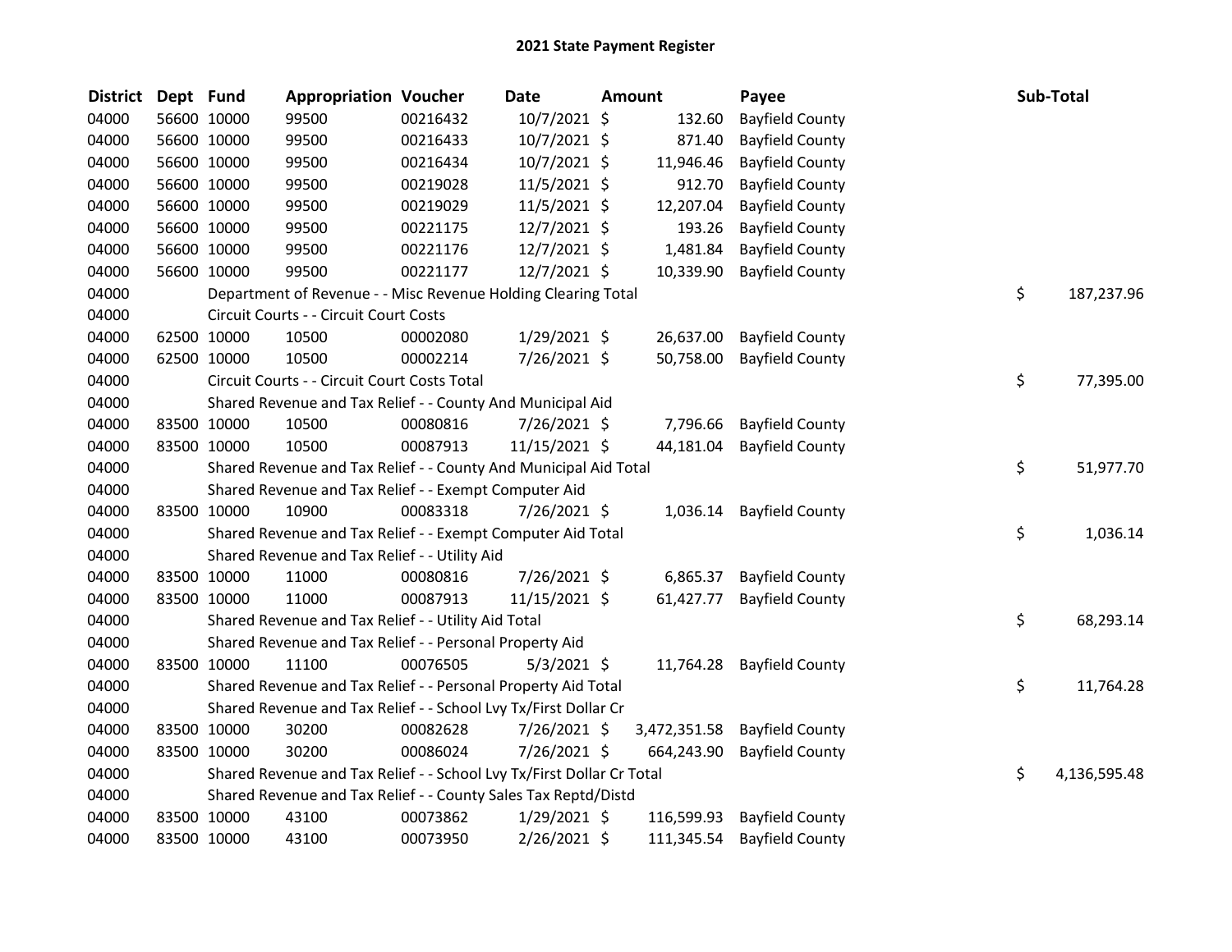# 2021 State Payment Register

| District | Dept | Fund | Appropriation | Voucher | Date | Amount | Payee | Sub-Total |
|---|---|---|---|---|---|---|---|---|
| 04000 | 56600 | 10000 | 99500 | 00216432 | 10/7/2021 | $ 132.60 | Bayfield County | |
| 04000 | 56600 | 10000 | 99500 | 00216433 | 10/7/2021 | $ 871.40 | Bayfield County | |
| 04000 | 56600 | 10000 | 99500 | 00216434 | 10/7/2021 | $ 11,946.46 | Bayfield County | |
| 04000 | 56600 | 10000 | 99500 | 00219028 | 11/5/2021 | $ 912.70 | Bayfield County | |
| 04000 | 56600 | 10000 | 99500 | 00219029 | 11/5/2021 | $ 12,207.04 | Bayfield County | |
| 04000 | 56600 | 10000 | 99500 | 00221175 | 12/7/2021 | $ 193.26 | Bayfield County | |
| 04000 | 56600 | 10000 | 99500 | 00221176 | 12/7/2021 | $ 1,481.84 | Bayfield County | |
| 04000 | 56600 | 10000 | 99500 | 00221177 | 12/7/2021 | $ 10,339.90 | Bayfield County | |
| 04000 | | Department of Revenue - - Misc Revenue Holding Clearing Total | | | | | | $ 187,237.96 |
| 04000 | | Circuit Courts - - Circuit Court Costs | | | | | | |
| 04000 | 62500 | 10000 | 10500 | 00002080 | 1/29/2021 | $ 26,637.00 | Bayfield County | |
| 04000 | 62500 | 10000 | 10500 | 00002214 | 7/26/2021 | $ 50,758.00 | Bayfield County | |
| 04000 | | Circuit Courts - - Circuit Court Costs Total | | | | | | $ 77,395.00 |
| 04000 | | Shared Revenue and Tax Relief - - County And Municipal Aid | | | | | | |
| 04000 | 83500 | 10000 | 10500 | 00080816 | 7/26/2021 | $ 7,796.66 | Bayfield County | |
| 04000 | 83500 | 10000 | 10500 | 00087913 | 11/15/2021 | $ 44,181.04 | Bayfield County | |
| 04000 | | Shared Revenue and Tax Relief - - County And Municipal Aid Total | | | | | | $ 51,977.70 |
| 04000 | | Shared Revenue and Tax Relief - - Exempt Computer Aid | | | | | | |
| 04000 | 83500 | 10000 | 10900 | 00083318 | 7/26/2021 | $ 1,036.14 | Bayfield County | |
| 04000 | | Shared Revenue and Tax Relief - - Exempt Computer Aid Total | | | | | | $ 1,036.14 |
| 04000 | | Shared Revenue and Tax Relief - - Utility Aid | | | | | | |
| 04000 | 83500 | 10000 | 11000 | 00080816 | 7/26/2021 | $ 6,865.37 | Bayfield County | |
| 04000 | 83500 | 10000 | 11000 | 00087913 | 11/15/2021 | $ 61,427.77 | Bayfield County | |
| 04000 | | Shared Revenue and Tax Relief - - Utility Aid Total | | | | | | $ 68,293.14 |
| 04000 | | Shared Revenue and Tax Relief - - Personal Property Aid | | | | | | |
| 04000 | 83500 | 10000 | 11100 | 00076505 | 5/3/2021 | $ 11,764.28 | Bayfield County | |
| 04000 | | Shared Revenue and Tax Relief - - Personal Property Aid Total | | | | | | $ 11,764.28 |
| 04000 | | Shared Revenue and Tax Relief - - School Lvy Tx/First Dollar Cr | | | | | | |
| 04000 | 83500 | 10000 | 30200 | 00082628 | 7/26/2021 | $ 3,472,351.58 | Bayfield County | |
| 04000 | 83500 | 10000 | 30200 | 00086024 | 7/26/2021 | $ 664,243.90 | Bayfield County | |
| 04000 | | Shared Revenue and Tax Relief - - School Lvy Tx/First Dollar Cr Total | | | | | | $ 4,136,595.48 |
| 04000 | | Shared Revenue and Tax Relief - - County Sales Tax Reptd/Distd | | | | | | |
| 04000 | 83500 | 10000 | 43100 | 00073862 | 1/29/2021 | $ 116,599.93 | Bayfield County | |
| 04000 | 83500 | 10000 | 43100 | 00073950 | 2/26/2021 | $ 111,345.54 | Bayfield County | |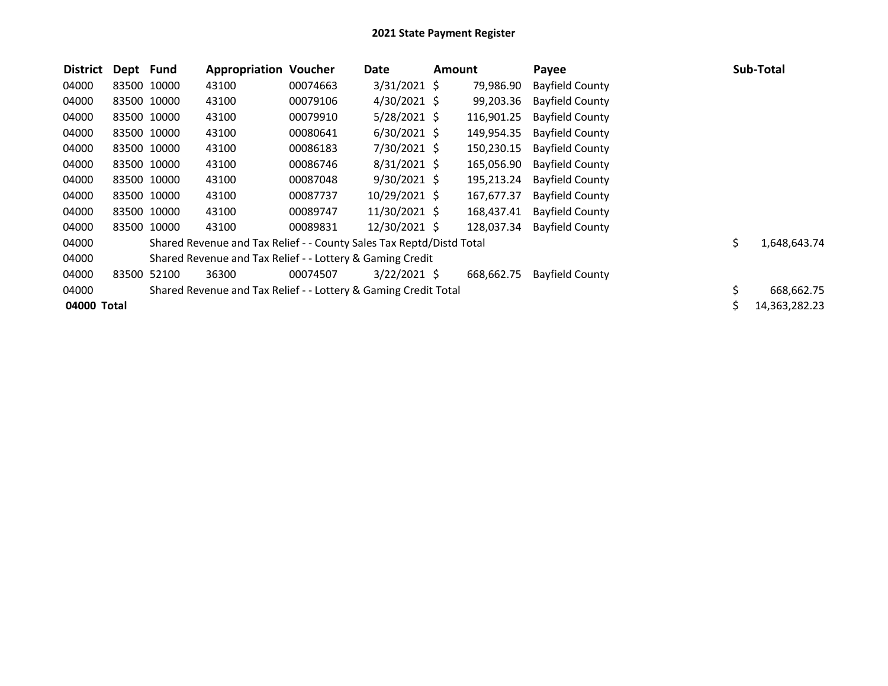**2021 State Payment Register**

| District | Dept | Fund | Appropriation | Voucher | Date | Amount | Payee | Sub-Total |
|---|---|---|---|---|---|---|---|---|
| 04000 | 83500 | 10000 | 43100 | 00074663 | 3/31/2021 | $ 79,986.90 | Bayfield County | |
| 04000 | 83500 | 10000 | 43100 | 00079106 | 4/30/2021 | $ 99,203.36 | Bayfield County | |
| 04000 | 83500 | 10000 | 43100 | 00079910 | 5/28/2021 | $ 116,901.25 | Bayfield County | |
| 04000 | 83500 | 10000 | 43100 | 00080641 | 6/30/2021 | $ 149,954.35 | Bayfield County | |
| 04000 | 83500 | 10000 | 43100 | 00086183 | 7/30/2021 | $ 150,230.15 | Bayfield County | |
| 04000 | 83500 | 10000 | 43100 | 00086746 | 8/31/2021 | $ 165,056.90 | Bayfield County | |
| 04000 | 83500 | 10000 | 43100 | 00087048 | 9/30/2021 | $ 195,213.24 | Bayfield County | |
| 04000 | 83500 | 10000 | 43100 | 00087737 | 10/29/2021 | $ 167,677.37 | Bayfield County | |
| 04000 | 83500 | 10000 | 43100 | 00089747 | 11/30/2021 | $ 168,437.41 | Bayfield County | |
| 04000 | 83500 | 10000 | 43100 | 00089831 | 12/30/2021 | $ 128,037.34 | Bayfield County | |
| 04000 | | Shared Revenue and Tax Relief - - County Sales Tax Reptd/Distd Total | | | | | | $ 1,648,643.74 |
| 04000 | | Shared Revenue and Tax Relief - - Lottery & Gaming Credit | | | | | | |
| 04000 | 83500 | 52100 | 36300 | 00074507 | 3/22/2021 | $ 668,662.75 | Bayfield County | |
| 04000 | | Shared Revenue and Tax Relief - - Lottery & Gaming Credit Total | | | | | | $ 668,662.75 |
| **04000 Total** | | | | | | | | $ 14,363,282.23 |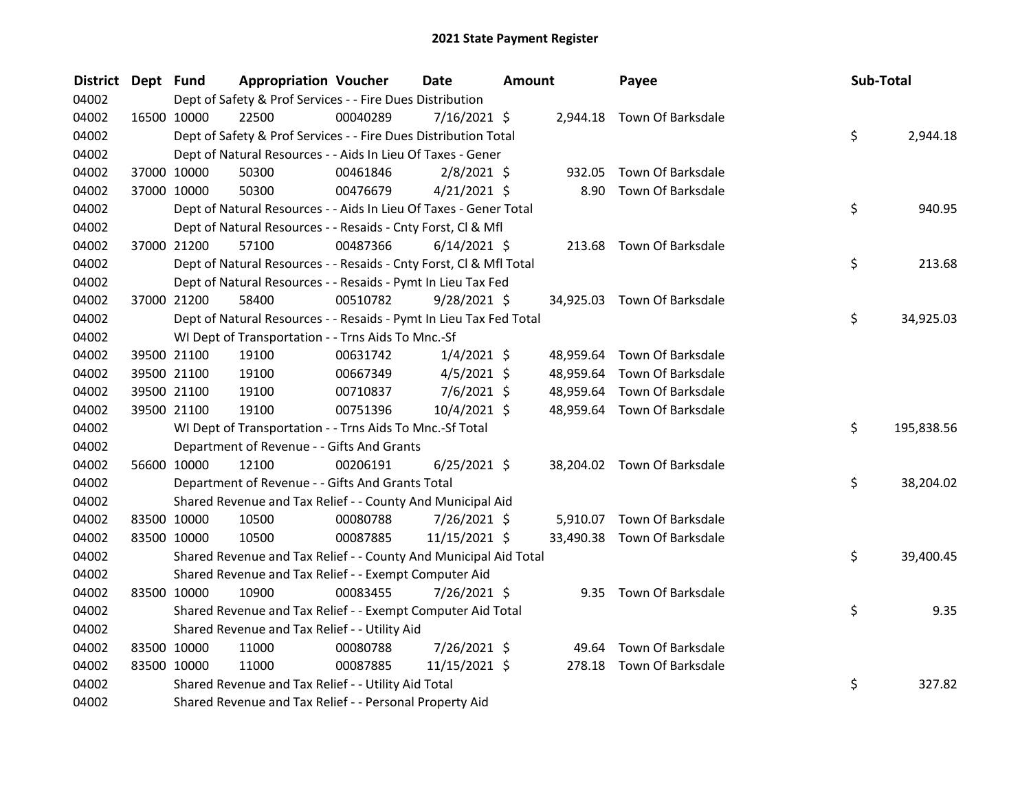# 2021 State Payment Register

| District | Dept | Fund | Appropriation | Voucher | Date | Amount | Payee | Sub-Total |
|---|---|---|---|---|---|---|---|---|
| 04002 | | | Dept of Safety & Prof Services - - Fire Dues Distribution | | | | | |
| 04002 | 16500 | 10000 | 22500 | 00040289 | 7/16/2021 | $ 2,944.18 | Town Of Barksdale | |
| 04002 | | | Dept of Safety & Prof Services - - Fire Dues Distribution Total | | | | | $ 2,944.18 |
| 04002 | | | Dept of Natural Resources - - Aids In Lieu Of Taxes - Gener | | | | | |
| 04002 | 37000 | 10000 | 50300 | 00461846 | 2/8/2021 | $ 932.05 | Town Of Barksdale | |
| 04002 | 37000 | 10000 | 50300 | 00476679 | 4/21/2021 | $ 8.90 | Town Of Barksdale | |
| 04002 | | | Dept of Natural Resources - - Aids In Lieu Of Taxes - Gener Total | | | | | $ 940.95 |
| 04002 | | | Dept of Natural Resources - - Resaids - Cnty Forst, Cl & Mfl | | | | | |
| 04002 | 37000 | 21200 | 57100 | 00487366 | 6/14/2021 | $ 213.68 | Town Of Barksdale | |
| 04002 | | | Dept of Natural Resources - - Resaids - Cnty Forst, Cl & Mfl Total | | | | | $ 213.68 |
| 04002 | | | Dept of Natural Resources - - Resaids - Pymt In Lieu Tax Fed | | | | | |
| 04002 | 37000 | 21200 | 58400 | 00510782 | 9/28/2021 | $ 34,925.03 | Town Of Barksdale | |
| 04002 | | | Dept of Natural Resources - - Resaids - Pymt In Lieu Tax Fed Total | | | | | $ 34,925.03 |
| 04002 | | | WI Dept of Transportation - - Trns Aids To Mnc.-Sf | | | | | |
| 04002 | 39500 | 21100 | 19100 | 00631742 | 1/4/2021 | $ 48,959.64 | Town Of Barksdale | |
| 04002 | 39500 | 21100 | 19100 | 00667349 | 4/5/2021 | $ 48,959.64 | Town Of Barksdale | |
| 04002 | 39500 | 21100 | 19100 | 00710837 | 7/6/2021 | $ 48,959.64 | Town Of Barksdale | |
| 04002 | 39500 | 21100 | 19100 | 00751396 | 10/4/2021 | $ 48,959.64 | Town Of Barksdale | |
| 04002 | | | WI Dept of Transportation - - Trns Aids To Mnc.-Sf Total | | | | | $ 195,838.56 |
| 04002 | | | Department of Revenue - - Gifts And Grants | | | | | |
| 04002 | 56600 | 10000 | 12100 | 00206191 | 6/25/2021 | $ 38,204.02 | Town Of Barksdale | |
| 04002 | | | Department of Revenue - - Gifts And Grants Total | | | | | $ 38,204.02 |
| 04002 | | | Shared Revenue and Tax Relief - - County And Municipal Aid | | | | | |
| 04002 | 83500 | 10000 | 10500 | 00080788 | 7/26/2021 | $ 5,910.07 | Town Of Barksdale | |
| 04002 | 83500 | 10000 | 10500 | 00087885 | 11/15/2021 | $ 33,490.38 | Town Of Barksdale | |
| 04002 | | | Shared Revenue and Tax Relief - - County And Municipal Aid Total | | | | | $ 39,400.45 |
| 04002 | | | Shared Revenue and Tax Relief - - Exempt Computer Aid | | | | | |
| 04002 | 83500 | 10000 | 10900 | 00083455 | 7/26/2021 | $ 9.35 | Town Of Barksdale | |
| 04002 | | | Shared Revenue and Tax Relief - - Exempt Computer Aid Total | | | | | $ 9.35 |
| 04002 | | | Shared Revenue and Tax Relief - - Utility Aid | | | | | |
| 04002 | 83500 | 10000 | 11000 | 00080788 | 7/26/2021 | $ 49.64 | Town Of Barksdale | |
| 04002 | 83500 | 10000 | 11000 | 00087885 | 11/15/2021 | $ 278.18 | Town Of Barksdale | |
| 04002 | | | Shared Revenue and Tax Relief - - Utility Aid Total | | | | | $ 327.82 |
| 04002 | | | Shared Revenue and Tax Relief - - Personal Property Aid | | | | | |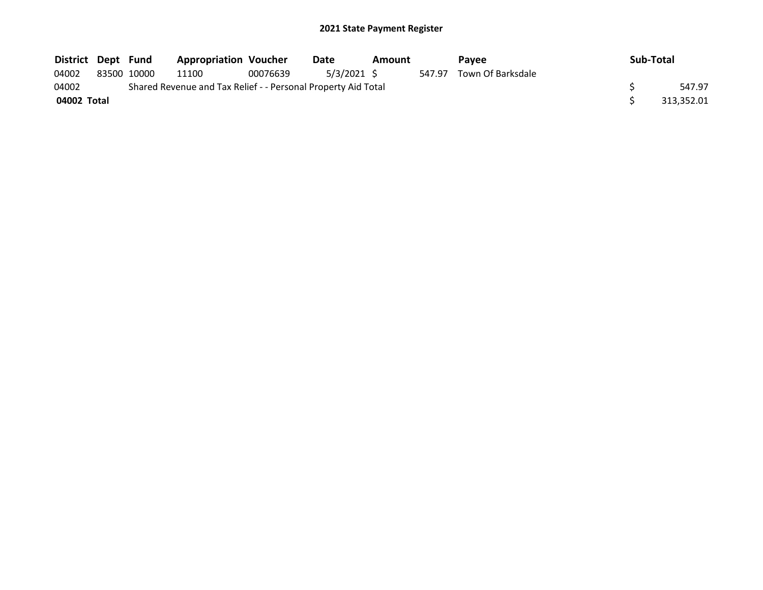# 2021 State Payment Register

| District | Dept | Fund | Appropriation | Voucher | Date | Amount | Payee | Sub-Total |
|---|---|---|---|---|---|---|---|---|
| 04002 | 83500 | 10000 | 11100 | 00076639 | 5/3/2021 | $ 547.97 | Town Of Barksdale | |
| 04002 | | Shared Revenue and Tax Relief - - Personal Property Aid Total | | | | | | $ 547.97 |
| **04002 Total** | | | | | | | | $ 313,352.01 |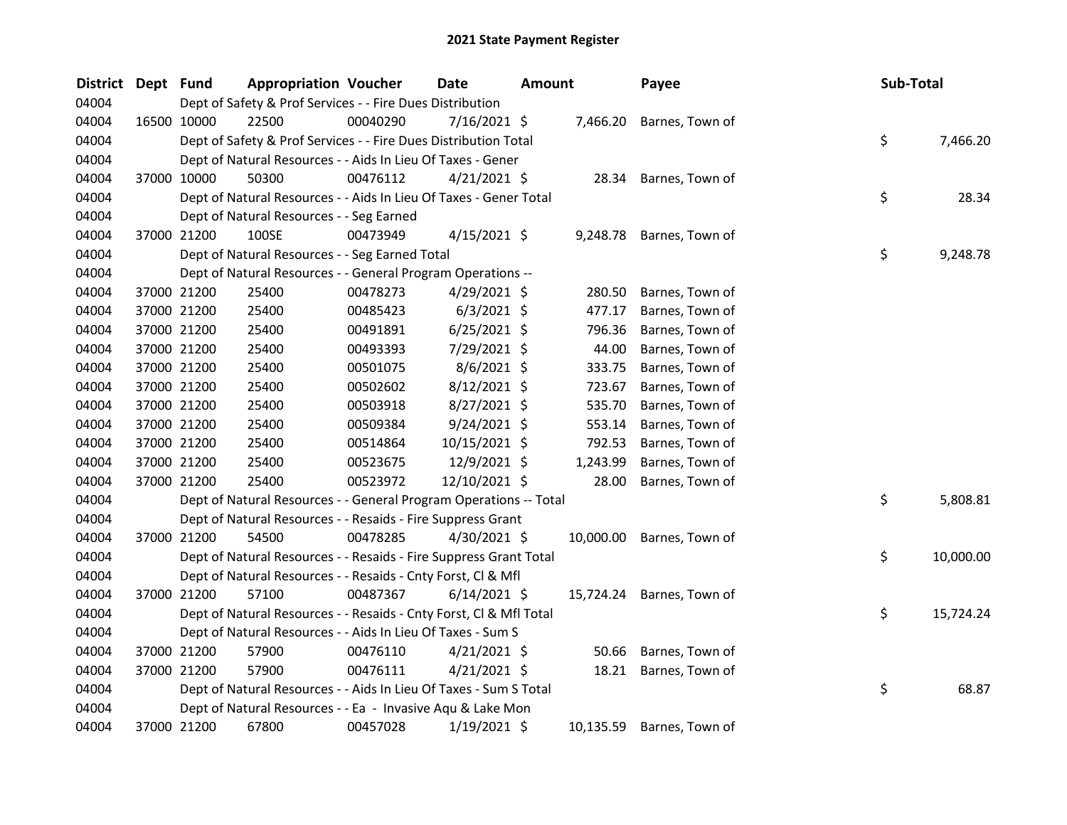# 2021 State Payment Register

| District | Dept | Fund | Appropriation | Voucher | Date | Amount | Payee | Sub-Total |
|---|---|---|---|---|---|---|---|---|
| 04004 | | Dept of Safety & Prof Services - - Fire Dues Distribution | | | | | | |
| 04004 | 16500 | 10000 | 22500 | 00040290 | 7/16/2021 | $ 7,466.20 | Barnes, Town of | |
| 04004 | | Dept of Safety & Prof Services - - Fire Dues Distribution Total | | | | | | $ 7,466.20 |
| 04004 | | Dept of Natural Resources - - Aids In Lieu Of Taxes - Gener | | | | | | |
| 04004 | 37000 | 10000 | 50300 | 00476112 | 4/21/2021 | $ 28.34 | Barnes, Town of | |
| 04004 | | Dept of Natural Resources - - Aids In Lieu Of Taxes - Gener Total | | | | | | $ 28.34 |
| 04004 | | Dept of Natural Resources - - Seg Earned | | | | | | |
| 04004 | 37000 | 21200 | 100SE | 00473949 | 4/15/2021 | $ 9,248.78 | Barnes, Town of | |
| 04004 | | Dept of Natural Resources - - Seg Earned Total | | | | | | $ 9,248.78 |
| 04004 | | Dept of Natural Resources - - General Program Operations -- | | | | | | |
| 04004 | 37000 | 21200 | 25400 | 00478273 | 4/29/2021 | $ 280.50 | Barnes, Town of | |
| 04004 | 37000 | 21200 | 25400 | 00485423 | 6/3/2021 | $ 477.17 | Barnes, Town of | |
| 04004 | 37000 | 21200 | 25400 | 00491891 | 6/25/2021 | $ 796.36 | Barnes, Town of | |
| 04004 | 37000 | 21200 | 25400 | 00493393 | 7/29/2021 | $ 44.00 | Barnes, Town of | |
| 04004 | 37000 | 21200 | 25400 | 00501075 | 8/6/2021 | $ 333.75 | Barnes, Town of | |
| 04004 | 37000 | 21200 | 25400 | 00502602 | 8/12/2021 | $ 723.67 | Barnes, Town of | |
| 04004 | 37000 | 21200 | 25400 | 00503918 | 8/27/2021 | $ 535.70 | Barnes, Town of | |
| 04004 | 37000 | 21200 | 25400 | 00509384 | 9/24/2021 | $ 553.14 | Barnes, Town of | |
| 04004 | 37000 | 21200 | 25400 | 00514864 | 10/15/2021 | $ 792.53 | Barnes, Town of | |
| 04004 | 37000 | 21200 | 25400 | 00523675 | 12/9/2021 | $ 1,243.99 | Barnes, Town of | |
| 04004 | 37000 | 21200 | 25400 | 00523972 | 12/10/2021 | $ 28.00 | Barnes, Town of | |
| 04004 | | Dept of Natural Resources - - General Program Operations -- Total | | | | | | $ 5,808.81 |
| 04004 | | Dept of Natural Resources - - Resaids - Fire Suppress Grant | | | | | | |
| 04004 | 37000 | 21200 | 54500 | 00478285 | 4/30/2021 | $ 10,000.00 | Barnes, Town of | |
| 04004 | | Dept of Natural Resources - - Resaids - Fire Suppress Grant Total | | | | | | $ 10,000.00 |
| 04004 | | Dept of Natural Resources - - Resaids - Cnty Forst, Cl & Mfl | | | | | | |
| 04004 | 37000 | 21200 | 57100 | 00487367 | 6/14/2021 | $ 15,724.24 | Barnes, Town of | |
| 04004 | | Dept of Natural Resources - - Resaids - Cnty Forst, Cl & Mfl Total | | | | | | $ 15,724.24 |
| 04004 | | Dept of Natural Resources - - Aids In Lieu Of Taxes - Sum S | | | | | | |
| 04004 | 37000 | 21200 | 57900 | 00476110 | 4/21/2021 | $ 50.66 | Barnes, Town of | |
| 04004 | 37000 | 21200 | 57900 | 00476111 | 4/21/2021 | $ 18.21 | Barnes, Town of | |
| 04004 | | Dept of Natural Resources - - Aids In Lieu Of Taxes - Sum S Total | | | | | | $ 68.87 |
| 04004 | | Dept of Natural Resources - - Ea - Invasive Aqu & Lake Mon | | | | | | |
| 04004 | 37000 | 21200 | 67800 | 00457028 | 1/19/2021 | $ 10,135.59 | Barnes, Town of | |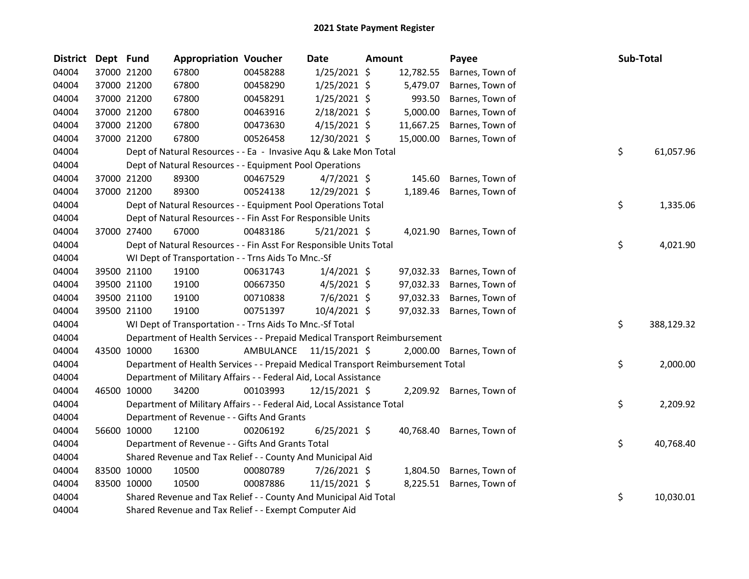## 2021 State Payment Register

| District | Dept | Fund | Appropriation | Voucher | Date | Amount | Payee | Sub-Total |
|---|---|---|---|---|---|---|---|---|
| 04004 | 37000 | 21200 | 67800 | 00458288 | 1/25/2021 | $ 12,782.55 | Barnes, Town of | |
| 04004 | 37000 | 21200 | 67800 | 00458290 | 1/25/2021 | $ 5,479.07 | Barnes, Town of | |
| 04004 | 37000 | 21200 | 67800 | 00458291 | 1/25/2021 | $ 993.50 | Barnes, Town of | |
| 04004 | 37000 | 21200 | 67800 | 00463916 | 2/18/2021 | $ 5,000.00 | Barnes, Town of | |
| 04004 | 37000 | 21200 | 67800 | 00473630 | 4/15/2021 | $ 11,667.25 | Barnes, Town of | |
| 04004 | 37000 | 21200 | 67800 | 00526458 | 12/30/2021 | $ 15,000.00 | Barnes, Town of | |
| 04004 | | Dept of Natural Resources - - Ea - Invasive Aqu & Lake Mon Total | | | | | | $ 61,057.96 |
| 04004 | | Dept of Natural Resources - - Equipment Pool Operations | | | | | | |
| 04004 | 37000 | 21200 | 89300 | 00467529 | 4/7/2021 | $ 145.60 | Barnes, Town of | |
| 04004 | 37000 | 21200 | 89300 | 00524138 | 12/29/2021 | $ 1,189.46 | Barnes, Town of | |
| 04004 | | Dept of Natural Resources - - Equipment Pool Operations Total | | | | | | $ 1,335.06 |
| 04004 | | Dept of Natural Resources - - Fin Asst For Responsible Units | | | | | | |
| 04004 | 37000 | 27400 | 67000 | 00483186 | 5/21/2021 | $ 4,021.90 | Barnes, Town of | |
| 04004 | | Dept of Natural Resources - - Fin Asst For Responsible Units Total | | | | | | $ 4,021.90 |
| 04004 | | WI Dept of Transportation - - Trns Aids To Mnc.-Sf | | | | | | |
| 04004 | 39500 | 21100 | 19100 | 00631743 | 1/4/2021 | $ 97,032.33 | Barnes, Town of | |
| 04004 | 39500 | 21100 | 19100 | 00667350 | 4/5/2021 | $ 97,032.33 | Barnes, Town of | |
| 04004 | 39500 | 21100 | 19100 | 00710838 | 7/6/2021 | $ 97,032.33 | Barnes, Town of | |
| 04004 | 39500 | 21100 | 19100 | 00751397 | 10/4/2021 | $ 97,032.33 | Barnes, Town of | |
| 04004 | | WI Dept of Transportation - - Trns Aids To Mnc.-Sf Total | | | | | | $ 388,129.32 |
| 04004 | | Department of Health Services - - Prepaid Medical Transport Reimbursement | | | | | | |
| 04004 | 43500 | 10000 | 16300 | AMBULANCE | 11/15/2021 | $ 2,000.00 | Barnes, Town of | |
| 04004 | | Department of Health Services - - Prepaid Medical Transport Reimbursement Total | | | | | | $ 2,000.00 |
| 04004 | | Department of Military Affairs - - Federal Aid, Local Assistance | | | | | | |
| 04004 | 46500 | 10000 | 34200 | 00103993 | 12/15/2021 | $ 2,209.92 | Barnes, Town of | |
| 04004 | | Department of Military Affairs - - Federal Aid, Local Assistance Total | | | | | | $ 2,209.92 |
| 04004 | | Department of Revenue - - Gifts And Grants | | | | | | |
| 04004 | 56600 | 10000 | 12100 | 00206192 | 6/25/2021 | $ 40,768.40 | Barnes, Town of | |
| 04004 | | Department of Revenue - - Gifts And Grants Total | | | | | | $ 40,768.40 |
| 04004 | | Shared Revenue and Tax Relief - - County And Municipal Aid | | | | | | |
| 04004 | 83500 | 10000 | 10500 | 00080789 | 7/26/2021 | $ 1,804.50 | Barnes, Town of | |
| 04004 | 83500 | 10000 | 10500 | 00087886 | 11/15/2021 | $ 8,225.51 | Barnes, Town of | |
| 04004 | | Shared Revenue and Tax Relief - - County And Municipal Aid Total | | | | | | $ 10,030.01 |
| 04004 | | Shared Revenue and Tax Relief - - Exempt Computer Aid | | | | | | |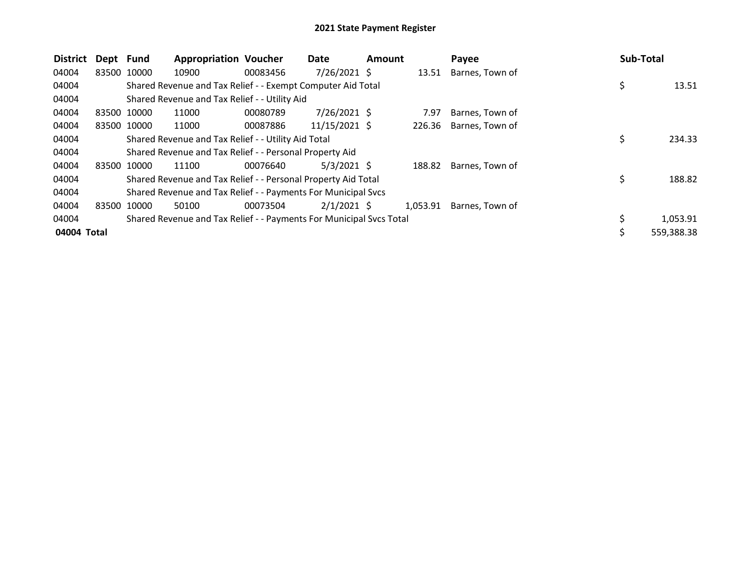# 2021 State Payment Register

| District | Dept | Fund | Appropriation | Voucher | Date | Amount | Payee | Sub-Total |
|---|---|---|---|---|---|---|---|---|
| 04004 | 83500 | 10000 | 10900 | 00083456 | 7/26/2021 | $ 13.51 | Barnes, Town of | |
| 04004 | | Shared Revenue and Tax Relief - - Exempt Computer Aid Total | | | | | | $ 13.51 |
| 04004 | | Shared Revenue and Tax Relief - - Utility Aid | | | | | | |
| 04004 | 83500 | 10000 | 11000 | 00080789 | 7/26/2021 | $ 7.97 | Barnes, Town of | |
| 04004 | 83500 | 10000 | 11000 | 00087886 | 11/15/2021 | $ 226.36 | Barnes, Town of | |
| 04004 | | Shared Revenue and Tax Relief - - Utility Aid Total | | | | | | $ 234.33 |
| 04004 | | Shared Revenue and Tax Relief - - Personal Property Aid | | | | | | |
| 04004 | 83500 | 10000 | 11100 | 00076640 | 5/3/2021 | $ 188.82 | Barnes, Town of | |
| 04004 | | Shared Revenue and Tax Relief - - Personal Property Aid Total | | | | | | $ 188.82 |
| 04004 | | Shared Revenue and Tax Relief - - Payments For Municipal Svcs | | | | | | |
| 04004 | 83500 | 10000 | 50100 | 00073504 | 2/1/2021 | $ 1,053.91 | Barnes, Town of | |
| 04004 | | Shared Revenue and Tax Relief - - Payments For Municipal Svcs Total | | | | | | $ 1,053.91 |
| **04004 Total** | | | | | | | | $ 559,388.38 |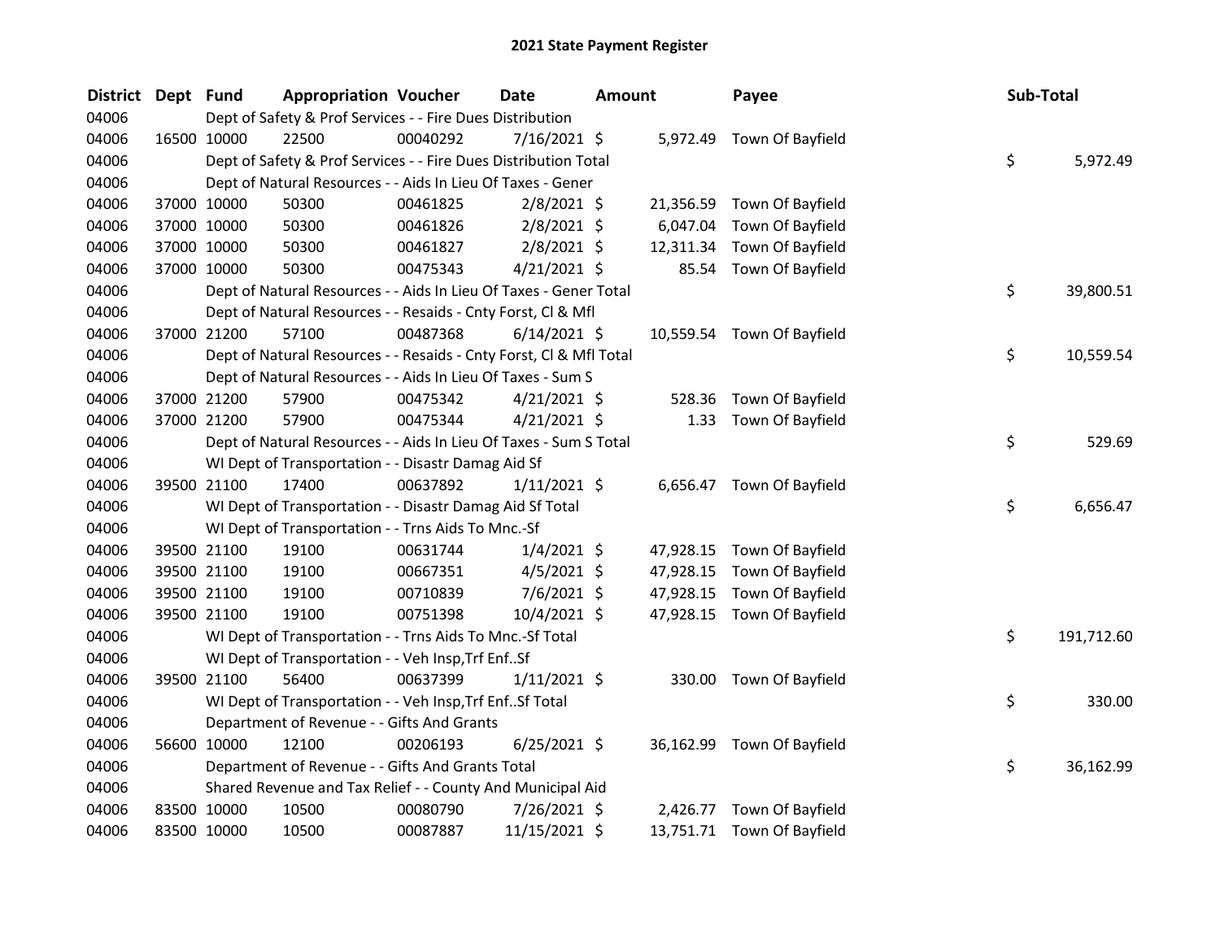# 2021 State Payment Register

| District | Dept | Fund | Appropriation | Voucher | Date | Amount | Payee | Sub-Total |
|---|---|---|---|---|---|---|---|---|
| 04006 | | Dept of Safety & Prof Services - - Fire Dues Distribution | | | | | | |
| 04006 | 16500 | 10000 | 22500 | 00040292 | 7/16/2021 | $ 5,972.49 | Town Of Bayfield | |
| 04006 | | Dept of Safety & Prof Services - - Fire Dues Distribution Total | | | | | | $ 5,972.49 |
| 04006 | | Dept of Natural Resources - - Aids In Lieu Of Taxes - Gener | | | | | | |
| 04006 | 37000 | 10000 | 50300 | 00461825 | 2/8/2021 | $ 21,356.59 | Town Of Bayfield | |
| 04006 | 37000 | 10000 | 50300 | 00461826 | 2/8/2021 | $ 6,047.04 | Town Of Bayfield | |
| 04006 | 37000 | 10000 | 50300 | 00461827 | 2/8/2021 | $ 12,311.34 | Town Of Bayfield | |
| 04006 | 37000 | 10000 | 50300 | 00475343 | 4/21/2021 | $ 85.54 | Town Of Bayfield | |
| 04006 | | Dept of Natural Resources - - Aids In Lieu Of Taxes - Gener Total | | | | | | $ 39,800.51 |
| 04006 | | Dept of Natural Resources - - Resaids - Cnty Forst, Cl & Mfl | | | | | | |
| 04006 | 37000 | 21200 | 57100 | 00487368 | 6/14/2021 | $ 10,559.54 | Town Of Bayfield | |
| 04006 | | Dept of Natural Resources - - Resaids - Cnty Forst, Cl & Mfl Total | | | | | | $ 10,559.54 |
| 04006 | | Dept of Natural Resources - - Aids In Lieu Of Taxes - Sum S | | | | | | |
| 04006 | 37000 | 21200 | 57900 | 00475342 | 4/21/2021 | $ 528.36 | Town Of Bayfield | |
| 04006 | 37000 | 21200 | 57900 | 00475344 | 4/21/2021 | $ 1.33 | Town Of Bayfield | |
| 04006 | | Dept of Natural Resources - - Aids In Lieu Of Taxes - Sum S Total | | | | | | $ 529.69 |
| 04006 | | WI Dept of Transportation - - Disastr Damag Aid Sf | | | | | | |
| 04006 | 39500 | 21100 | 17400 | 00637892 | 1/11/2021 | $ 6,656.47 | Town Of Bayfield | |
| 04006 | | WI Dept of Transportation - - Disastr Damag Aid Sf Total | | | | | | $ 6,656.47 |
| 04006 | | WI Dept of Transportation - - Trns Aids To Mnc.-Sf | | | | | | |
| 04006 | 39500 | 21100 | 19100 | 00631744 | 1/4/2021 | $ 47,928.15 | Town Of Bayfield | |
| 04006 | 39500 | 21100 | 19100 | 00667351 | 4/5/2021 | $ 47,928.15 | Town Of Bayfield | |
| 04006 | 39500 | 21100 | 19100 | 00710839 | 7/6/2021 | $ 47,928.15 | Town Of Bayfield | |
| 04006 | 39500 | 21100 | 19100 | 00751398 | 10/4/2021 | $ 47,928.15 | Town Of Bayfield | |
| 04006 | | WI Dept of Transportation - - Trns Aids To Mnc.-Sf Total | | | | | | $ 191,712.60 |
| 04006 | | WI Dept of Transportation - - Veh Insp,Trf Enf..Sf | | | | | | |
| 04006 | 39500 | 21100 | 56400 | 00637399 | 1/11/2021 | $ 330.00 | Town Of Bayfield | |
| 04006 | | WI Dept of Transportation - - Veh Insp,Trf Enf..Sf Total | | | | | | $ 330.00 |
| 04006 | | Department of Revenue - - Gifts And Grants | | | | | | |
| 04006 | 56600 | 10000 | 12100 | 00206193 | 6/25/2021 | $ 36,162.99 | Town Of Bayfield | |
| 04006 | | Department of Revenue - - Gifts And Grants Total | | | | | | $ 36,162.99 |
| 04006 | | Shared Revenue and Tax Relief - - County And Municipal Aid | | | | | | |
| 04006 | 83500 | 10000 | 10500 | 00080790 | 7/26/2021 | $ 2,426.77 | Town Of Bayfield | |
| 04006 | 83500 | 10000 | 10500 | 00087887 | 11/15/2021 | $ 13,751.71 | Town Of Bayfield | |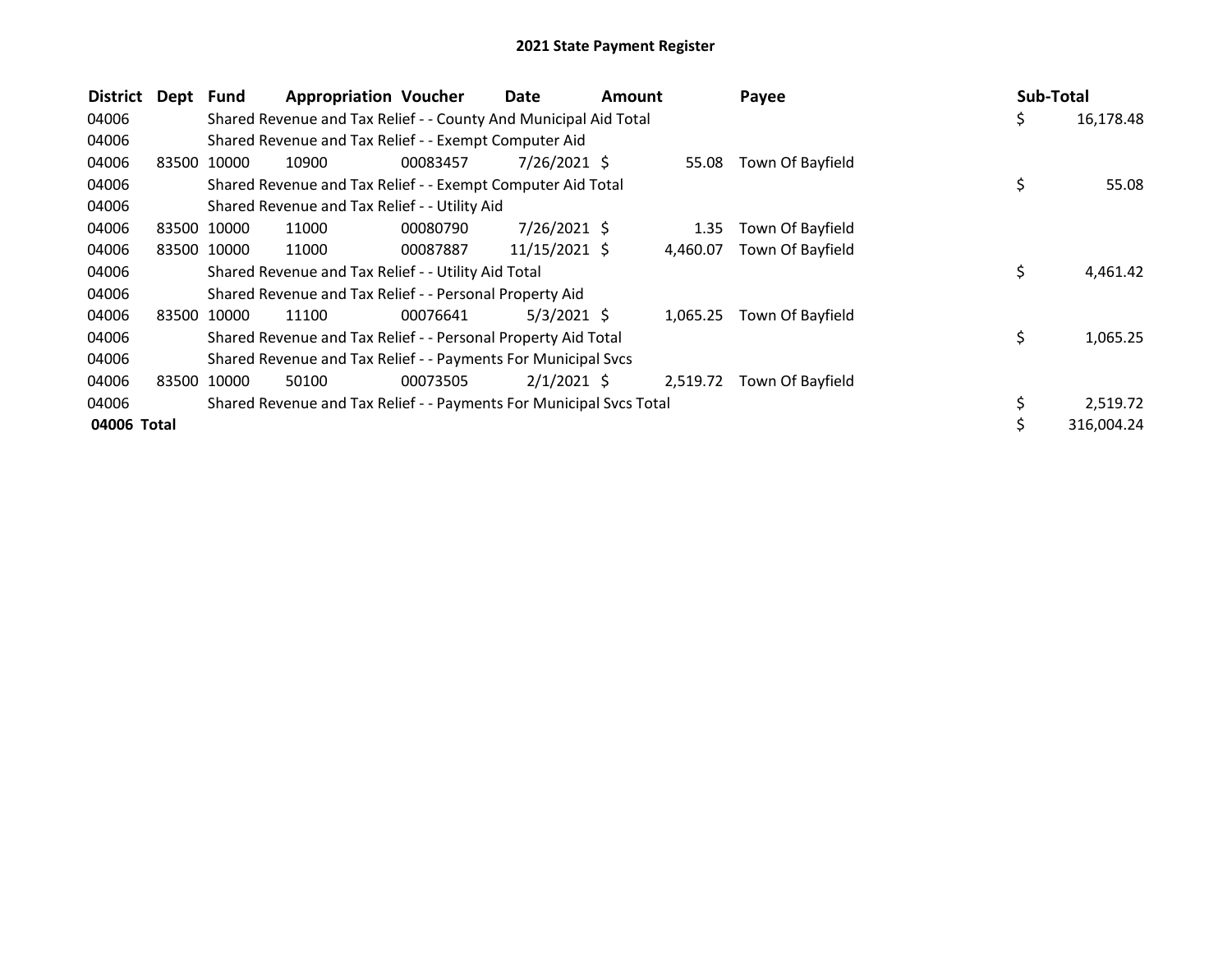# 2021 State Payment Register

| District | Dept | Fund | Appropriation | Voucher | Date | Amount | Payee | Sub-Total |
|---|---|---|---|---|---|---|---|---|
| 04006 | | Shared Revenue and Tax Relief - - County And Municipal Aid Total | | | | | | $ 16,178.48 |
| 04006 | | Shared Revenue and Tax Relief - - Exempt Computer Aid | | | | | | |
| 04006 | 83500 | 10000 | 10900 | 00083457 | 7/26/2021 | $ 55.08 | Town Of Bayfield | |
| 04006 | | Shared Revenue and Tax Relief - - Exempt Computer Aid Total | | | | | | $ 55.08 |
| 04006 | | Shared Revenue and Tax Relief - - Utility Aid | | | | | | |
| 04006 | 83500 | 10000 | 11000 | 00080790 | 7/26/2021 | $ 1.35 | Town Of Bayfield | |
| 04006 | 83500 | 10000 | 11000 | 00087887 | 11/15/2021 | $ 4,460.07 | Town Of Bayfield | |
| 04006 | | Shared Revenue and Tax Relief - - Utility Aid Total | | | | | | $ 4,461.42 |
| 04006 | | Shared Revenue and Tax Relief - - Personal Property Aid | | | | | | |
| 04006 | 83500 | 10000 | 11100 | 00076641 | 5/3/2021 | $ 1,065.25 | Town Of Bayfield | |
| 04006 | | Shared Revenue and Tax Relief - - Personal Property Aid Total | | | | | | $ 1,065.25 |
| 04006 | | Shared Revenue and Tax Relief - - Payments For Municipal Svcs | | | | | | |
| 04006 | 83500 | 10000 | 50100 | 00073505 | 2/1/2021 | $ 2,519.72 | Town Of Bayfield | |
| 04006 | | Shared Revenue and Tax Relief - - Payments For Municipal Svcs Total | | | | | | $ 2,519.72 |
| **04006 Total** | | | | | | | | $ 316,004.24 |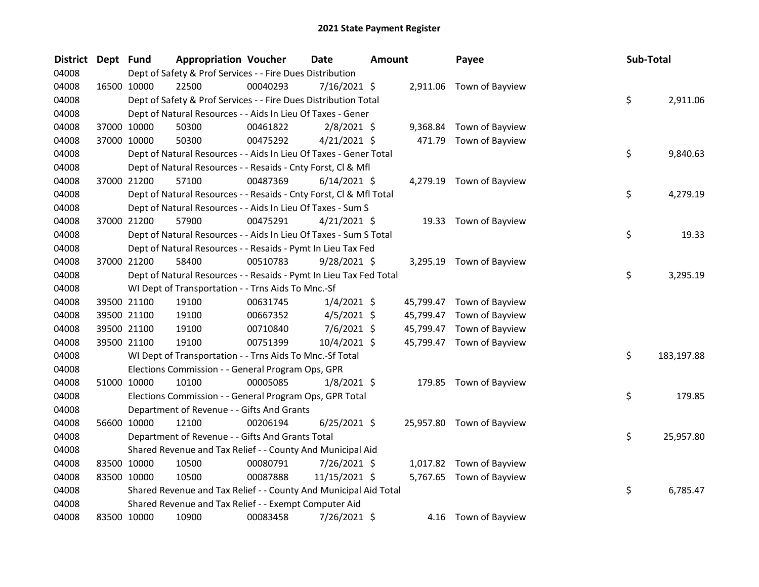# 2021 State Payment Register

| District | Dept | Fund | Appropriation | Voucher | Date | Amount | Payee | Sub-Total |
|---|---|---|---|---|---|---|---|---|
| 04008 | | Dept of Safety & Prof Services - - Fire Dues Distribution | | | | | | |
| 04008 | 16500 | 10000 | 22500 | 00040293 | 7/16/2021 | $ 2,911.06 | Town of Bayview | |
| 04008 | | Dept of Safety & Prof Services - - Fire Dues Distribution Total | | | | | | $ 2,911.06 |
| 04008 | | Dept of Natural Resources - - Aids In Lieu Of Taxes - Gener | | | | | | |
| 04008 | 37000 | 10000 | 50300 | 00461822 | 2/8/2021 | $ 9,368.84 | Town of Bayview | |
| 04008 | 37000 | 10000 | 50300 | 00475292 | 4/21/2021 | $ 471.79 | Town of Bayview | |
| 04008 | | Dept of Natural Resources - - Aids In Lieu Of Taxes - Gener Total | | | | | | $ 9,840.63 |
| 04008 | | Dept of Natural Resources - - Resaids - Cnty Forst, Cl & Mfl | | | | | | |
| 04008 | 37000 | 21200 | 57100 | 00487369 | 6/14/2021 | $ 4,279.19 | Town of Bayview | |
| 04008 | | Dept of Natural Resources - - Resaids - Cnty Forst, Cl & Mfl Total | | | | | | $ 4,279.19 |
| 04008 | | Dept of Natural Resources - - Aids In Lieu Of Taxes - Sum S | | | | | | |
| 04008 | 37000 | 21200 | 57900 | 00475291 | 4/21/2021 | $ 19.33 | Town of Bayview | |
| 04008 | | Dept of Natural Resources - - Aids In Lieu Of Taxes - Sum S Total | | | | | | $ 19.33 |
| 04008 | | Dept of Natural Resources - - Resaids - Pymt In Lieu Tax Fed | | | | | | |
| 04008 | 37000 | 21200 | 58400 | 00510783 | 9/28/2021 | $ 3,295.19 | Town of Bayview | |
| 04008 | | Dept of Natural Resources - - Resaids - Pymt In Lieu Tax Fed Total | | | | | | $ 3,295.19 |
| 04008 | | WI Dept of Transportation - - Trns Aids To Mnc.-Sf | | | | | | |
| 04008 | 39500 | 21100 | 19100 | 00631745 | 1/4/2021 | $ 45,799.47 | Town of Bayview | |
| 04008 | 39500 | 21100 | 19100 | 00667352 | 4/5/2021 | $ 45,799.47 | Town of Bayview | |
| 04008 | 39500 | 21100 | 19100 | 00710840 | 7/6/2021 | $ 45,799.47 | Town of Bayview | |
| 04008 | 39500 | 21100 | 19100 | 00751399 | 10/4/2021 | $ 45,799.47 | Town of Bayview | |
| 04008 | | WI Dept of Transportation - - Trns Aids To Mnc.-Sf Total | | | | | | $ 183,197.88 |
| 04008 | | Elections Commission - - General Program Ops, GPR | | | | | | |
| 04008 | 51000 | 10000 | 10100 | 00005085 | 1/8/2021 | $ 179.85 | Town of Bayview | |
| 04008 | | Elections Commission - - General Program Ops, GPR Total | | | | | | $ 179.85 |
| 04008 | | Department of Revenue - - Gifts And Grants | | | | | | |
| 04008 | 56600 | 10000 | 12100 | 00206194 | 6/25/2021 | $ 25,957.80 | Town of Bayview | |
| 04008 | | Department of Revenue - - Gifts And Grants Total | | | | | | $ 25,957.80 |
| 04008 | | Shared Revenue and Tax Relief - - County And Municipal Aid | | | | | | |
| 04008 | 83500 | 10000 | 10500 | 00080791 | 7/26/2021 | $ 1,017.82 | Town of Bayview | |
| 04008 | 83500 | 10000 | 10500 | 00087888 | 11/15/2021 | $ 5,767.65 | Town of Bayview | |
| 04008 | | Shared Revenue and Tax Relief - - County And Municipal Aid Total | | | | | | $ 6,785.47 |
| 04008 | | Shared Revenue and Tax Relief - - Exempt Computer Aid | | | | | | |
| 04008 | 83500 | 10000 | 10900 | 00083458 | 7/26/2021 | $ 4.16 | Town of Bayview | |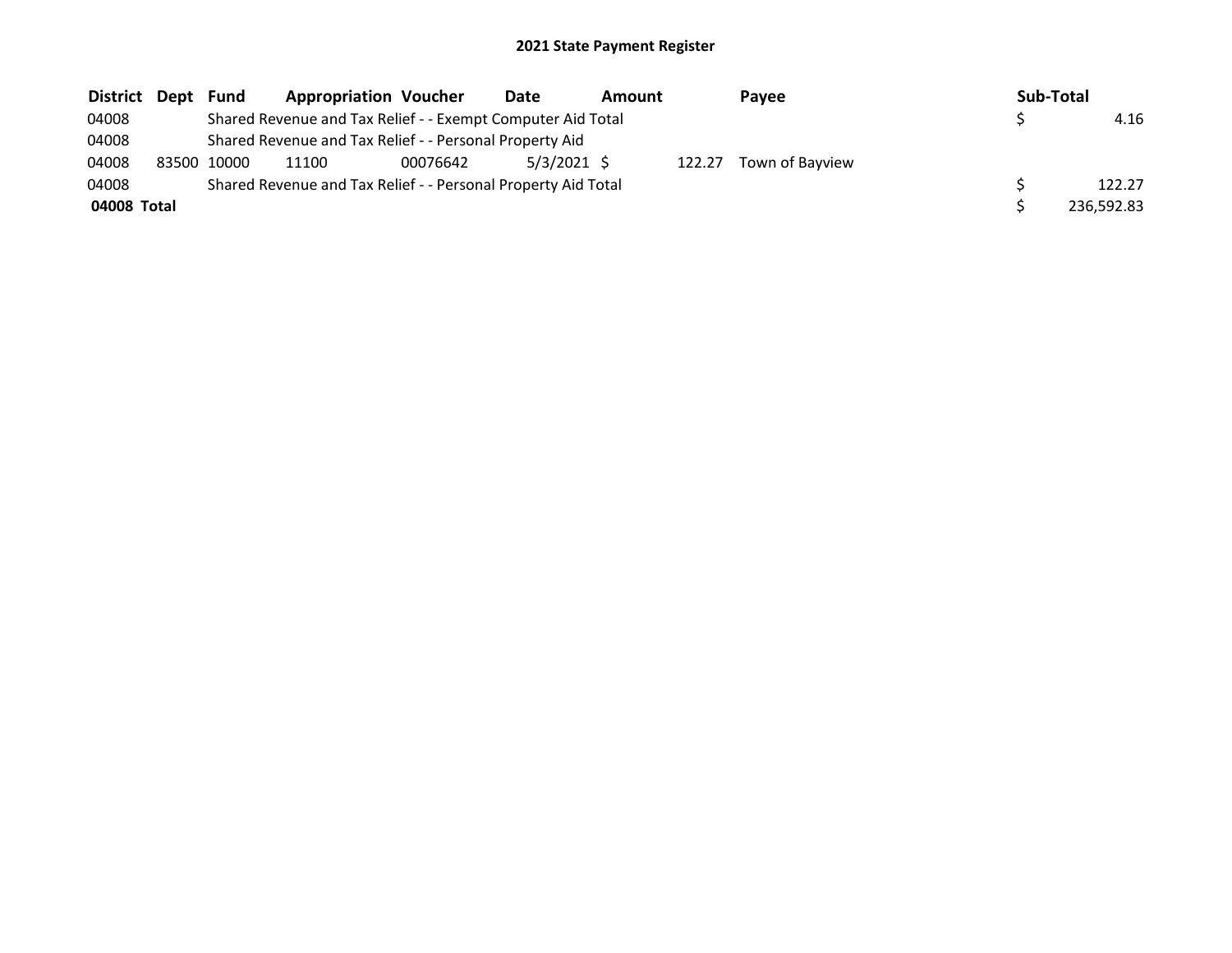# 2021 State Payment Register

| District | Dept | Fund | Appropriation | Voucher | Date | Amount | Payee | Sub-Total |
|---|---|---|---|---|---|---|---|---|
| 04008 | | Shared Revenue and Tax Relief - - Exempt Computer Aid Total | | | | | | $ 4.16 |
| 04008 | | Shared Revenue and Tax Relief - - Personal Property Aid | | | | | | |
| 04008 | 83500 | 10000 | 11100 | 00076642 | 5/3/2021 | $ 122.27 | Town of Bayview | |
| 04008 | | Shared Revenue and Tax Relief - - Personal Property Aid Total | | | | | | $ 122.27 |
| **04008 Total** | | | | | | | | $ 236,592.83 |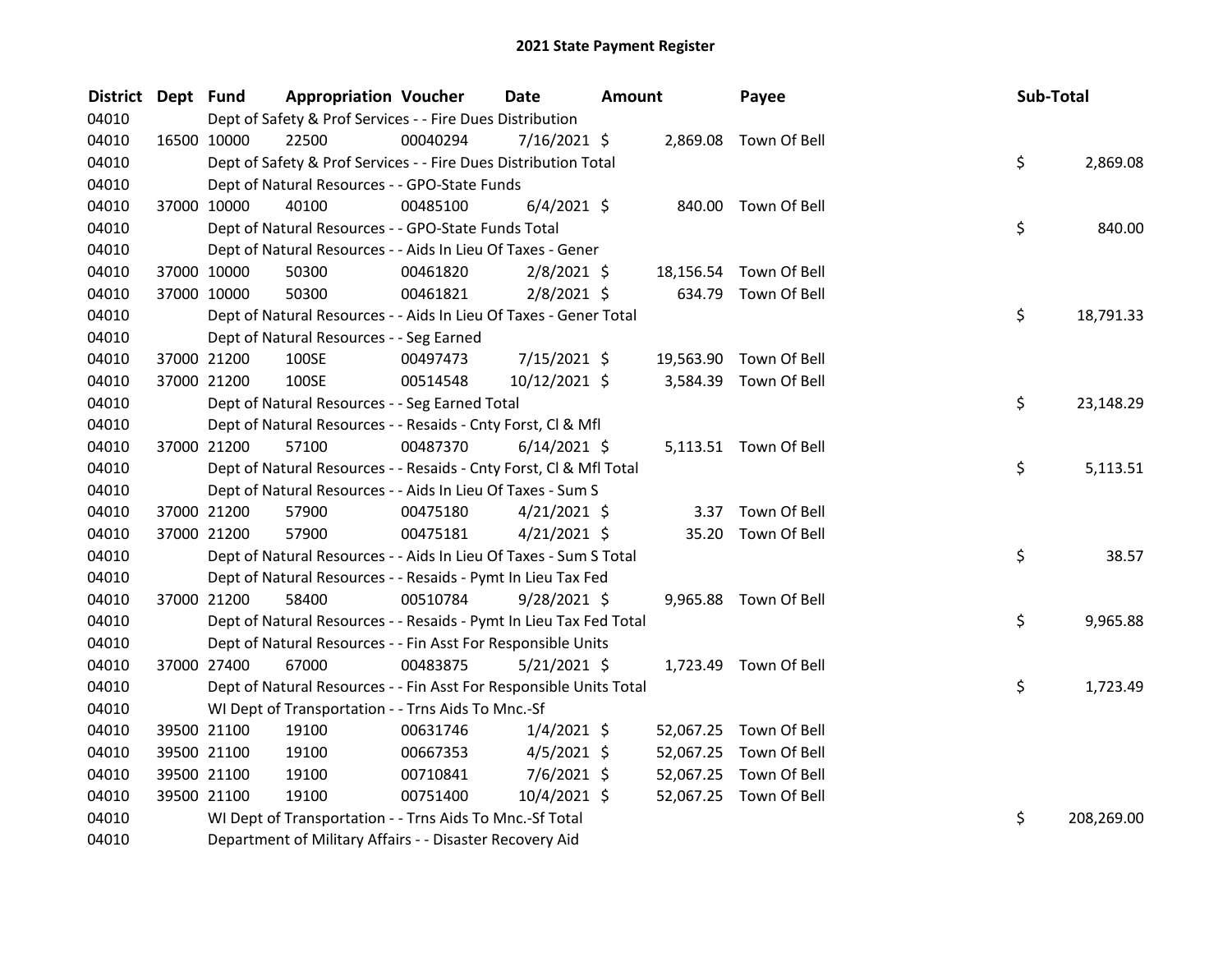# 2021 State Payment Register

| District | Dept | Fund | Appropriation | Voucher | Date | Amount | Payee | Sub-Total |
|---|---|---|---|---|---|---|---|---|
| 04010 | | | Dept of Safety & Prof Services - - Fire Dues Distribution | | | | | |
| 04010 | 16500 | 10000 | 22500 | 00040294 | 7/16/2021 | $ 2,869.08 | Town Of Bell | |
| 04010 | | | Dept of Safety & Prof Services - - Fire Dues Distribution Total | | | | | $ 2,869.08 |
| 04010 | | | Dept of Natural Resources - - GPO-State Funds | | | | | |
| 04010 | 37000 | 10000 | 40100 | 00485100 | 6/4/2021 | $ 840.00 | Town Of Bell | |
| 04010 | | | Dept of Natural Resources - - GPO-State Funds Total | | | | | $ 840.00 |
| 04010 | | | Dept of Natural Resources - - Aids In Lieu Of Taxes - Gener | | | | | |
| 04010 | 37000 | 10000 | 50300 | 00461820 | 2/8/2021 | $ 18,156.54 | Town Of Bell | |
| 04010 | 37000 | 10000 | 50300 | 00461821 | 2/8/2021 | $ 634.79 | Town Of Bell | |
| 04010 | | | Dept of Natural Resources - - Aids In Lieu Of Taxes - Gener Total | | | | | $ 18,791.33 |
| 04010 | | | Dept of Natural Resources - - Seg Earned | | | | | |
| 04010 | 37000 | 21200 | 100SE | 00497473 | 7/15/2021 | $ 19,563.90 | Town Of Bell | |
| 04010 | 37000 | 21200 | 100SE | 00514548 | 10/12/2021 | $ 3,584.39 | Town Of Bell | |
| 04010 | | | Dept of Natural Resources - - Seg Earned Total | | | | | $ 23,148.29 |
| 04010 | | | Dept of Natural Resources - - Resaids - Cnty Forst, Cl & Mfl | | | | | |
| 04010 | 37000 | 21200 | 57100 | 00487370 | 6/14/2021 | $ 5,113.51 | Town Of Bell | |
| 04010 | | | Dept of Natural Resources - - Resaids - Cnty Forst, Cl & Mfl Total | | | | | $ 5,113.51 |
| 04010 | | | Dept of Natural Resources - - Aids In Lieu Of Taxes - Sum S | | | | | |
| 04010 | 37000 | 21200 | 57900 | 00475180 | 4/21/2021 | $ 3.37 | Town Of Bell | |
| 04010 | 37000 | 21200 | 57900 | 00475181 | 4/21/2021 | $ 35.20 | Town Of Bell | |
| 04010 | | | Dept of Natural Resources - - Aids In Lieu Of Taxes - Sum S Total | | | | | $ 38.57 |
| 04010 | | | Dept of Natural Resources - - Resaids - Pymt In Lieu Tax Fed | | | | | |
| 04010 | 37000 | 21200 | 58400 | 00510784 | 9/28/2021 | $ 9,965.88 | Town Of Bell | |
| 04010 | | | Dept of Natural Resources - - Resaids - Pymt In Lieu Tax Fed Total | | | | | $ 9,965.88 |
| 04010 | | | Dept of Natural Resources - - Fin Asst For Responsible Units | | | | | |
| 04010 | 37000 | 27400 | 67000 | 00483875 | 5/21/2021 | $ 1,723.49 | Town Of Bell | |
| 04010 | | | Dept of Natural Resources - - Fin Asst For Responsible Units Total | | | | | $ 1,723.49 |
| 04010 | | | WI Dept of Transportation - - Trns Aids To Mnc.-Sf | | | | | |
| 04010 | 39500 | 21100 | 19100 | 00631746 | 1/4/2021 | $ 52,067.25 | Town Of Bell | |
| 04010 | 39500 | 21100 | 19100 | 00667353 | 4/5/2021 | $ 52,067.25 | Town Of Bell | |
| 04010 | 39500 | 21100 | 19100 | 00710841 | 7/6/2021 | $ 52,067.25 | Town Of Bell | |
| 04010 | 39500 | 21100 | 19100 | 00751400 | 10/4/2021 | $ 52,067.25 | Town Of Bell | |
| 04010 | | | WI Dept of Transportation - - Trns Aids To Mnc.-Sf Total | | | | | $ 208,269.00 |
| 04010 | | | Department of Military Affairs - - Disaster Recovery Aid | | | | | |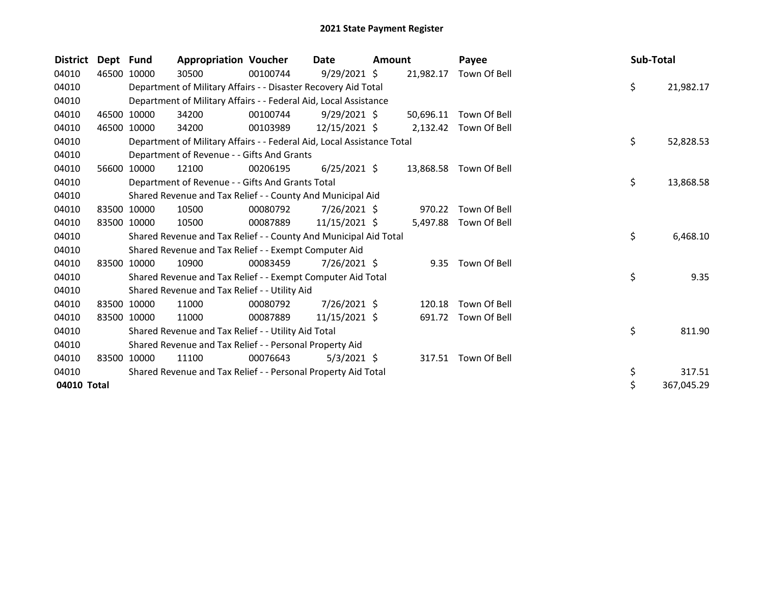# 2021 State Payment Register

| District | Dept | Fund | Appropriation | Voucher | Date | Amount | Payee | Sub-Total |
|---|---|---|---|---|---|---|---|---|
| 04010 | 46500 | 10000 | 30500 | 00100744 | 9/29/2021 | $ 21,982.17 | Town Of Bell | |
| 04010 | | Department of Military Affairs - - Disaster Recovery Aid Total | | | | | | $ 21,982.17 |
| 04010 | | Department of Military Affairs - - Federal Aid, Local Assistance | | | | | | |
| 04010 | 46500 | 10000 | 34200 | 00100744 | 9/29/2021 | $ 50,696.11 | Town Of Bell | |
| 04010 | 46500 | 10000 | 34200 | 00103989 | 12/15/2021 | $ 2,132.42 | Town Of Bell | |
| 04010 | | Department of Military Affairs - - Federal Aid, Local Assistance Total | | | | | | $ 52,828.53 |
| 04010 | | Department of Revenue - - Gifts And Grants | | | | | | |
| 04010 | 56600 | 10000 | 12100 | 00206195 | 6/25/2021 | $ 13,868.58 | Town Of Bell | |
| 04010 | | Department of Revenue - - Gifts And Grants Total | | | | | | $ 13,868.58 |
| 04010 | | Shared Revenue and Tax Relief - - County And Municipal Aid | | | | | | |
| 04010 | 83500 | 10000 | 10500 | 00080792 | 7/26/2021 | $ 970.22 | Town Of Bell | |
| 04010 | 83500 | 10000 | 10500 | 00087889 | 11/15/2021 | $ 5,497.88 | Town Of Bell | |
| 04010 | | Shared Revenue and Tax Relief - - County And Municipal Aid Total | | | | | | $ 6,468.10 |
| 04010 | | Shared Revenue and Tax Relief - - Exempt Computer Aid | | | | | | |
| 04010 | 83500 | 10000 | 10900 | 00083459 | 7/26/2021 | $ 9.35 | Town Of Bell | |
| 04010 | | Shared Revenue and Tax Relief - - Exempt Computer Aid Total | | | | | | $ 9.35 |
| 04010 | | Shared Revenue and Tax Relief - - Utility Aid | | | | | | |
| 04010 | 83500 | 10000 | 11000 | 00080792 | 7/26/2021 | $ 120.18 | Town Of Bell | |
| 04010 | 83500 | 10000 | 11000 | 00087889 | 11/15/2021 | $ 691.72 | Town Of Bell | |
| 04010 | | Shared Revenue and Tax Relief - - Utility Aid Total | | | | | | $ 811.90 |
| 04010 | | Shared Revenue and Tax Relief - - Personal Property Aid | | | | | | |
| 04010 | 83500 | 10000 | 11100 | 00076643 | 5/3/2021 | $ 317.51 | Town Of Bell | |
| 04010 | | Shared Revenue and Tax Relief - - Personal Property Aid Total | | | | | | $ 317.51 |
| **04010 Total** | | | | | | | | $ 367,045.29 |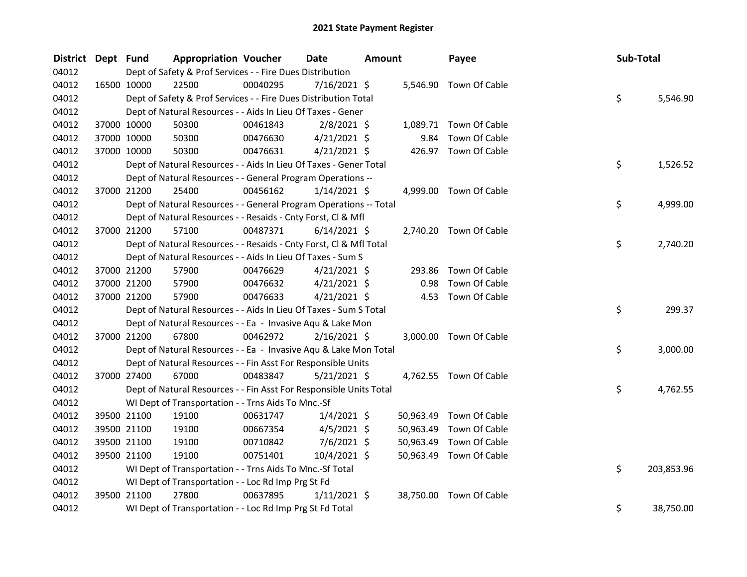# 2021 State Payment Register

| District | Dept | Fund | Appropriation | Voucher | Date | Amount | Payee | Sub-Total |
|---|---|---|---|---|---|---|---|---|
| 04012 | | Dept of Safety & Prof Services - - Fire Dues Distribution | | | | | | |
| 04012 | 16500 | 10000 | 22500 | 00040295 | 7/16/2021 | $ 5,546.90 | Town Of Cable | |
| 04012 | | Dept of Safety & Prof Services - - Fire Dues Distribution Total | | | | | | $ 5,546.90 |
| 04012 | | Dept of Natural Resources - - Aids In Lieu Of Taxes - Gener | | | | | | |
| 04012 | 37000 | 10000 | 50300 | 00461843 | 2/8/2021 | $ 1,089.71 | Town Of Cable | |
| 04012 | 37000 | 10000 | 50300 | 00476630 | 4/21/2021 | $ 9.84 | Town Of Cable | |
| 04012 | 37000 | 10000 | 50300 | 00476631 | 4/21/2021 | $ 426.97 | Town Of Cable | |
| 04012 | | Dept of Natural Resources - - Aids In Lieu Of Taxes - Gener Total | | | | | | $ 1,526.52 |
| 04012 | | Dept of Natural Resources - - General Program Operations -- | | | | | | |
| 04012 | 37000 | 21200 | 25400 | 00456162 | 1/14/2021 | $ 4,999.00 | Town Of Cable | |
| 04012 | | Dept of Natural Resources - - General Program Operations -- Total | | | | | | $ 4,999.00 |
| 04012 | | Dept of Natural Resources - - Resaids - Cnty Forst, Cl & Mfl | | | | | | |
| 04012 | 37000 | 21200 | 57100 | 00487371 | 6/14/2021 | $ 2,740.20 | Town Of Cable | |
| 04012 | | Dept of Natural Resources - - Resaids - Cnty Forst, Cl & Mfl Total | | | | | | $ 2,740.20 |
| 04012 | | Dept of Natural Resources - - Aids In Lieu Of Taxes - Sum S | | | | | | |
| 04012 | 37000 | 21200 | 57900 | 00476629 | 4/21/2021 | $ 293.86 | Town Of Cable | |
| 04012 | 37000 | 21200 | 57900 | 00476632 | 4/21/2021 | $ 0.98 | Town Of Cable | |
| 04012 | 37000 | 21200 | 57900 | 00476633 | 4/21/2021 | $ 4.53 | Town Of Cable | |
| 04012 | | Dept of Natural Resources - - Aids In Lieu Of Taxes - Sum S Total | | | | | | $ 299.37 |
| 04012 | | Dept of Natural Resources - - Ea - Invasive Aqu & Lake Mon | | | | | | |
| 04012 | 37000 | 21200 | 67800 | 00462972 | 2/16/2021 | $ 3,000.00 | Town Of Cable | |
| 04012 | | Dept of Natural Resources - - Ea - Invasive Aqu & Lake Mon Total | | | | | | $ 3,000.00 |
| 04012 | | Dept of Natural Resources - - Fin Asst For Responsible Units | | | | | | |
| 04012 | 37000 | 27400 | 67000 | 00483847 | 5/21/2021 | $ 4,762.55 | Town Of Cable | |
| 04012 | | Dept of Natural Resources - - Fin Asst For Responsible Units Total | | | | | | $ 4,762.55 |
| 04012 | | WI Dept of Transportation - - Trns Aids To Mnc.-Sf | | | | | | |
| 04012 | 39500 | 21100 | 19100 | 00631747 | 1/4/2021 | $ 50,963.49 | Town Of Cable | |
| 04012 | 39500 | 21100 | 19100 | 00667354 | 4/5/2021 | $ 50,963.49 | Town Of Cable | |
| 04012 | 39500 | 21100 | 19100 | 00710842 | 7/6/2021 | $ 50,963.49 | Town Of Cable | |
| 04012 | 39500 | 21100 | 19100 | 00751401 | 10/4/2021 | $ 50,963.49 | Town Of Cable | |
| 04012 | | WI Dept of Transportation - - Trns Aids To Mnc.-Sf Total | | | | | | $ 203,853.96 |
| 04012 | | WI Dept of Transportation - - Loc Rd Imp Prg St Fd | | | | | | |
| 04012 | 39500 | 21100 | 27800 | 00637895 | 1/11/2021 | $ 38,750.00 | Town Of Cable | |
| 04012 | | WI Dept of Transportation - - Loc Rd Imp Prg St Fd Total | | | | | | $ 38,750.00 |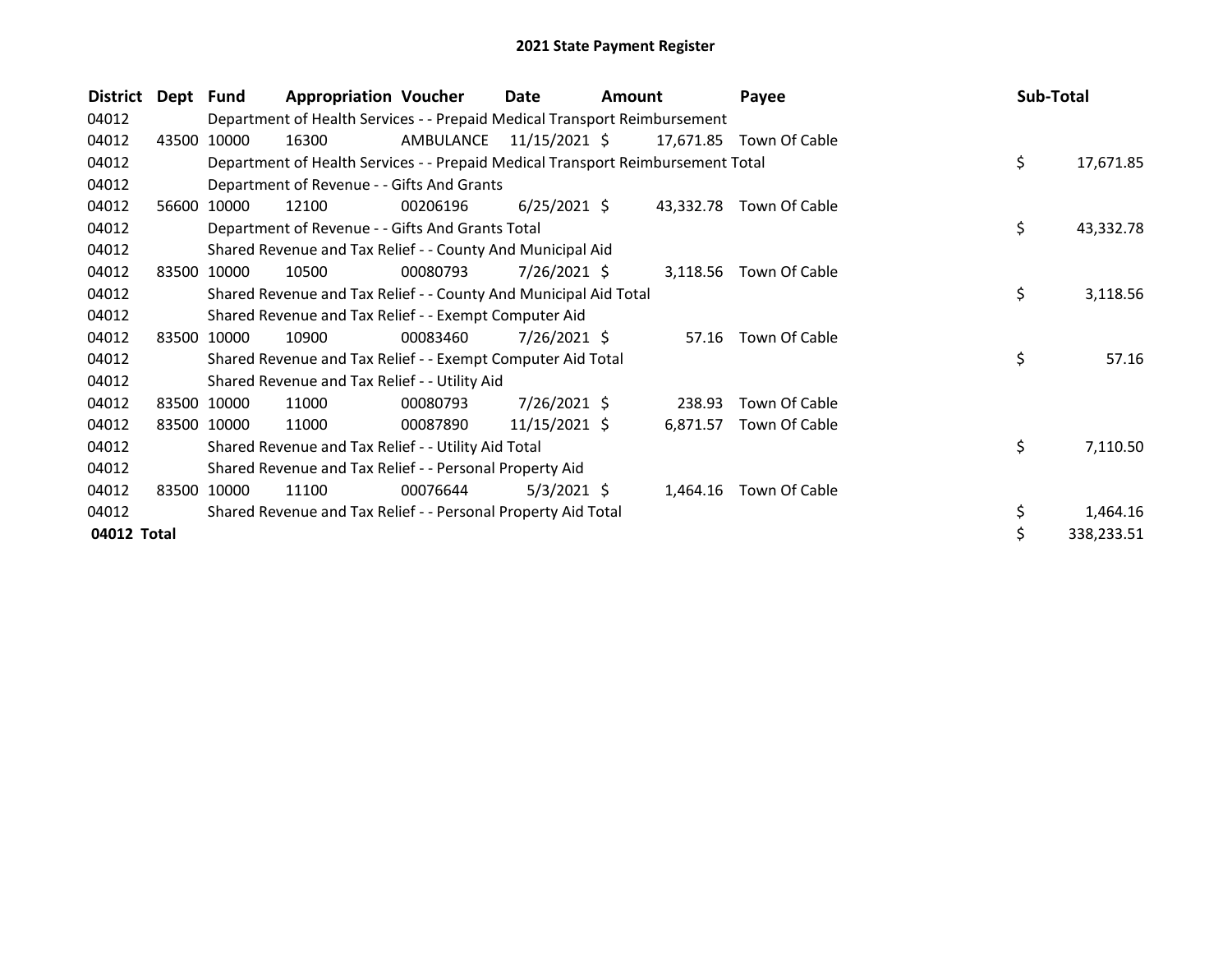## 2021 State Payment Register

| District | Dept | Fund | Appropriation | Voucher | Date | Amount | Payee | Sub-Total |
|---|---|---|---|---|---|---|---|---|
| 04012 | | Department of Health Services - - Prepaid Medical Transport Reimbursement | | | | | | |
| 04012 | 43500 | 10000 | 16300 | AMBULANCE | 11/15/2021 | $ 17,671.85 | Town Of Cable | |
| 04012 | | Department of Health Services - - Prepaid Medical Transport Reimbursement Total | | | | | | $ 17,671.85 |
| 04012 | | Department of Revenue - - Gifts And Grants | | | | | | |
| 04012 | 56600 | 10000 | 12100 | 00206196 | 6/25/2021 | $ 43,332.78 | Town Of Cable | |
| 04012 | | Department of Revenue - - Gifts And Grants Total | | | | | | $ 43,332.78 |
| 04012 | | Shared Revenue and Tax Relief - - County And Municipal Aid | | | | | | |
| 04012 | 83500 | 10000 | 10500 | 00080793 | 7/26/2021 | $ 3,118.56 | Town Of Cable | |
| 04012 | | Shared Revenue and Tax Relief - - County And Municipal Aid Total | | | | | | $ 3,118.56 |
| 04012 | | Shared Revenue and Tax Relief - - Exempt Computer Aid | | | | | | |
| 04012 | 83500 | 10000 | 10900 | 00083460 | 7/26/2021 | $ 57.16 | Town Of Cable | |
| 04012 | | Shared Revenue and Tax Relief - - Exempt Computer Aid Total | | | | | | $ 57.16 |
| 04012 | | Shared Revenue and Tax Relief - - Utility Aid | | | | | | |
| 04012 | 83500 | 10000 | 11000 | 00080793 | 7/26/2021 | $ 238.93 | Town Of Cable | |
| 04012 | 83500 | 10000 | 11000 | 00087890 | 11/15/2021 | $ 6,871.57 | Town Of Cable | |
| 04012 | | Shared Revenue and Tax Relief - - Utility Aid Total | | | | | | $ 7,110.50 |
| 04012 | | Shared Revenue and Tax Relief - - Personal Property Aid | | | | | | |
| 04012 | 83500 | 10000 | 11100 | 00076644 | 5/3/2021 | $ 1,464.16 | Town Of Cable | |
| 04012 | | Shared Revenue and Tax Relief - - Personal Property Aid Total | | | | | | $ 1,464.16 |
| **04012 Total** | | | | | | | | $ 338,233.51 |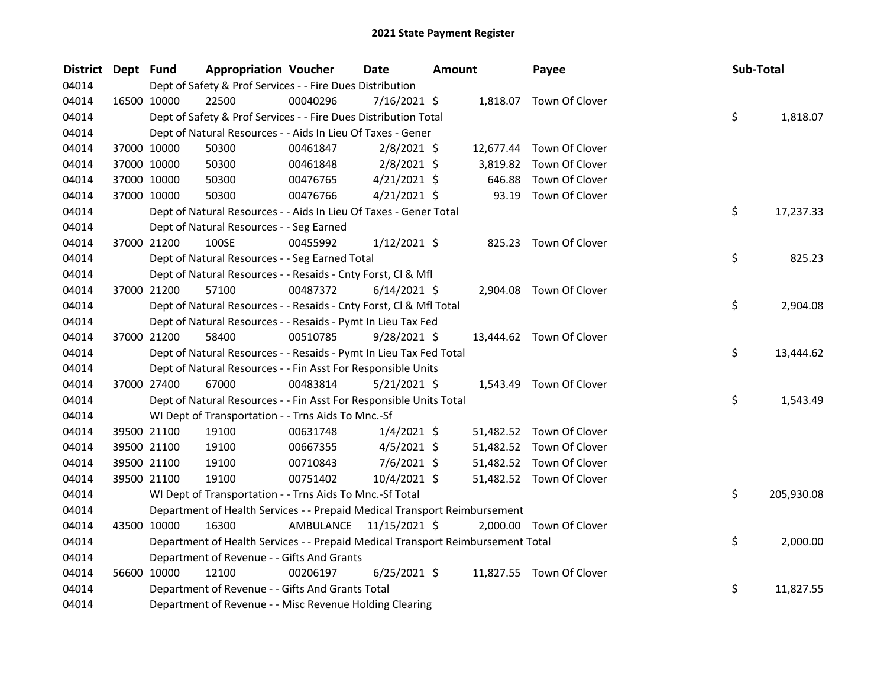# 2021 State Payment Register

| District | Dept | Fund | Appropriation | Voucher | Date | Amount | Payee | Sub-Total |
|---|---|---|---|---|---|---|---|---|
| 04014 | | Dept of Safety & Prof Services - - Fire Dues Distribution | | | | | | |
| 04014 | 16500 | 10000 | 22500 | 00040296 | 7/16/2021 | $ 1,818.07 | Town Of Clover | |
| 04014 | | Dept of Safety & Prof Services - - Fire Dues Distribution Total | | | | | | $ 1,818.07 |
| 04014 | | Dept of Natural Resources - - Aids In Lieu Of Taxes - Gener | | | | | | |
| 04014 | 37000 | 10000 | 50300 | 00461847 | 2/8/2021 | $ 12,677.44 | Town Of Clover | |
| 04014 | 37000 | 10000 | 50300 | 00461848 | 2/8/2021 | $ 3,819.82 | Town Of Clover | |
| 04014 | 37000 | 10000 | 50300 | 00476765 | 4/21/2021 | $ 646.88 | Town Of Clover | |
| 04014 | 37000 | 10000 | 50300 | 00476766 | 4/21/2021 | $ 93.19 | Town Of Clover | |
| 04014 | | Dept of Natural Resources - - Aids In Lieu Of Taxes - Gener Total | | | | | | $ 17,237.33 |
| 04014 | | Dept of Natural Resources - - Seg Earned | | | | | | |
| 04014 | 37000 | 21200 | 100SE | 00455992 | 1/12/2021 | $ 825.23 | Town Of Clover | |
| 04014 | | Dept of Natural Resources - - Seg Earned Total | | | | | | $ 825.23 |
| 04014 | | Dept of Natural Resources - - Resaids - Cnty Forst, Cl & Mfl | | | | | | |
| 04014 | 37000 | 21200 | 57100 | 00487372 | 6/14/2021 | $ 2,904.08 | Town Of Clover | |
| 04014 | | Dept of Natural Resources - - Resaids - Cnty Forst, Cl & Mfl Total | | | | | | $ 2,904.08 |
| 04014 | | Dept of Natural Resources - - Resaids - Pymt In Lieu Tax Fed | | | | | | |
| 04014 | 37000 | 21200 | 58400 | 00510785 | 9/28/2021 | $ 13,444.62 | Town Of Clover | |
| 04014 | | Dept of Natural Resources - - Resaids - Pymt In Lieu Tax Fed Total | | | | | | $ 13,444.62 |
| 04014 | | Dept of Natural Resources - - Fin Asst For Responsible Units | | | | | | |
| 04014 | 37000 | 27400 | 67000 | 00483814 | 5/21/2021 | $ 1,543.49 | Town Of Clover | |
| 04014 | | Dept of Natural Resources - - Fin Asst For Responsible Units Total | | | | | | $ 1,543.49 |
| 04014 | | WI Dept of Transportation - - Trns Aids To Mnc.-Sf | | | | | | |
| 04014 | 39500 | 21100 | 19100 | 00631748 | 1/4/2021 | $ 51,482.52 | Town Of Clover | |
| 04014 | 39500 | 21100 | 19100 | 00667355 | 4/5/2021 | $ 51,482.52 | Town Of Clover | |
| 04014 | 39500 | 21100 | 19100 | 00710843 | 7/6/2021 | $ 51,482.52 | Town Of Clover | |
| 04014 | 39500 | 21100 | 19100 | 00751402 | 10/4/2021 | $ 51,482.52 | Town Of Clover | |
| 04014 | | WI Dept of Transportation - - Trns Aids To Mnc.-Sf Total | | | | | | $ 205,930.08 |
| 04014 | | Department of Health Services - - Prepaid Medical Transport Reimbursement | | | | | | |
| 04014 | 43500 | 10000 | 16300 | AMBULANCE | 11/15/2021 | $ 2,000.00 | Town Of Clover | |
| 04014 | | Department of Health Services - - Prepaid Medical Transport Reimbursement Total | | | | | | $ 2,000.00 |
| 04014 | | Department of Revenue - - Gifts And Grants | | | | | | |
| 04014 | 56600 | 10000 | 12100 | 00206197 | 6/25/2021 | $ 11,827.55 | Town Of Clover | |
| 04014 | | Department of Revenue - - Gifts And Grants Total | | | | | | $ 11,827.55 |
| 04014 | | Department of Revenue - - Misc Revenue Holding Clearing | | | | | | |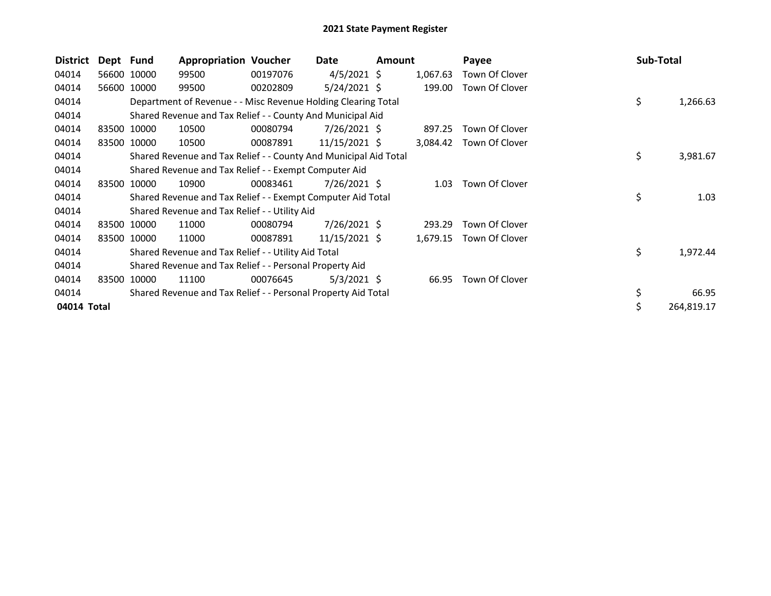# 2021 State Payment Register

| District | Dept | Fund | Appropriation | Voucher | Date | Amount | Payee | Sub-Total |
|---|---|---|---|---|---|---|---|---|
| 04014 | 56600 | 10000 | 99500 | 00197076 | 4/5/2021 | $ 1,067.63 | Town Of Clover | |
| 04014 | 56600 | 10000 | 99500 | 00202809 | 5/24/2021 | $ 199.00 | Town Of Clover | |
| 04014 | | Department of Revenue - - Misc Revenue Holding Clearing Total | | | | | | $ 1,266.63 |
| 04014 | | Shared Revenue and Tax Relief - - County And Municipal Aid | | | | | | |
| 04014 | 83500 | 10000 | 10500 | 00080794 | 7/26/2021 | $ 897.25 | Town Of Clover | |
| 04014 | 83500 | 10000 | 10500 | 00087891 | 11/15/2021 | $ 3,084.42 | Town Of Clover | |
| 04014 | | Shared Revenue and Tax Relief - - County And Municipal Aid Total | | | | | | $ 3,981.67 |
| 04014 | | Shared Revenue and Tax Relief - - Exempt Computer Aid | | | | | | |
| 04014 | 83500 | 10000 | 10900 | 00083461 | 7/26/2021 | $ 1.03 | Town Of Clover | |
| 04014 | | Shared Revenue and Tax Relief - - Exempt Computer Aid Total | | | | | | $ 1.03 |
| 04014 | | Shared Revenue and Tax Relief - - Utility Aid | | | | | | |
| 04014 | 83500 | 10000 | 11000 | 00080794 | 7/26/2021 | $ 293.29 | Town Of Clover | |
| 04014 | 83500 | 10000 | 11000 | 00087891 | 11/15/2021 | $ 1,679.15 | Town Of Clover | |
| 04014 | | Shared Revenue and Tax Relief - - Utility Aid Total | | | | | | $ 1,972.44 |
| 04014 | | Shared Revenue and Tax Relief - - Personal Property Aid | | | | | | |
| 04014 | 83500 | 10000 | 11100 | 00076645 | 5/3/2021 | $ 66.95 | Town Of Clover | |
| 04014 | | Shared Revenue and Tax Relief - - Personal Property Aid Total | | | | | | $ 66.95 |
| **04014 Total** | | | | | | | | $ 264,819.17 |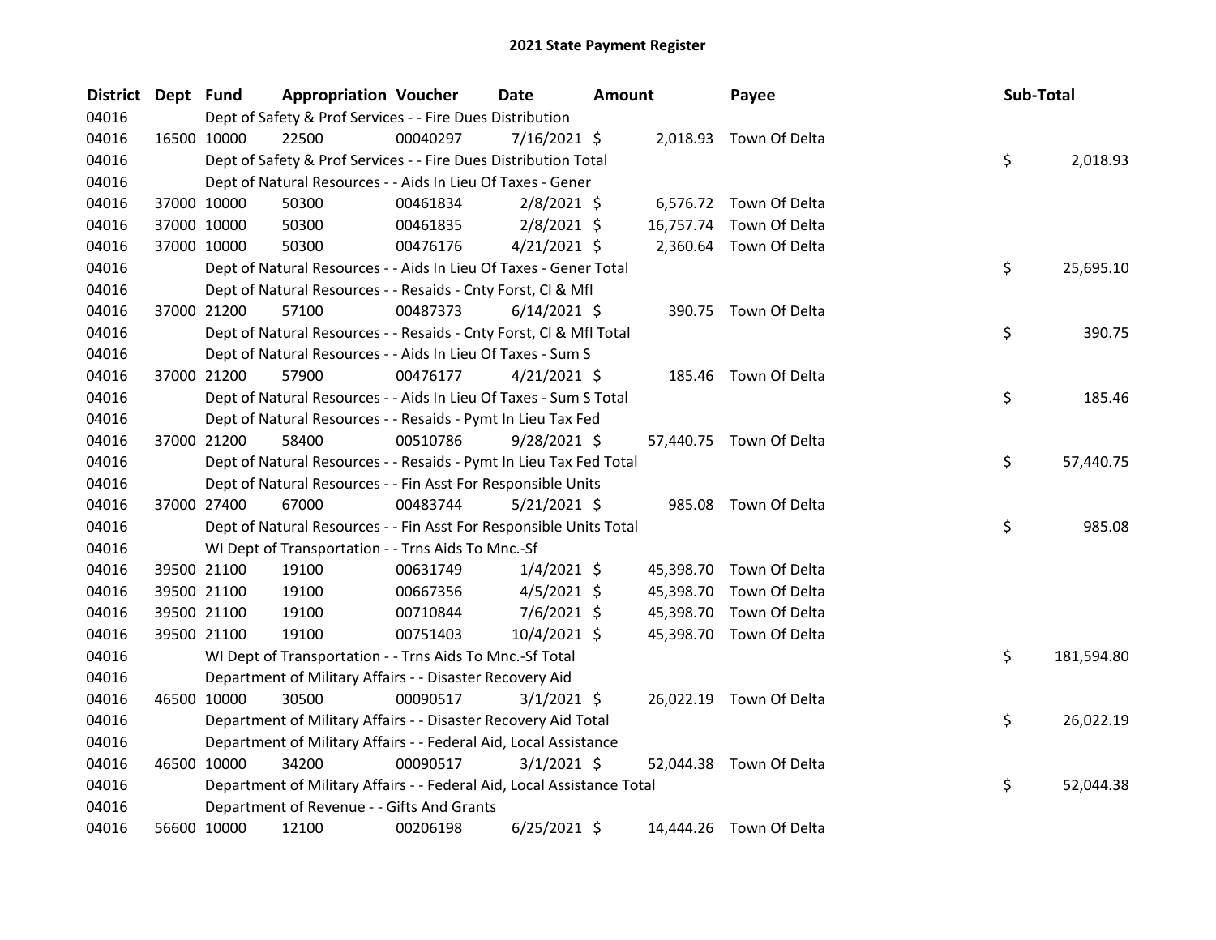# 2021 State Payment Register

| District | Dept | Fund | Appropriation | Voucher | Date | Amount | Payee | Sub-Total |
|---|---|---|---|---|---|---|---|---|
| 04016 | | Dept of Safety & Prof Services - - Fire Dues Distribution | | | | | | |
| 04016 | 16500 | 10000 | 22500 | 00040297 | 7/16/2021 | $ 2,018.93 | Town Of Delta | |
| 04016 | | Dept of Safety & Prof Services - - Fire Dues Distribution Total | | | | | | $ 2,018.93 |
| 04016 | | Dept of Natural Resources - - Aids In Lieu Of Taxes - Gener | | | | | | |
| 04016 | 37000 | 10000 | 50300 | 00461834 | 2/8/2021 | $ 6,576.72 | Town Of Delta | |
| 04016 | 37000 | 10000 | 50300 | 00461835 | 2/8/2021 | $ 16,757.74 | Town Of Delta | |
| 04016 | 37000 | 10000 | 50300 | 00476176 | 4/21/2021 | $ 2,360.64 | Town Of Delta | |
| 04016 | | Dept of Natural Resources - - Aids In Lieu Of Taxes - Gener Total | | | | | | $ 25,695.10 |
| 04016 | | Dept of Natural Resources - - Resaids - Cnty Forst, Cl & Mfl | | | | | | |
| 04016 | 37000 | 21200 | 57100 | 00487373 | 6/14/2021 | $ 390.75 | Town Of Delta | |
| 04016 | | Dept of Natural Resources - - Resaids - Cnty Forst, Cl & Mfl Total | | | | | | $ 390.75 |
| 04016 | | Dept of Natural Resources - - Aids In Lieu Of Taxes - Sum S | | | | | | |
| 04016 | 37000 | 21200 | 57900 | 00476177 | 4/21/2021 | $ 185.46 | Town Of Delta | |
| 04016 | | Dept of Natural Resources - - Aids In Lieu Of Taxes - Sum S Total | | | | | | $ 185.46 |
| 04016 | | Dept of Natural Resources - - Resaids - Pymt In Lieu Tax Fed | | | | | | |
| 04016 | 37000 | 21200 | 58400 | 00510786 | 9/28/2021 | $ 57,440.75 | Town Of Delta | |
| 04016 | | Dept of Natural Resources - - Resaids - Pymt In Lieu Tax Fed Total | | | | | | $ 57,440.75 |
| 04016 | | Dept of Natural Resources - - Fin Asst For Responsible Units | | | | | | |
| 04016 | 37000 | 27400 | 67000 | 00483744 | 5/21/2021 | $ 985.08 | Town Of Delta | |
| 04016 | | Dept of Natural Resources - - Fin Asst For Responsible Units Total | | | | | | $ 985.08 |
| 04016 | | WI Dept of Transportation - - Trns Aids To Mnc.-Sf | | | | | | |
| 04016 | 39500 | 21100 | 19100 | 00631749 | 1/4/2021 | $ 45,398.70 | Town Of Delta | |
| 04016 | 39500 | 21100 | 19100 | 00667356 | 4/5/2021 | $ 45,398.70 | Town Of Delta | |
| 04016 | 39500 | 21100 | 19100 | 00710844 | 7/6/2021 | $ 45,398.70 | Town Of Delta | |
| 04016 | 39500 | 21100 | 19100 | 00751403 | 10/4/2021 | $ 45,398.70 | Town Of Delta | |
| 04016 | | WI Dept of Transportation - - Trns Aids To Mnc.-Sf Total | | | | | | $ 181,594.80 |
| 04016 | | Department of Military Affairs - - Disaster Recovery Aid | | | | | | |
| 04016 | 46500 | 10000 | 30500 | 00090517 | 3/1/2021 | $ 26,022.19 | Town Of Delta | |
| 04016 | | Department of Military Affairs - - Disaster Recovery Aid Total | | | | | | $ 26,022.19 |
| 04016 | | Department of Military Affairs - - Federal Aid, Local Assistance | | | | | | |
| 04016 | 46500 | 10000 | 34200 | 00090517 | 3/1/2021 | $ 52,044.38 | Town Of Delta | |
| 04016 | | Department of Military Affairs - - Federal Aid, Local Assistance Total | | | | | | $ 52,044.38 |
| 04016 | | Department of Revenue - - Gifts And Grants | | | | | | |
| 04016 | 56600 | 10000 | 12100 | 00206198 | 6/25/2021 | $ 14,444.26 | Town Of Delta | |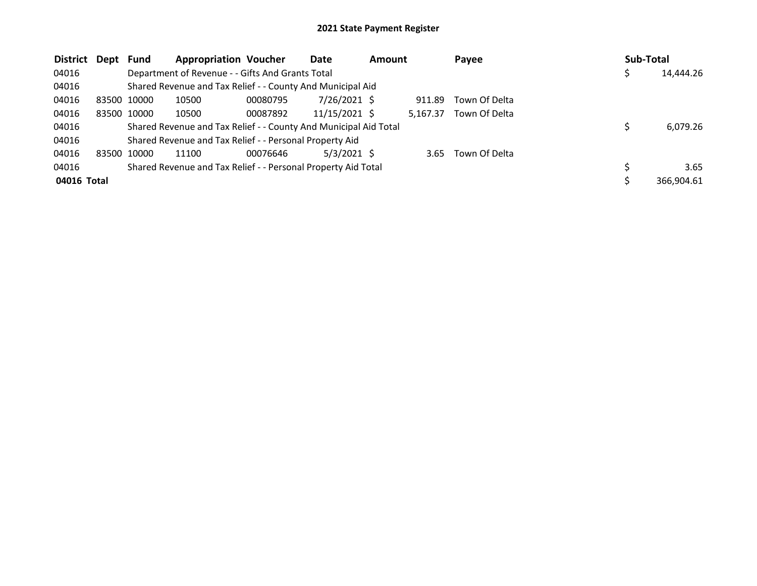# 2021 State Payment Register

| District | Dept | Fund | Appropriation | Voucher | Date | Amount | Payee | Sub-Total |
|---|---|---|---|---|---|---|---|---|
| 04016 | | Department of Revenue - - Gifts And Grants Total | | | | | | $ 14,444.26 |
| 04016 | | Shared Revenue and Tax Relief - - County And Municipal Aid | | | | | | |
| 04016 | 83500 | 10000 | 10500 | 00080795 | 7/26/2021 | $ 911.89 | Town Of Delta | |
| 04016 | 83500 | 10000 | 10500 | 00087892 | 11/15/2021 | $ 5,167.37 | Town Of Delta | |
| 04016 | | Shared Revenue and Tax Relief - - County And Municipal Aid Total | | | | | | $ 6,079.26 |
| 04016 | | Shared Revenue and Tax Relief - - Personal Property Aid | | | | | | |
| 04016 | 83500 | 10000 | 11100 | 00076646 | 5/3/2021 | $ 3.65 | Town Of Delta | |
| 04016 | | Shared Revenue and Tax Relief - - Personal Property Aid Total | | | | | | $ 3.65 |
| **04016 Total** | | | | | | | | $ 366,904.61 |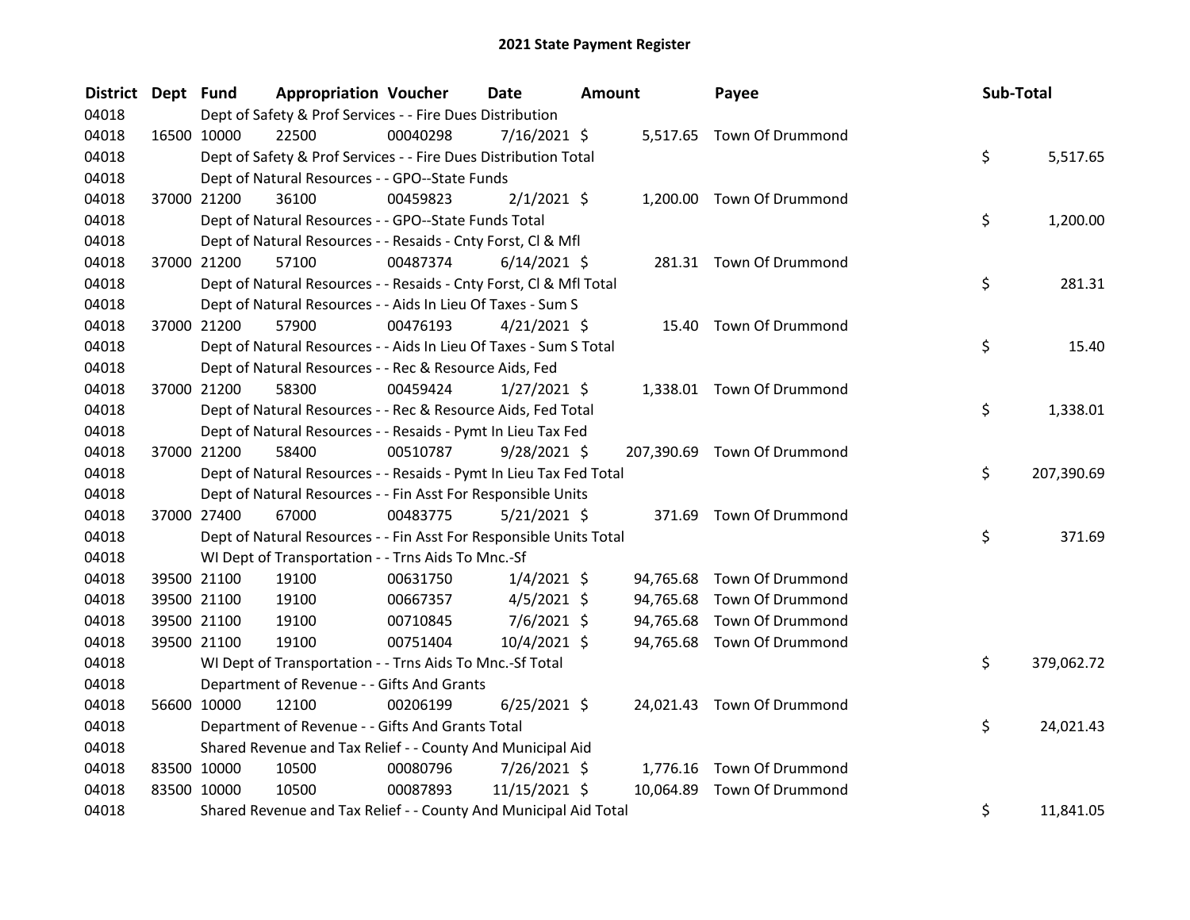# 2021 State Payment Register

| District | Dept | Fund | Appropriation | Voucher | Date | Amount | Payee | Sub-Total |
|---|---|---|---|---|---|---|---|---|
| 04018 | | Dept of Safety & Prof Services - - Fire Dues Distribution | | | | | | |
| 04018 | 16500 | 10000 | 22500 | 00040298 | 7/16/2021 | $ 5,517.65 | Town Of Drummond | |
| 04018 | | Dept of Safety & Prof Services - - Fire Dues Distribution Total | | | | | | $ 5,517.65 |
| 04018 | | Dept of Natural Resources - - GPO--State Funds | | | | | | |
| 04018 | 37000 | 21200 | 36100 | 00459823 | 2/1/2021 | $ 1,200.00 | Town Of Drummond | |
| 04018 | | Dept of Natural Resources - - GPO--State Funds Total | | | | | | $ 1,200.00 |
| 04018 | | Dept of Natural Resources - - Resaids - Cnty Forst, Cl & Mfl | | | | | | |
| 04018 | 37000 | 21200 | 57100 | 00487374 | 6/14/2021 | $ 281.31 | Town Of Drummond | |
| 04018 | | Dept of Natural Resources - - Resaids - Cnty Forst, Cl & Mfl Total | | | | | | $ 281.31 |
| 04018 | | Dept of Natural Resources - - Aids In Lieu Of Taxes - Sum S | | | | | | |
| 04018 | 37000 | 21200 | 57900 | 00476193 | 4/21/2021 | $ 15.40 | Town Of Drummond | |
| 04018 | | Dept of Natural Resources - - Aids In Lieu Of Taxes - Sum S Total | | | | | | $ 15.40 |
| 04018 | | Dept of Natural Resources - - Rec & Resource Aids, Fed | | | | | | |
| 04018 | 37000 | 21200 | 58300 | 00459424 | 1/27/2021 | $ 1,338.01 | Town Of Drummond | |
| 04018 | | Dept of Natural Resources - - Rec & Resource Aids, Fed Total | | | | | | $ 1,338.01 |
| 04018 | | Dept of Natural Resources - - Resaids - Pymt In Lieu Tax Fed | | | | | | |
| 04018 | 37000 | 21200 | 58400 | 00510787 | 9/28/2021 | $ 207,390.69 | Town Of Drummond | |
| 04018 | | Dept of Natural Resources - - Resaids - Pymt In Lieu Tax Fed Total | | | | | | $ 207,390.69 |
| 04018 | | Dept of Natural Resources - - Fin Asst For Responsible Units | | | | | | |
| 04018 | 37000 | 27400 | 67000 | 00483775 | 5/21/2021 | $ 371.69 | Town Of Drummond | |
| 04018 | | Dept of Natural Resources - - Fin Asst For Responsible Units Total | | | | | | $ 371.69 |
| 04018 | | WI Dept of Transportation - - Trns Aids To Mnc.-Sf | | | | | | |
| 04018 | 39500 | 21100 | 19100 | 00631750 | 1/4/2021 | $ 94,765.68 | Town Of Drummond | |
| 04018 | 39500 | 21100 | 19100 | 00667357 | 4/5/2021 | $ 94,765.68 | Town Of Drummond | |
| 04018 | 39500 | 21100 | 19100 | 00710845 | 7/6/2021 | $ 94,765.68 | Town Of Drummond | |
| 04018 | 39500 | 21100 | 19100 | 00751404 | 10/4/2021 | $ 94,765.68 | Town Of Drummond | |
| 04018 | | WI Dept of Transportation - - Trns Aids To Mnc.-Sf Total | | | | | | $ 379,062.72 |
| 04018 | | Department of Revenue - - Gifts And Grants | | | | | | |
| 04018 | 56600 | 10000 | 12100 | 00206199 | 6/25/2021 | $ 24,021.43 | Town Of Drummond | |
| 04018 | | Department of Revenue - - Gifts And Grants Total | | | | | | $ 24,021.43 |
| 04018 | | Shared Revenue and Tax Relief - - County And Municipal Aid | | | | | | |
| 04018 | 83500 | 10000 | 10500 | 00080796 | 7/26/2021 | $ 1,776.16 | Town Of Drummond | |
| 04018 | 83500 | 10000 | 10500 | 00087893 | 11/15/2021 | $ 10,064.89 | Town Of Drummond | |
| 04018 | | Shared Revenue and Tax Relief - - County And Municipal Aid Total | | | | | | $ 11,841.05 |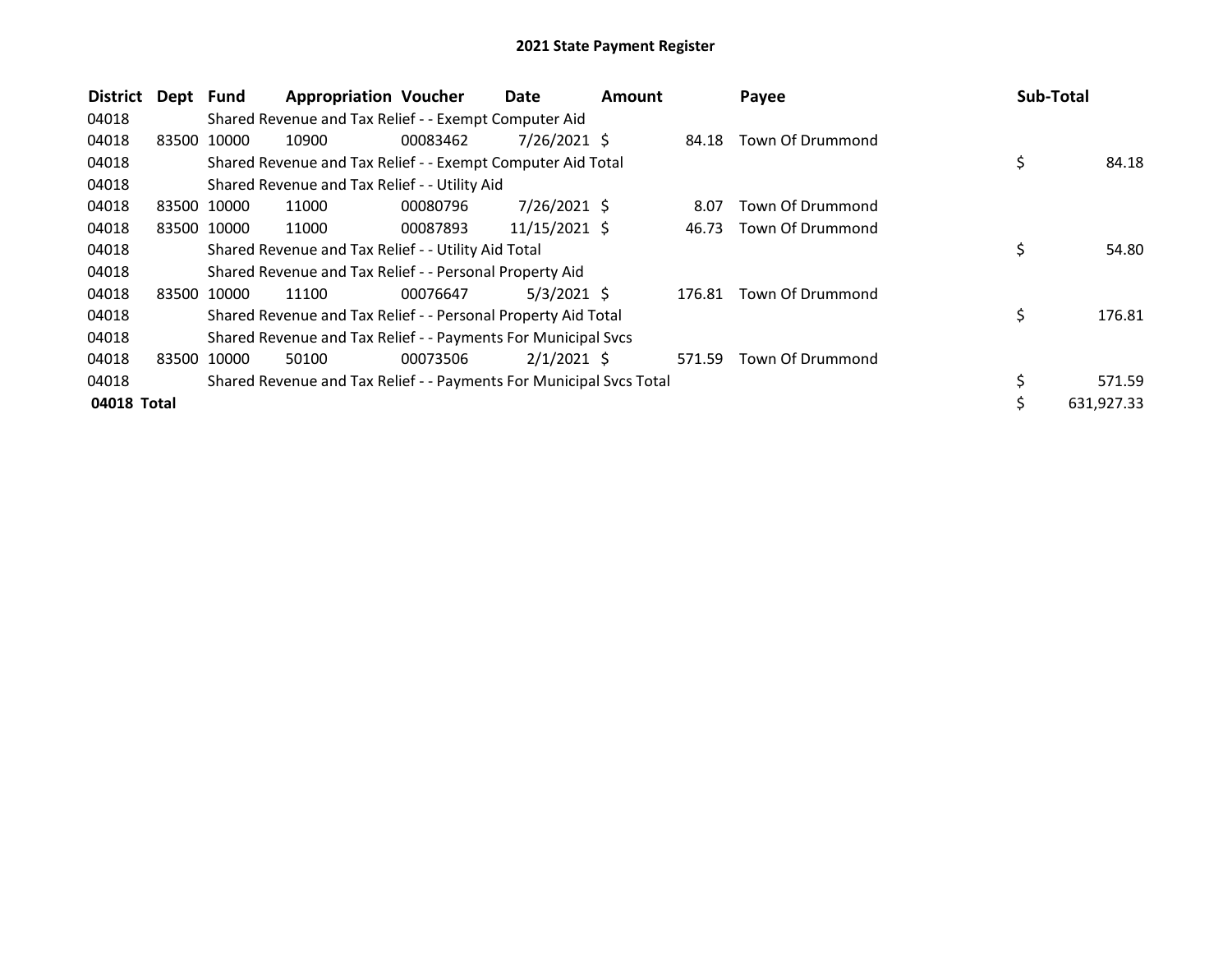# 2021 State Payment Register

| District | Dept | Fund | Appropriation | Voucher | Date | Amount | Payee | Sub-Total |
|---|---|---|---|---|---|---|---|---|
| 04018 | | Shared Revenue and Tax Relief - - Exempt Computer Aid | | | | | | |
| 04018 | 83500 | 10000 | 10900 | 00083462 | 7/26/2021 | $ 84.18 | Town Of Drummond | |
| 04018 | | Shared Revenue and Tax Relief - - Exempt Computer Aid Total | | | | | | $ 84.18 |
| 04018 | | Shared Revenue and Tax Relief - - Utility Aid | | | | | | |
| 04018 | 83500 | 10000 | 11000 | 00080796 | 7/26/2021 | $ 8.07 | Town Of Drummond | |
| 04018 | 83500 | 10000 | 11000 | 00087893 | 11/15/2021 | $ 46.73 | Town Of Drummond | |
| 04018 | | Shared Revenue and Tax Relief - - Utility Aid Total | | | | | | $ 54.80 |
| 04018 | | Shared Revenue and Tax Relief - - Personal Property Aid | | | | | | |
| 04018 | 83500 | 10000 | 11100 | 00076647 | 5/3/2021 | $ 176.81 | Town Of Drummond | |
| 04018 | | Shared Revenue and Tax Relief - - Personal Property Aid Total | | | | | | $ 176.81 |
| 04018 | | Shared Revenue and Tax Relief - - Payments For Municipal Svcs | | | | | | |
| 04018 | 83500 | 10000 | 50100 | 00073506 | 2/1/2021 | $ 571.59 | Town Of Drummond | |
| 04018 | | Shared Revenue and Tax Relief - - Payments For Municipal Svcs Total | | | | | | $ 571.59 |
| **04018 Total** | | | | | | | | $ 631,927.33 |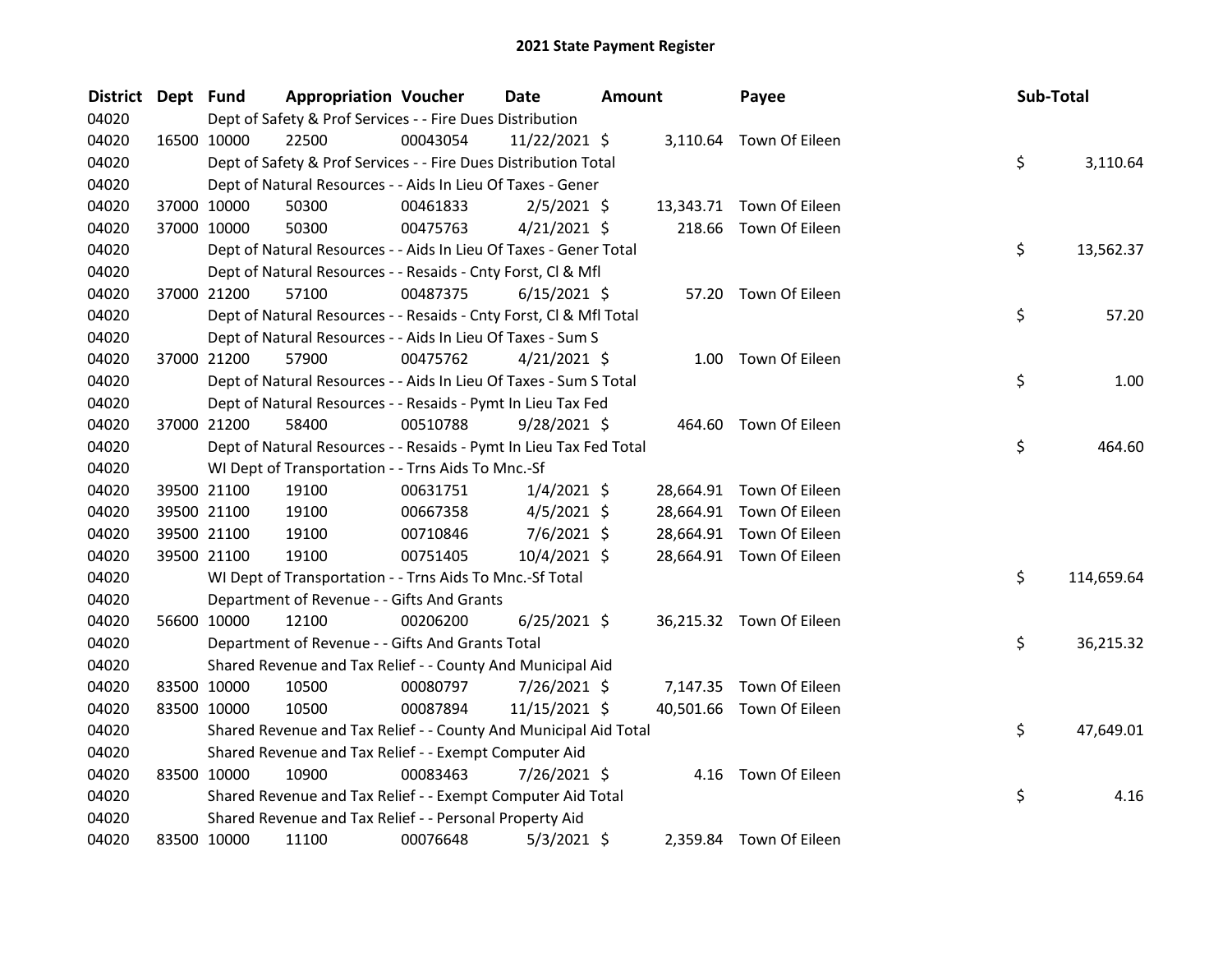# 2021 State Payment Register

| District | Dept | Fund | Appropriation | Voucher | Date | Amount | Payee | Sub-Total |
|---|---|---|---|---|---|---|---|---|
| 04020 | | Dept of Safety & Prof Services - - Fire Dues Distribution | | | | | | |
| 04020 | 16500 | 10000 | 22500 | 00043054 | 11/22/2021 | $ 3,110.64 | Town Of Eileen | |
| 04020 | | Dept of Safety & Prof Services - - Fire Dues Distribution Total | | | | | | $ 3,110.64 |
| 04020 | | Dept of Natural Resources - - Aids In Lieu Of Taxes - Gener | | | | | | |
| 04020 | 37000 | 10000 | 50300 | 00461833 | 2/5/2021 | $ 13,343.71 | Town Of Eileen | |
| 04020 | 37000 | 10000 | 50300 | 00475763 | 4/21/2021 | $ 218.66 | Town Of Eileen | |
| 04020 | | Dept of Natural Resources - - Aids In Lieu Of Taxes - Gener Total | | | | | | $ 13,562.37 |
| 04020 | | Dept of Natural Resources - - Resaids - Cnty Forst, Cl & Mfl | | | | | | |
| 04020 | 37000 | 21200 | 57100 | 00487375 | 6/15/2021 | $ 57.20 | Town Of Eileen | |
| 04020 | | Dept of Natural Resources - - Resaids - Cnty Forst, Cl & Mfl Total | | | | | | $ 57.20 |
| 04020 | | Dept of Natural Resources - - Aids In Lieu Of Taxes - Sum S | | | | | | |
| 04020 | 37000 | 21200 | 57900 | 00475762 | 4/21/2021 | $ 1.00 | Town Of Eileen | |
| 04020 | | Dept of Natural Resources - - Aids In Lieu Of Taxes - Sum S Total | | | | | | $ 1.00 |
| 04020 | | Dept of Natural Resources - - Resaids - Pymt In Lieu Tax Fed | | | | | | |
| 04020 | 37000 | 21200 | 58400 | 00510788 | 9/28/2021 | $ 464.60 | Town Of Eileen | |
| 04020 | | Dept of Natural Resources - - Resaids - Pymt In Lieu Tax Fed Total | | | | | | $ 464.60 |
| 04020 | | WI Dept of Transportation - - Trns Aids To Mnc.-Sf | | | | | | |
| 04020 | 39500 | 21100 | 19100 | 00631751 | 1/4/2021 | $ 28,664.91 | Town Of Eileen | |
| 04020 | 39500 | 21100 | 19100 | 00667358 | 4/5/2021 | $ 28,664.91 | Town Of Eileen | |
| 04020 | 39500 | 21100 | 19100 | 00710846 | 7/6/2021 | $ 28,664.91 | Town Of Eileen | |
| 04020 | 39500 | 21100 | 19100 | 00751405 | 10/4/2021 | $ 28,664.91 | Town Of Eileen | |
| 04020 | | WI Dept of Transportation - - Trns Aids To Mnc.-Sf Total | | | | | | $ 114,659.64 |
| 04020 | | Department of Revenue - - Gifts And Grants | | | | | | |
| 04020 | 56600 | 10000 | 12100 | 00206200 | 6/25/2021 | $ 36,215.32 | Town Of Eileen | |
| 04020 | | Department of Revenue - - Gifts And Grants Total | | | | | | $ 36,215.32 |
| 04020 | | Shared Revenue and Tax Relief - - County And Municipal Aid | | | | | | |
| 04020 | 83500 | 10000 | 10500 | 00080797 | 7/26/2021 | $ 7,147.35 | Town Of Eileen | |
| 04020 | 83500 | 10000 | 10500 | 00087894 | 11/15/2021 | $ 40,501.66 | Town Of Eileen | |
| 04020 | | Shared Revenue and Tax Relief - - County And Municipal Aid Total | | | | | | $ 47,649.01 |
| 04020 | | Shared Revenue and Tax Relief - - Exempt Computer Aid | | | | | | |
| 04020 | 83500 | 10000 | 10900 | 00083463 | 7/26/2021 | $ 4.16 | Town Of Eileen | |
| 04020 | | Shared Revenue and Tax Relief - - Exempt Computer Aid Total | | | | | | $ 4.16 |
| 04020 | | Shared Revenue and Tax Relief - - Personal Property Aid | | | | | | |
| 04020 | 83500 | 10000 | 11100 | 00076648 | 5/3/2021 | $ 2,359.84 | Town Of Eileen | |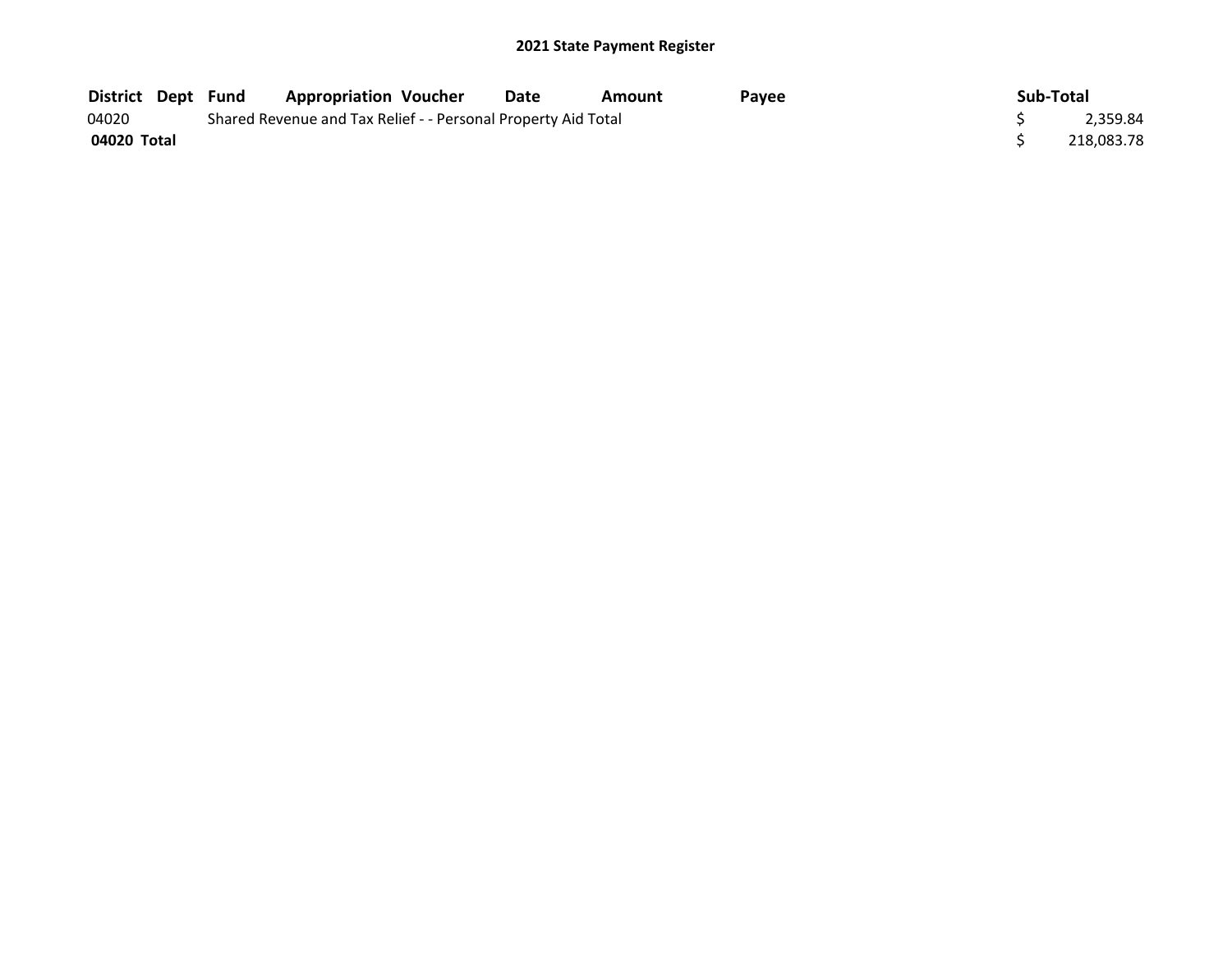## 2021 State Payment Register

| District | Dept | Fund | Appropriation | Voucher | Date | Amount | Payee | Sub-Total |
|---|---|---|---|---|---|---|---|---|
| 04020 | | Shared Revenue and Tax Relief - - Personal Property Aid Total | | | | | | $ 2,359.84 |
| **04020 Total** | | | | | | | | $ 218,083.78 |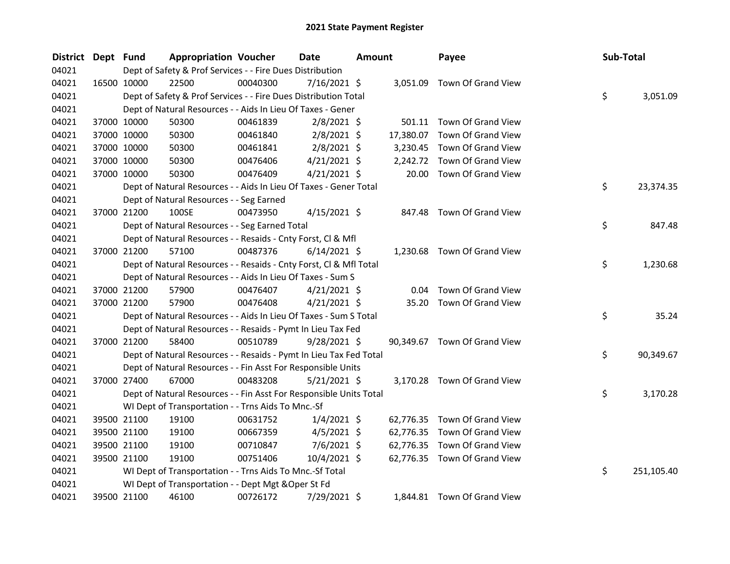# 2021 State Payment Register

| District | Dept | Fund | Appropriation | Voucher | Date | Amount | Payee | Sub-Total |
|---|---|---|---|---|---|---|---|---|
| 04021 | | Dept of Safety & Prof Services - - Fire Dues Distribution | | | | | | |
| 04021 | 16500 | 10000 | 22500 | 00040300 | 7/16/2021 | $ 3,051.09 | Town Of Grand View | |
| 04021 | | Dept of Safety & Prof Services - - Fire Dues Distribution Total | | | | | | $ 3,051.09 |
| 04021 | | Dept of Natural Resources - - Aids In Lieu Of Taxes - Gener | | | | | | |
| 04021 | 37000 | 10000 | 50300 | 00461839 | 2/8/2021 | $ 501.11 | Town Of Grand View | |
| 04021 | 37000 | 10000 | 50300 | 00461840 | 2/8/2021 | $ 17,380.07 | Town Of Grand View | |
| 04021 | 37000 | 10000 | 50300 | 00461841 | 2/8/2021 | $ 3,230.45 | Town Of Grand View | |
| 04021 | 37000 | 10000 | 50300 | 00476406 | 4/21/2021 | $ 2,242.72 | Town Of Grand View | |
| 04021 | 37000 | 10000 | 50300 | 00476409 | 4/21/2021 | $ 20.00 | Town Of Grand View | |
| 04021 | | Dept of Natural Resources - - Aids In Lieu Of Taxes - Gener Total | | | | | | $ 23,374.35 |
| 04021 | | Dept of Natural Resources - - Seg Earned | | | | | | |
| 04021 | 37000 | 21200 | 100SE | 00473950 | 4/15/2021 | $ 847.48 | Town Of Grand View | |
| 04021 | | Dept of Natural Resources - - Seg Earned Total | | | | | | $ 847.48 |
| 04021 | | Dept of Natural Resources - - Resaids - Cnty Forst, Cl & Mfl | | | | | | |
| 04021 | 37000 | 21200 | 57100 | 00487376 | 6/14/2021 | $ 1,230.68 | Town Of Grand View | |
| 04021 | | Dept of Natural Resources - - Resaids - Cnty Forst, Cl & Mfl Total | | | | | | $ 1,230.68 |
| 04021 | | Dept of Natural Resources - - Aids In Lieu Of Taxes - Sum S | | | | | | |
| 04021 | 37000 | 21200 | 57900 | 00476407 | 4/21/2021 | $ 0.04 | Town Of Grand View | |
| 04021 | 37000 | 21200 | 57900 | 00476408 | 4/21/2021 | $ 35.20 | Town Of Grand View | |
| 04021 | | Dept of Natural Resources - - Aids In Lieu Of Taxes - Sum S Total | | | | | | $ 35.24 |
| 04021 | | Dept of Natural Resources - - Resaids - Pymt In Lieu Tax Fed | | | | | | |
| 04021 | 37000 | 21200 | 58400 | 00510789 | 9/28/2021 | $ 90,349.67 | Town Of Grand View | |
| 04021 | | Dept of Natural Resources - - Resaids - Pymt In Lieu Tax Fed Total | | | | | | $ 90,349.67 |
| 04021 | | Dept of Natural Resources - - Fin Asst For Responsible Units | | | | | | |
| 04021 | 37000 | 27400 | 67000 | 00483208 | 5/21/2021 | $ 3,170.28 | Town Of Grand View | |
| 04021 | | Dept of Natural Resources - - Fin Asst For Responsible Units Total | | | | | | $ 3,170.28 |
| 04021 | | WI Dept of Transportation - - Trns Aids To Mnc.-Sf | | | | | | |
| 04021 | 39500 | 21100 | 19100 | 00631752 | 1/4/2021 | $ 62,776.35 | Town Of Grand View | |
| 04021 | 39500 | 21100 | 19100 | 00667359 | 4/5/2021 | $ 62,776.35 | Town Of Grand View | |
| 04021 | 39500 | 21100 | 19100 | 00710847 | 7/6/2021 | $ 62,776.35 | Town Of Grand View | |
| 04021 | 39500 | 21100 | 19100 | 00751406 | 10/4/2021 | $ 62,776.35 | Town Of Grand View | |
| 04021 | | WI Dept of Transportation - - Trns Aids To Mnc.-Sf Total | | | | | | $ 251,105.40 |
| 04021 | | WI Dept of Transportation - - Dept Mgt &Oper St Fd | | | | | | |
| 04021 | 39500 | 21100 | 46100 | 00726172 | 7/29/2021 | $ 1,844.81 | Town Of Grand View | |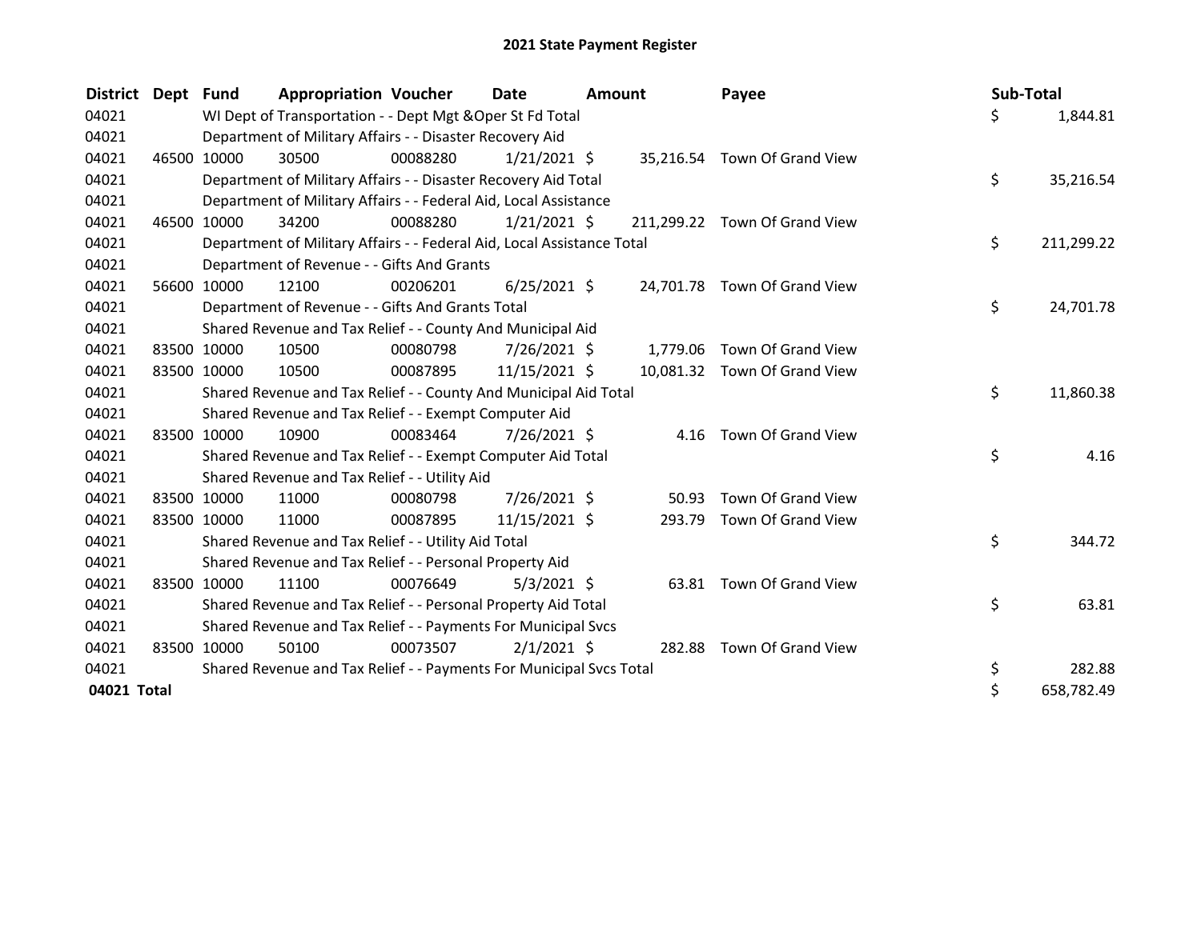# 2021 State Payment Register

| District | Dept | Fund | Appropriation | Voucher | Date | Amount | Payee | Sub-Total |
|---|---|---|---|---|---|---|---|---|
| 04021 | | WI Dept of Transportation - - Dept Mgt &Oper St Fd Total | | | | | | $ 1,844.81 |
| 04021 | | Department of Military Affairs - - Disaster Recovery Aid | | | | | | |
| 04021 | 46500 | 10000 | 30500 | 00088280 | 1/21/2021 | $ 35,216.54 | Town Of Grand View | |
| 04021 | | Department of Military Affairs - - Disaster Recovery Aid Total | | | | | | $ 35,216.54 |
| 04021 | | Department of Military Affairs - - Federal Aid, Local Assistance | | | | | | |
| 04021 | 46500 | 10000 | 34200 | 00088280 | 1/21/2021 | $ 211,299.22 | Town Of Grand View | |
| 04021 | | Department of Military Affairs - - Federal Aid, Local Assistance Total | | | | | | $ 211,299.22 |
| 04021 | | Department of Revenue - - Gifts And Grants | | | | | | |
| 04021 | 56600 | 10000 | 12100 | 00206201 | 6/25/2021 | $ 24,701.78 | Town Of Grand View | |
| 04021 | | Department of Revenue - - Gifts And Grants Total | | | | | | $ 24,701.78 |
| 04021 | | Shared Revenue and Tax Relief - - County And Municipal Aid | | | | | | |
| 04021 | 83500 | 10000 | 10500 | 00080798 | 7/26/2021 | $ 1,779.06 | Town Of Grand View | |
| 04021 | 83500 | 10000 | 10500 | 00087895 | 11/15/2021 | $ 10,081.32 | Town Of Grand View | |
| 04021 | | Shared Revenue and Tax Relief - - County And Municipal Aid Total | | | | | | $ 11,860.38 |
| 04021 | | Shared Revenue and Tax Relief - - Exempt Computer Aid | | | | | | |
| 04021 | 83500 | 10000 | 10900 | 00083464 | 7/26/2021 | $ 4.16 | Town Of Grand View | |
| 04021 | | Shared Revenue and Tax Relief - - Exempt Computer Aid Total | | | | | | $ 4.16 |
| 04021 | | Shared Revenue and Tax Relief - - Utility Aid | | | | | | |
| 04021 | 83500 | 10000 | 11000 | 00080798 | 7/26/2021 | $ 50.93 | Town Of Grand View | |
| 04021 | 83500 | 10000 | 11000 | 00087895 | 11/15/2021 | $ 293.79 | Town Of Grand View | |
| 04021 | | Shared Revenue and Tax Relief - - Utility Aid Total | | | | | | $ 344.72 |
| 04021 | | Shared Revenue and Tax Relief - - Personal Property Aid | | | | | | |
| 04021 | 83500 | 10000 | 11100 | 00076649 | 5/3/2021 | $ 63.81 | Town Of Grand View | |
| 04021 | | Shared Revenue and Tax Relief - - Personal Property Aid Total | | | | | | $ 63.81 |
| 04021 | | Shared Revenue and Tax Relief - - Payments For Municipal Svcs | | | | | | |
| 04021 | 83500 | 10000 | 50100 | 00073507 | 2/1/2021 | $ 282.88 | Town Of Grand View | |
| 04021 | | Shared Revenue and Tax Relief - - Payments For Municipal Svcs Total | | | | | | $ 282.88 |
| **04021 Total** | | | | | | | | $ 658,782.49 |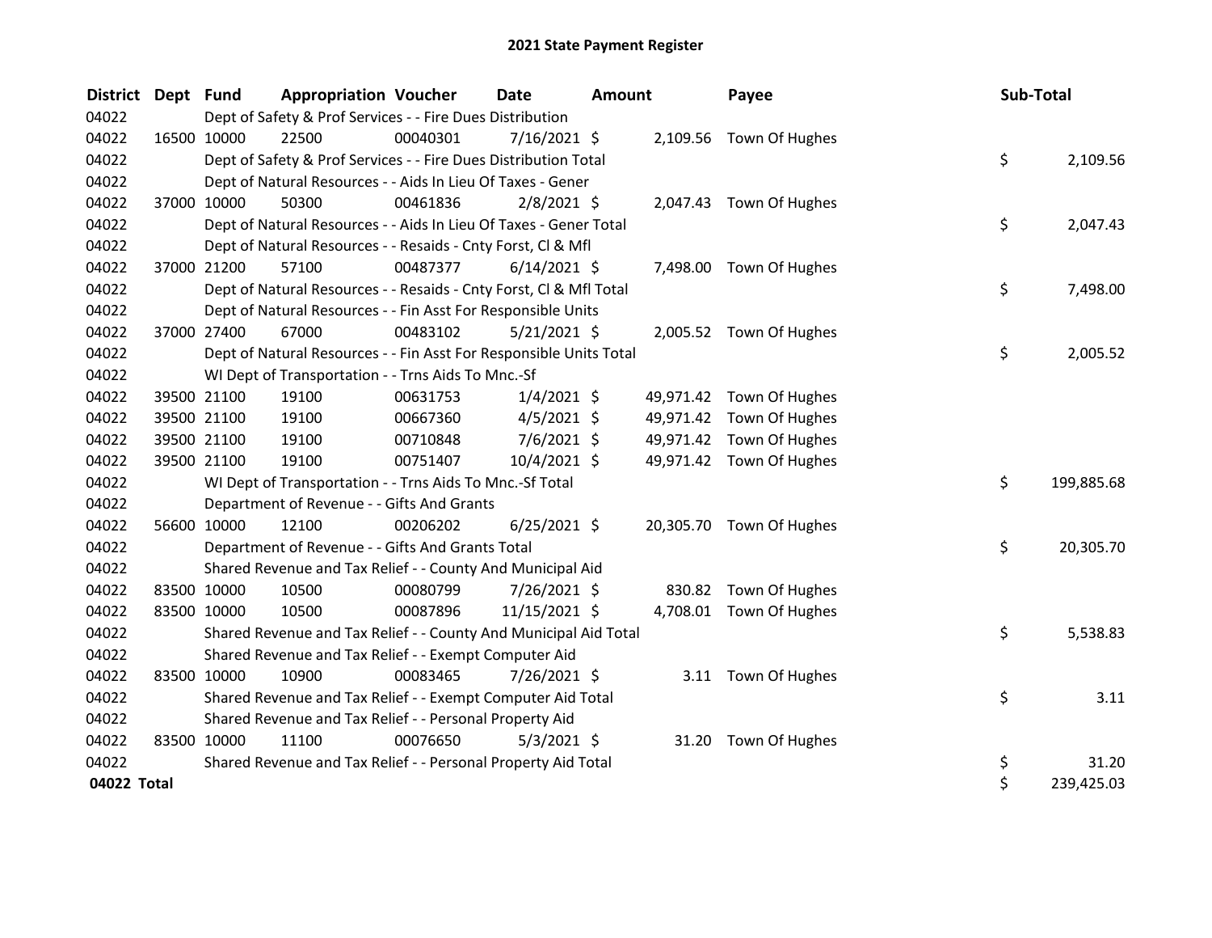# 2021 State Payment Register

| District | Dept | Fund | Appropriation | Voucher | Date | Amount | Payee | Sub-Total |
|---|---|---|---|---|---|---|---|---|
| 04022 | | Dept of Safety & Prof Services - - Fire Dues Distribution | | | | | | |
| 04022 | 16500 | 10000 | 22500 | 00040301 | 7/16/2021 | $ 2,109.56 | Town Of Hughes | |
| 04022 | | Dept of Safety & Prof Services - - Fire Dues Distribution Total | | | | | | $ 2,109.56 |
| 04022 | | Dept of Natural Resources - - Aids In Lieu Of Taxes - Gener | | | | | | |
| 04022 | 37000 | 10000 | 50300 | 00461836 | 2/8/2021 | $ 2,047.43 | Town Of Hughes | |
| 04022 | | Dept of Natural Resources - - Aids In Lieu Of Taxes - Gener Total | | | | | | $ 2,047.43 |
| 04022 | | Dept of Natural Resources - - Resaids - Cnty Forst, Cl & Mfl | | | | | | |
| 04022 | 37000 | 21200 | 57100 | 00487377 | 6/14/2021 | $ 7,498.00 | Town Of Hughes | |
| 04022 | | Dept of Natural Resources - - Resaids - Cnty Forst, Cl & Mfl Total | | | | | | $ 7,498.00 |
| 04022 | | Dept of Natural Resources - - Fin Asst For Responsible Units | | | | | | |
| 04022 | 37000 | 27400 | 67000 | 00483102 | 5/21/2021 | $ 2,005.52 | Town Of Hughes | |
| 04022 | | Dept of Natural Resources - - Fin Asst For Responsible Units Total | | | | | | $ 2,005.52 |
| 04022 | | WI Dept of Transportation - - Trns Aids To Mnc.-Sf | | | | | | |
| 04022 | 39500 | 21100 | 19100 | 00631753 | 1/4/2021 | $ 49,971.42 | Town Of Hughes | |
| 04022 | 39500 | 21100 | 19100 | 00667360 | 4/5/2021 | $ 49,971.42 | Town Of Hughes | |
| 04022 | 39500 | 21100 | 19100 | 00710848 | 7/6/2021 | $ 49,971.42 | Town Of Hughes | |
| 04022 | 39500 | 21100 | 19100 | 00751407 | 10/4/2021 | $ 49,971.42 | Town Of Hughes | |
| 04022 | | WI Dept of Transportation - - Trns Aids To Mnc.-Sf Total | | | | | | $ 199,885.68 |
| 04022 | | Department of Revenue - - Gifts And Grants | | | | | | |
| 04022 | 56600 | 10000 | 12100 | 00206202 | 6/25/2021 | $ 20,305.70 | Town Of Hughes | |
| 04022 | | Department of Revenue - - Gifts And Grants Total | | | | | | $ 20,305.70 |
| 04022 | | Shared Revenue and Tax Relief - - County And Municipal Aid | | | | | | |
| 04022 | 83500 | 10000 | 10500 | 00080799 | 7/26/2021 | $ 830.82 | Town Of Hughes | |
| 04022 | 83500 | 10000 | 10500 | 00087896 | 11/15/2021 | $ 4,708.01 | Town Of Hughes | |
| 04022 | | Shared Revenue and Tax Relief - - County And Municipal Aid Total | | | | | | $ 5,538.83 |
| 04022 | | Shared Revenue and Tax Relief - - Exempt Computer Aid | | | | | | |
| 04022 | 83500 | 10000 | 10900 | 00083465 | 7/26/2021 | $ 3.11 | Town Of Hughes | |
| 04022 | | Shared Revenue and Tax Relief - - Exempt Computer Aid Total | | | | | | $ 3.11 |
| 04022 | | Shared Revenue and Tax Relief - - Personal Property Aid | | | | | | |
| 04022 | 83500 | 10000 | 11100 | 00076650 | 5/3/2021 | $ 31.20 | Town Of Hughes | |
| 04022 | | Shared Revenue and Tax Relief - - Personal Property Aid Total | | | | | | $ 31.20 |
| **04022 Total** | | | | | | | | $ 239,425.03 |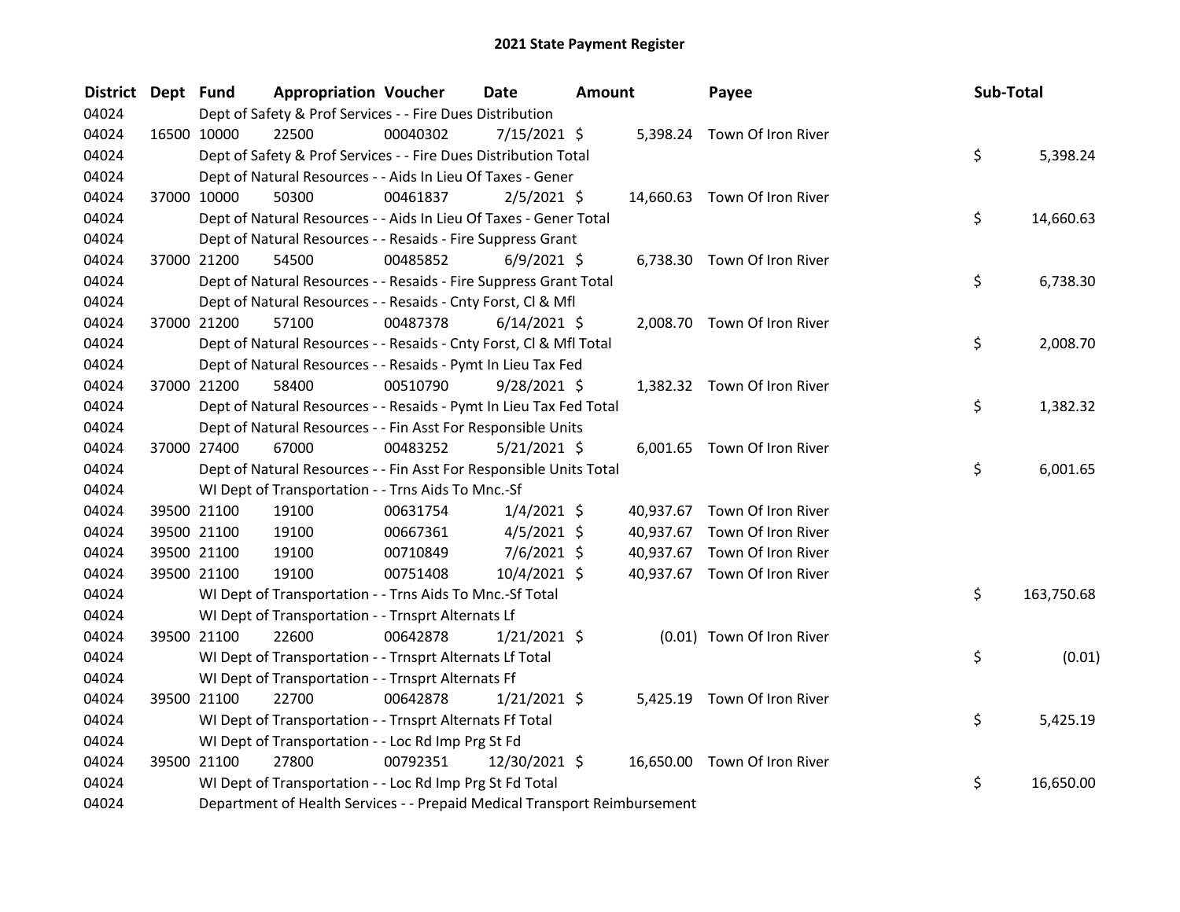## 2021 State Payment Register

| District | Dept | Fund | Appropriation | Voucher | Date | Amount | Payee | Sub-Total |
|---|---|---|---|---|---|---|---|---|
| 04024 | | Dept of Safety & Prof Services - - Fire Dues Distribution | | | | | | |
| 04024 | 16500 | 10000 | 22500 | 00040302 | 7/15/2021 | $ 5,398.24 | Town Of Iron River | |
| 04024 | | Dept of Safety & Prof Services - - Fire Dues Distribution Total | | | | | | $ 5,398.24 |
| 04024 | | Dept of Natural Resources - - Aids In Lieu Of Taxes - Gener | | | | | | |
| 04024 | 37000 | 10000 | 50300 | 00461837 | 2/5/2021 | $ 14,660.63 | Town Of Iron River | |
| 04024 | | Dept of Natural Resources - - Aids In Lieu Of Taxes - Gener Total | | | | | | $ 14,660.63 |
| 04024 | | Dept of Natural Resources - - Resaids - Fire Suppress Grant | | | | | | |
| 04024 | 37000 | 21200 | 54500 | 00485852 | 6/9/2021 | $ 6,738.30 | Town Of Iron River | |
| 04024 | | Dept of Natural Resources - - Resaids - Fire Suppress Grant Total | | | | | | $ 6,738.30 |
| 04024 | | Dept of Natural Resources - - Resaids - Cnty Forst, Cl & Mfl | | | | | | |
| 04024 | 37000 | 21200 | 57100 | 00487378 | 6/14/2021 | $ 2,008.70 | Town Of Iron River | |
| 04024 | | Dept of Natural Resources - - Resaids - Cnty Forst, Cl & Mfl Total | | | | | | $ 2,008.70 |
| 04024 | | Dept of Natural Resources - - Resaids - Pymt In Lieu Tax Fed | | | | | | |
| 04024 | 37000 | 21200 | 58400 | 00510790 | 9/28/2021 | $ 1,382.32 | Town Of Iron River | |
| 04024 | | Dept of Natural Resources - - Resaids - Pymt In Lieu Tax Fed Total | | | | | | $ 1,382.32 |
| 04024 | | Dept of Natural Resources - - Fin Asst For Responsible Units | | | | | | |
| 04024 | 37000 | 27400 | 67000 | 00483252 | 5/21/2021 | $ 6,001.65 | Town Of Iron River | |
| 04024 | | Dept of Natural Resources - - Fin Asst For Responsible Units Total | | | | | | $ 6,001.65 |
| 04024 | | WI Dept of Transportation - - Trns Aids To Mnc.-Sf | | | | | | |
| 04024 | 39500 | 21100 | 19100 | 00631754 | 1/4/2021 | $ 40,937.67 | Town Of Iron River | |
| 04024 | 39500 | 21100 | 19100 | 00667361 | 4/5/2021 | $ 40,937.67 | Town Of Iron River | |
| 04024 | 39500 | 21100 | 19100 | 00710849 | 7/6/2021 | $ 40,937.67 | Town Of Iron River | |
| 04024 | 39500 | 21100 | 19100 | 00751408 | 10/4/2021 | $ 40,937.67 | Town Of Iron River | |
| 04024 | | WI Dept of Transportation - - Trns Aids To Mnc.-Sf Total | | | | | | $ 163,750.68 |
| 04024 | | WI Dept of Transportation - - Trnsprt Alternats Lf | | | | | | |
| 04024 | 39500 | 21100 | 22600 | 00642878 | 1/21/2021 | $ (0.01) | Town Of Iron River | |
| 04024 | | WI Dept of Transportation - - Trnsprt Alternats Lf Total | | | | | | $ (0.01) |
| 04024 | | WI Dept of Transportation - - Trnsprt Alternats Ff | | | | | | |
| 04024 | 39500 | 21100 | 22700 | 00642878 | 1/21/2021 | $ 5,425.19 | Town Of Iron River | |
| 04024 | | WI Dept of Transportation - - Trnsprt Alternats Ff Total | | | | | | $ 5,425.19 |
| 04024 | | WI Dept of Transportation - - Loc Rd Imp Prg St Fd | | | | | | |
| 04024 | 39500 | 21100 | 27800 | 00792351 | 12/30/2021 | $ 16,650.00 | Town Of Iron River | |
| 04024 | | WI Dept of Transportation - - Loc Rd Imp Prg St Fd Total | | | | | | $ 16,650.00 |
| 04024 | | Department of Health Services - - Prepaid Medical Transport Reimbursement | | | | | | |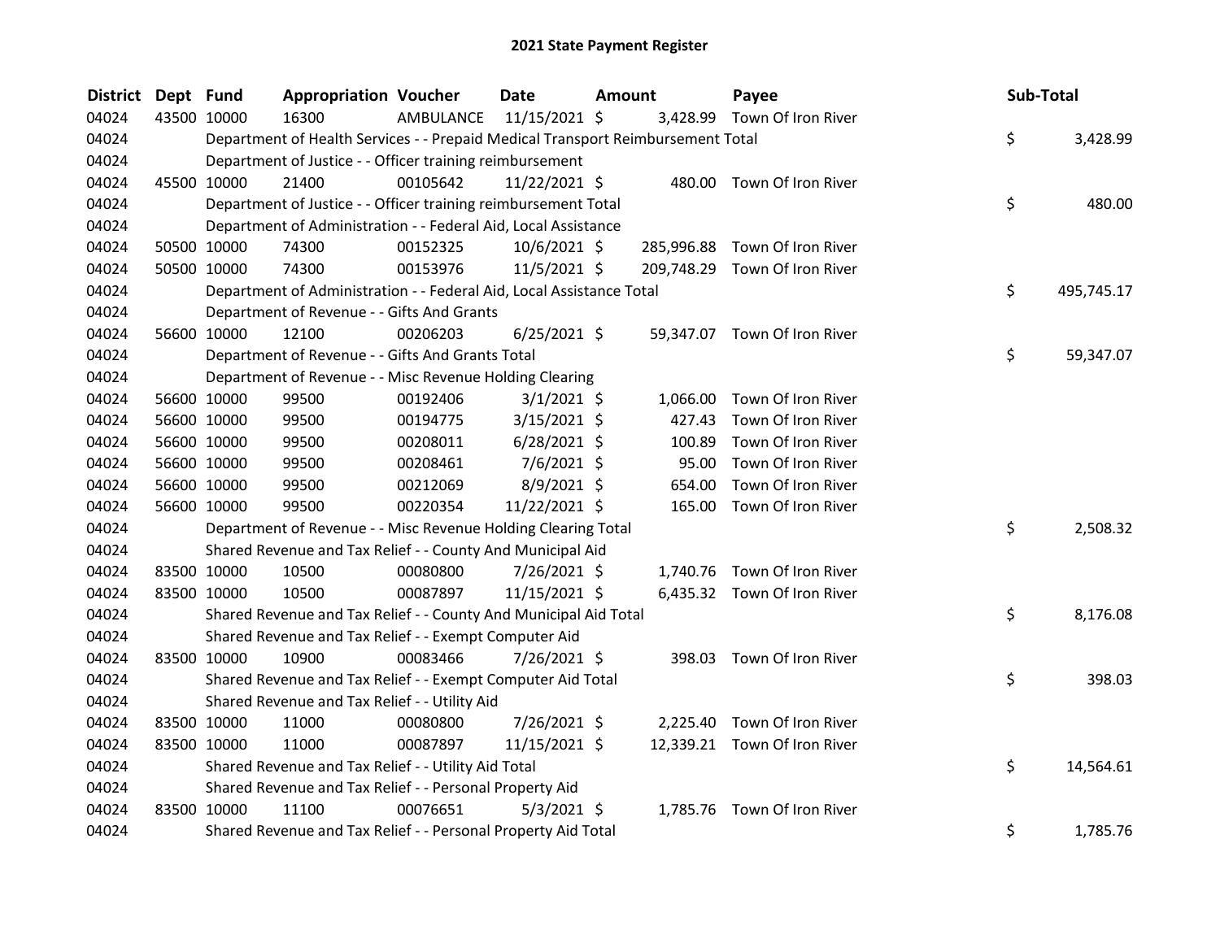# 2021 State Payment Register

| District | Dept | Fund | Appropriation | Voucher | Date | Amount | Payee | Sub-Total |
|---|---|---|---|---|---|---|---|---|
| 04024 | 43500 | 10000 | 16300 | AMBULANCE | 11/15/2021 | $ 3,428.99 | Town Of Iron River | |
| 04024 | | | Department of Health Services - - Prepaid Medical Transport Reimbursement Total | | | | | $ 3,428.99 |
| 04024 | | | Department of Justice - - Officer training reimbursement | | | | | |
| 04024 | 45500 | 10000 | 21400 | 00105642 | 11/22/2021 | $ 480.00 | Town Of Iron River | |
| 04024 | | | Department of Justice - - Officer training reimbursement Total | | | | | $ 480.00 |
| 04024 | | | Department of Administration - - Federal Aid, Local Assistance | | | | | |
| 04024 | 50500 | 10000 | 74300 | 00152325 | 10/6/2021 | $ 285,996.88 | Town Of Iron River | |
| 04024 | 50500 | 10000 | 74300 | 00153976 | 11/5/2021 | $ 209,748.29 | Town Of Iron River | |
| 04024 | | | Department of Administration - - Federal Aid, Local Assistance Total | | | | | $ 495,745.17 |
| 04024 | | | Department of Revenue - - Gifts And Grants | | | | | |
| 04024 | 56600 | 10000 | 12100 | 00206203 | 6/25/2021 | $ 59,347.07 | Town Of Iron River | |
| 04024 | | | Department of Revenue - - Gifts And Grants Total | | | | | $ 59,347.07 |
| 04024 | | | Department of Revenue - - Misc Revenue Holding Clearing | | | | | |
| 04024 | 56600 | 10000 | 99500 | 00192406 | 3/1/2021 | $ 1,066.00 | Town Of Iron River | |
| 04024 | 56600 | 10000 | 99500 | 00194775 | 3/15/2021 | $ 427.43 | Town Of Iron River | |
| 04024 | 56600 | 10000 | 99500 | 00208011 | 6/28/2021 | $ 100.89 | Town Of Iron River | |
| 04024 | 56600 | 10000 | 99500 | 00208461 | 7/6/2021 | $ 95.00 | Town Of Iron River | |
| 04024 | 56600 | 10000 | 99500 | 00212069 | 8/9/2021 | $ 654.00 | Town Of Iron River | |
| 04024 | 56600 | 10000 | 99500 | 00220354 | 11/22/2021 | $ 165.00 | Town Of Iron River | |
| 04024 | | | Department of Revenue - - Misc Revenue Holding Clearing Total | | | | | $ 2,508.32 |
| 04024 | | | Shared Revenue and Tax Relief - - County And Municipal Aid | | | | | |
| 04024 | 83500 | 10000 | 10500 | 00080800 | 7/26/2021 | $ 1,740.76 | Town Of Iron River | |
| 04024 | 83500 | 10000 | 10500 | 00087897 | 11/15/2021 | $ 6,435.32 | Town Of Iron River | |
| 04024 | | | Shared Revenue and Tax Relief - - County And Municipal Aid Total | | | | | $ 8,176.08 |
| 04024 | | | Shared Revenue and Tax Relief - - Exempt Computer Aid | | | | | |
| 04024 | 83500 | 10000 | 10900 | 00083466 | 7/26/2021 | $ 398.03 | Town Of Iron River | |
| 04024 | | | Shared Revenue and Tax Relief - - Exempt Computer Aid Total | | | | | $ 398.03 |
| 04024 | | | Shared Revenue and Tax Relief - - Utility Aid | | | | | |
| 04024 | 83500 | 10000 | 11000 | 00080800 | 7/26/2021 | $ 2,225.40 | Town Of Iron River | |
| 04024 | 83500 | 10000 | 11000 | 00087897 | 11/15/2021 | $ 12,339.21 | Town Of Iron River | |
| 04024 | | | Shared Revenue and Tax Relief - - Utility Aid Total | | | | | $ 14,564.61 |
| 04024 | | | Shared Revenue and Tax Relief - - Personal Property Aid | | | | | |
| 04024 | 83500 | 10000 | 11100 | 00076651 | 5/3/2021 | $ 1,785.76 | Town Of Iron River | |
| 04024 | | | Shared Revenue and Tax Relief - - Personal Property Aid Total | | | | | $ 1,785.76 |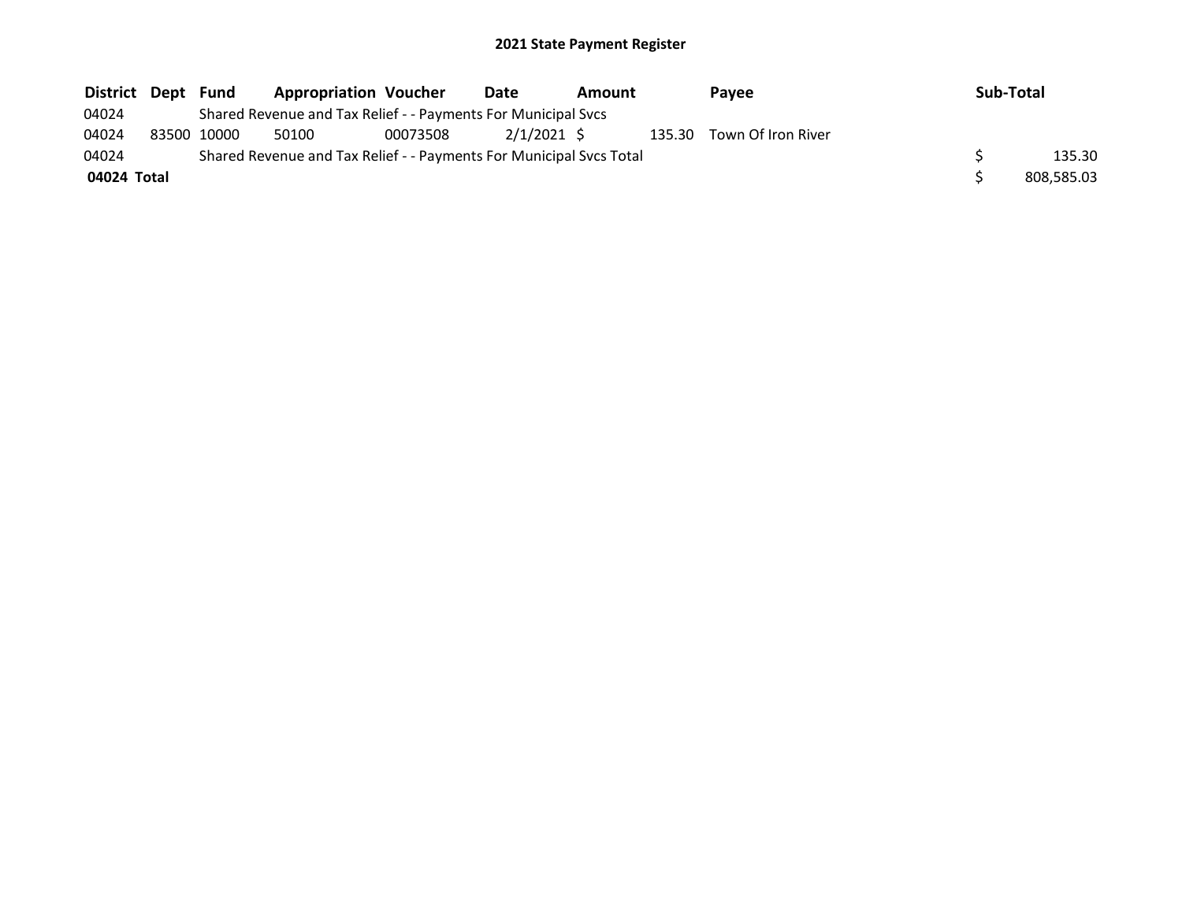## 2021 State Payment Register

| District | Dept | Fund | Appropriation | Voucher | Date | Amount | Payee | Sub-Total |
|---|---|---|---|---|---|---|---|---|
| 04024 | | Shared Revenue and Tax Relief - - Payments For Municipal Svcs | | | | | | |
| 04024 | 83500 | 10000 | 50100 | 00073508 | 2/1/2021 | $ 135.30 | Town Of Iron River | |
| 04024 | | Shared Revenue and Tax Relief - - Payments For Municipal Svcs Total | | | | | | $ 135.30 |
| **04024 Total** | | | | | | | | $ 808,585.03 |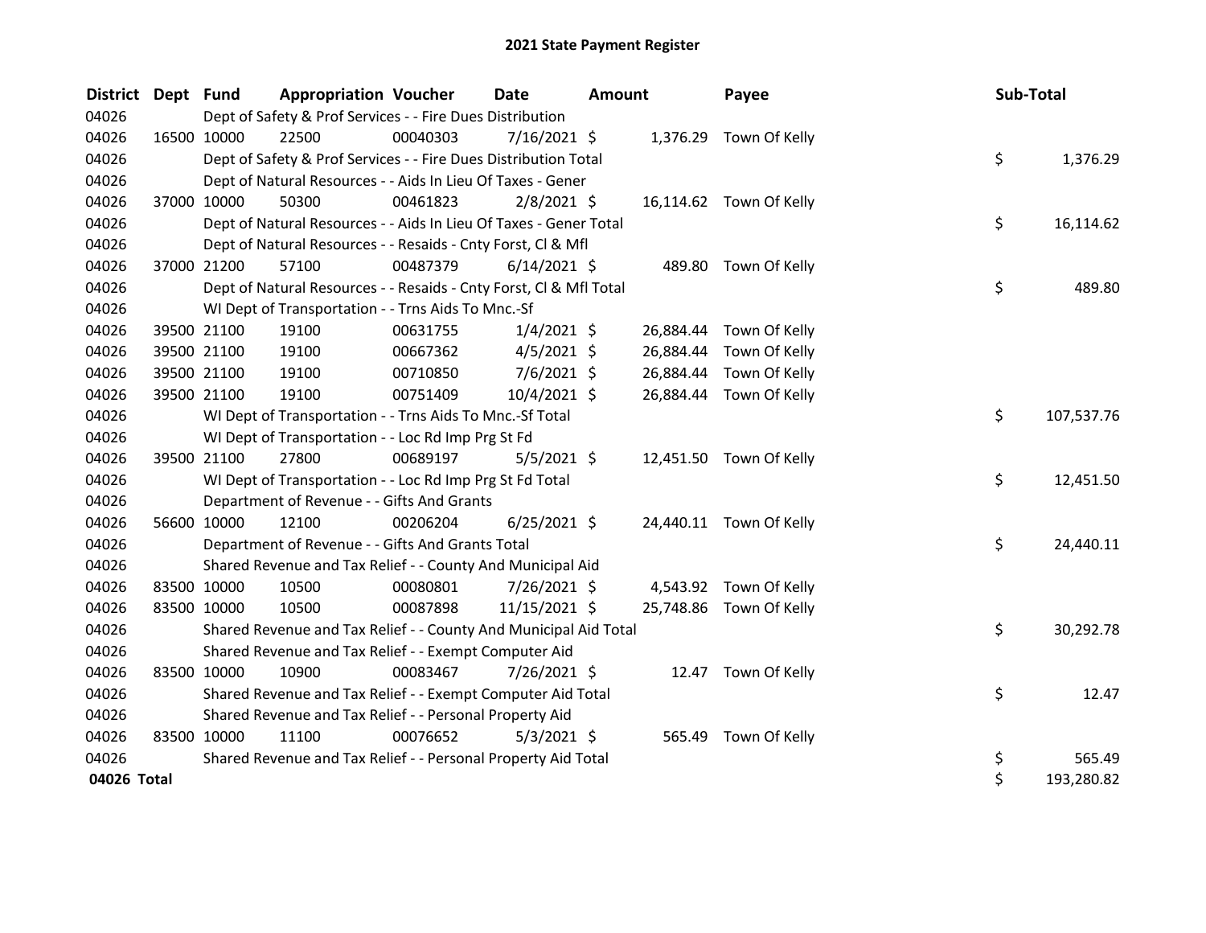## 2021 State Payment Register

| District | Dept | Fund | Appropriation | Voucher | Date | Amount | Payee | Sub-Total |
|---|---|---|---|---|---|---|---|---|
| 04026 | | Dept of Safety & Prof Services - - Fire Dues Distribution | | | | | | |
| 04026 | 16500 | 10000 | 22500 | 00040303 | 7/16/2021 | $ 1,376.29 | Town Of Kelly | |
| 04026 | | Dept of Safety & Prof Services - - Fire Dues Distribution Total | | | | | | $ 1,376.29 |
| 04026 | | Dept of Natural Resources - - Aids In Lieu Of Taxes - Gener | | | | | | |
| 04026 | 37000 | 10000 | 50300 | 00461823 | 2/8/2021 | $ 16,114.62 | Town Of Kelly | |
| 04026 | | Dept of Natural Resources - - Aids In Lieu Of Taxes - Gener Total | | | | | | $ 16,114.62 |
| 04026 | | Dept of Natural Resources - - Resaids - Cnty Forst, Cl & Mfl | | | | | | |
| 04026 | 37000 | 21200 | 57100 | 00487379 | 6/14/2021 | $ 489.80 | Town Of Kelly | |
| 04026 | | Dept of Natural Resources - - Resaids - Cnty Forst, Cl & Mfl Total | | | | | | $ 489.80 |
| 04026 | | WI Dept of Transportation - - Trns Aids To Mnc.-Sf | | | | | | |
| 04026 | 39500 | 21100 | 19100 | 00631755 | 1/4/2021 | $ 26,884.44 | Town Of Kelly | |
| 04026 | 39500 | 21100 | 19100 | 00667362 | 4/5/2021 | $ 26,884.44 | Town Of Kelly | |
| 04026 | 39500 | 21100 | 19100 | 00710850 | 7/6/2021 | $ 26,884.44 | Town Of Kelly | |
| 04026 | 39500 | 21100 | 19100 | 00751409 | 10/4/2021 | $ 26,884.44 | Town Of Kelly | |
| 04026 | | WI Dept of Transportation - - Trns Aids To Mnc.-Sf Total | | | | | | $ 107,537.76 |
| 04026 | | WI Dept of Transportation - - Loc Rd Imp Prg St Fd | | | | | | |
| 04026 | 39500 | 21100 | 27800 | 00689197 | 5/5/2021 | $ 12,451.50 | Town Of Kelly | |
| 04026 | | WI Dept of Transportation - - Loc Rd Imp Prg St Fd Total | | | | | | $ 12,451.50 |
| 04026 | | Department of Revenue - - Gifts And Grants | | | | | | |
| 04026 | 56600 | 10000 | 12100 | 00206204 | 6/25/2021 | $ 24,440.11 | Town Of Kelly | |
| 04026 | | Department of Revenue - - Gifts And Grants Total | | | | | | $ 24,440.11 |
| 04026 | | Shared Revenue and Tax Relief - - County And Municipal Aid | | | | | | |
| 04026 | 83500 | 10000 | 10500 | 00080801 | 7/26/2021 | $ 4,543.92 | Town Of Kelly | |
| 04026 | 83500 | 10000 | 10500 | 00087898 | 11/15/2021 | $ 25,748.86 | Town Of Kelly | |
| 04026 | | Shared Revenue and Tax Relief - - County And Municipal Aid Total | | | | | | $ 30,292.78 |
| 04026 | | Shared Revenue and Tax Relief - - Exempt Computer Aid | | | | | | |
| 04026 | 83500 | 10000 | 10900 | 00083467 | 7/26/2021 | $ 12.47 | Town Of Kelly | |
| 04026 | | Shared Revenue and Tax Relief - - Exempt Computer Aid Total | | | | | | $ 12.47 |
| 04026 | | Shared Revenue and Tax Relief - - Personal Property Aid | | | | | | |
| 04026 | 83500 | 10000 | 11100 | 00076652 | 5/3/2021 | $ 565.49 | Town Of Kelly | |
| 04026 | | Shared Revenue and Tax Relief - - Personal Property Aid Total | | | | | | $ 565.49 |
| **04026 Total** | | | | | | | | $ 193,280.82 |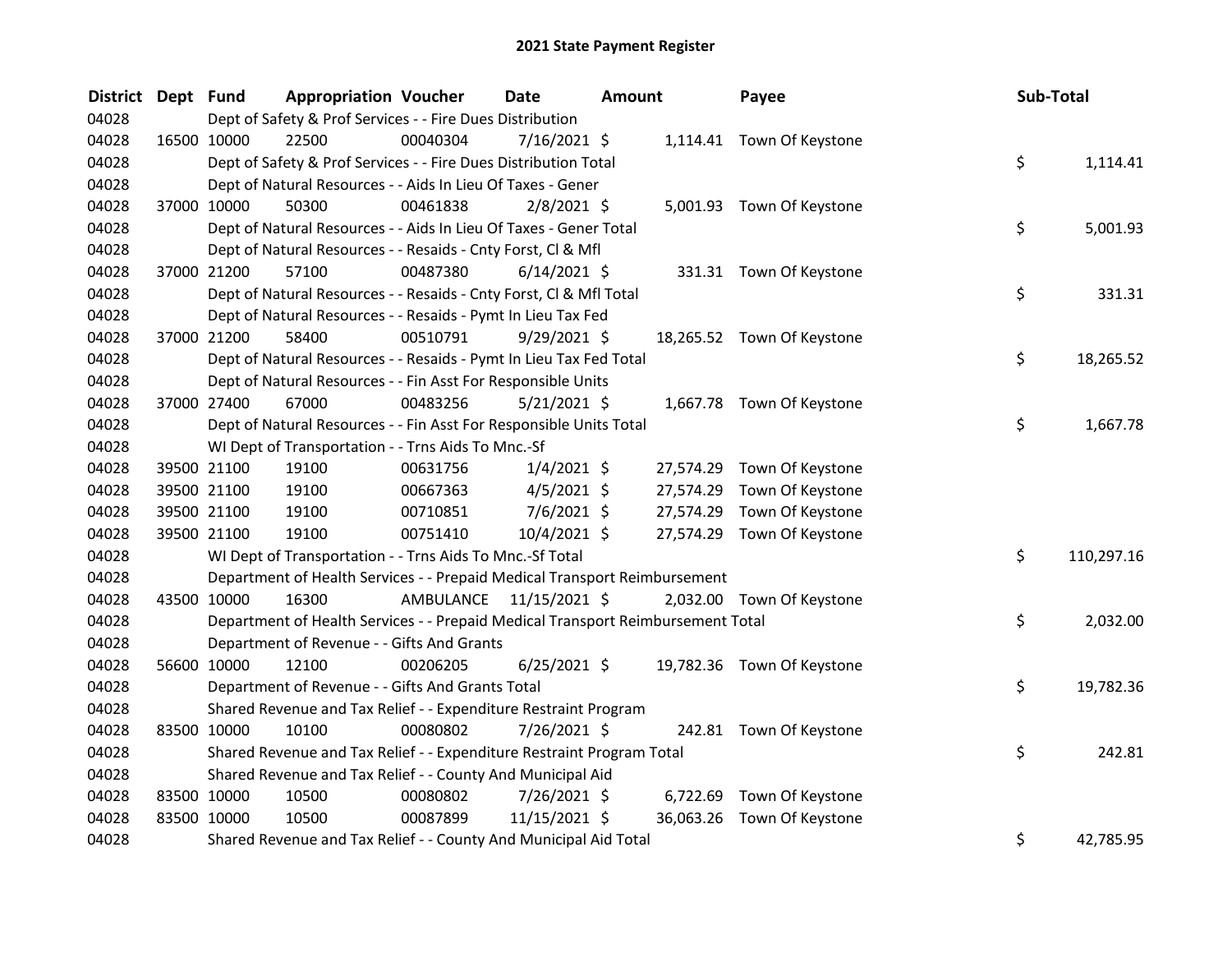# 2021 State Payment Register

| District | Dept | Fund | Appropriation | Voucher | Date | Amount | Payee | Sub-Total |
|---|---|---|---|---|---|---|---|---|
| 04028 | | Dept of Safety & Prof Services - - Fire Dues Distribution | | | | | | |
| 04028 | 16500 | 10000 | 22500 | 00040304 | 7/16/2021 | $ 1,114.41 | Town Of Keystone | |
| 04028 | | Dept of Safety & Prof Services - - Fire Dues Distribution Total | | | | | | $ 1,114.41 |
| 04028 | | Dept of Natural Resources - - Aids In Lieu Of Taxes - Gener | | | | | | |
| 04028 | 37000 | 10000 | 50300 | 00461838 | 2/8/2021 | $ 5,001.93 | Town Of Keystone | |
| 04028 | | Dept of Natural Resources - - Aids In Lieu Of Taxes - Gener Total | | | | | | $ 5,001.93 |
| 04028 | | Dept of Natural Resources - - Resaids - Cnty Forst, Cl & Mfl | | | | | | |
| 04028 | 37000 | 21200 | 57100 | 00487380 | 6/14/2021 | $ 331.31 | Town Of Keystone | |
| 04028 | | Dept of Natural Resources - - Resaids - Cnty Forst, Cl & Mfl Total | | | | | | $ 331.31 |
| 04028 | | Dept of Natural Resources - - Resaids - Pymt In Lieu Tax Fed | | | | | | |
| 04028 | 37000 | 21200 | 58400 | 00510791 | 9/29/2021 | $ 18,265.52 | Town Of Keystone | |
| 04028 | | Dept of Natural Resources - - Resaids - Pymt In Lieu Tax Fed Total | | | | | | $ 18,265.52 |
| 04028 | | Dept of Natural Resources - - Fin Asst For Responsible Units | | | | | | |
| 04028 | 37000 | 27400 | 67000 | 00483256 | 5/21/2021 | $ 1,667.78 | Town Of Keystone | |
| 04028 | | Dept of Natural Resources - - Fin Asst For Responsible Units Total | | | | | | $ 1,667.78 |
| 04028 | | WI Dept of Transportation - - Trns Aids To Mnc.-Sf | | | | | | |
| 04028 | 39500 | 21100 | 19100 | 00631756 | 1/4/2021 | $ 27,574.29 | Town Of Keystone | |
| 04028 | 39500 | 21100 | 19100 | 00667363 | 4/5/2021 | $ 27,574.29 | Town Of Keystone | |
| 04028 | 39500 | 21100 | 19100 | 00710851 | 7/6/2021 | $ 27,574.29 | Town Of Keystone | |
| 04028 | 39500 | 21100 | 19100 | 00751410 | 10/4/2021 | $ 27,574.29 | Town Of Keystone | |
| 04028 | | WI Dept of Transportation - - Trns Aids To Mnc.-Sf Total | | | | | | $ 110,297.16 |
| 04028 | | Department of Health Services - - Prepaid Medical Transport Reimbursement | | | | | | |
| 04028 | 43500 | 10000 | 16300 | AMBULANCE | 11/15/2021 | $ 2,032.00 | Town Of Keystone | |
| 04028 | | Department of Health Services - - Prepaid Medical Transport Reimbursement Total | | | | | | $ 2,032.00 |
| 04028 | | Department of Revenue - - Gifts And Grants | | | | | | |
| 04028 | 56600 | 10000 | 12100 | 00206205 | 6/25/2021 | $ 19,782.36 | Town Of Keystone | |
| 04028 | | Department of Revenue - - Gifts And Grants Total | | | | | | $ 19,782.36 |
| 04028 | | Shared Revenue and Tax Relief - - Expenditure Restraint Program | | | | | | |
| 04028 | 83500 | 10000 | 10100 | 00080802 | 7/26/2021 | $ 242.81 | Town Of Keystone | |
| 04028 | | Shared Revenue and Tax Relief - - Expenditure Restraint Program Total | | | | | | $ 242.81 |
| 04028 | | Shared Revenue and Tax Relief - - County And Municipal Aid | | | | | | |
| 04028 | 83500 | 10000 | 10500 | 00080802 | 7/26/2021 | $ 6,722.69 | Town Of Keystone | |
| 04028 | 83500 | 10000 | 10500 | 00087899 | 11/15/2021 | $ 36,063.26 | Town Of Keystone | |
| 04028 | | Shared Revenue and Tax Relief - - County And Municipal Aid Total | | | | | | $ 42,785.95 |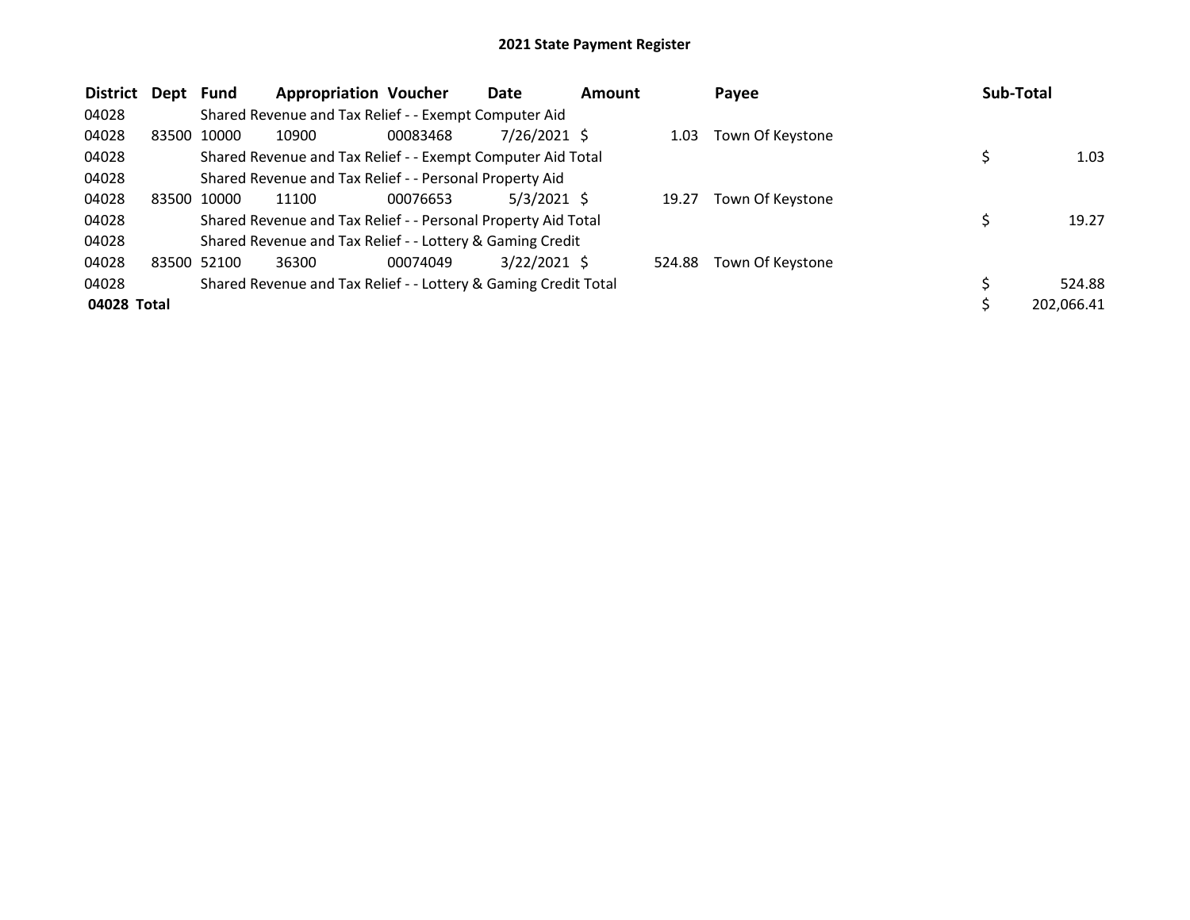## 2021 State Payment Register

| District | Dept | Fund | Appropriation | Voucher | Date | Amount | Payee | Sub-Total |
|---|---|---|---|---|---|---|---|---|
| 04028 | | Shared Revenue and Tax Relief - - Exempt Computer Aid | | | | | | |
| 04028 | 83500 | 10000 | 10900 | 00083468 | 7/26/2021 | $ 1.03 | Town Of Keystone | |
| 04028 | | Shared Revenue and Tax Relief - - Exempt Computer Aid Total | | | | | | $ 1.03 |
| 04028 | | Shared Revenue and Tax Relief - - Personal Property Aid | | | | | | |
| 04028 | 83500 | 10000 | 11100 | 00076653 | 5/3/2021 | $ 19.27 | Town Of Keystone | |
| 04028 | | Shared Revenue and Tax Relief - - Personal Property Aid Total | | | | | | $ 19.27 |
| 04028 | | Shared Revenue and Tax Relief - - Lottery & Gaming Credit | | | | | | |
| 04028 | 83500 | 52100 | 36300 | 00074049 | 3/22/2021 | $ 524.88 | Town Of Keystone | |
| 04028 | | Shared Revenue and Tax Relief - - Lottery & Gaming Credit Total | | | | | | $ 524.88 |
| **04028 Total** | | | | | | | | $ 202,066.41 |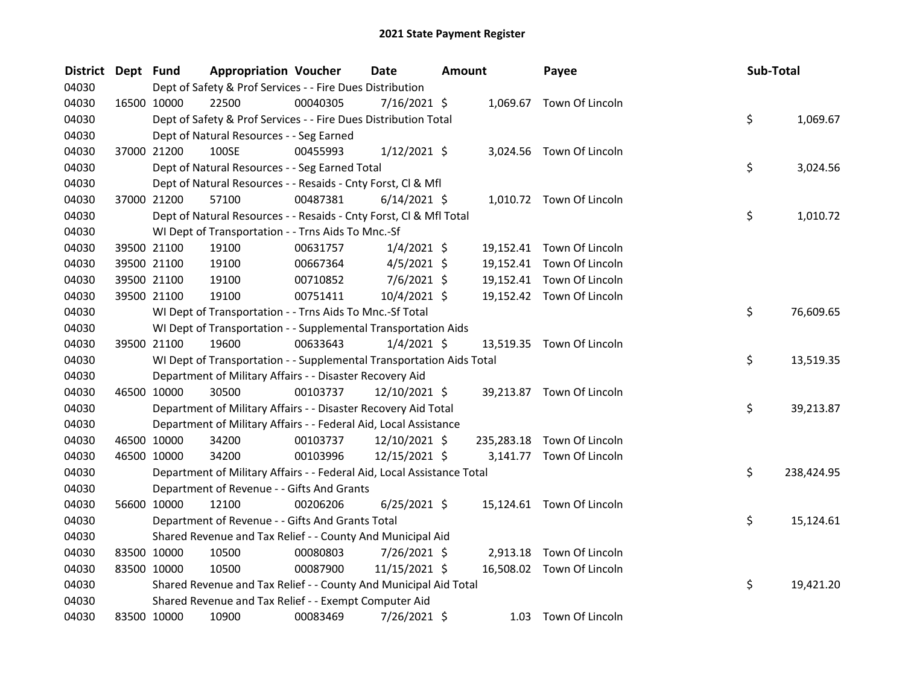## 2021 State Payment Register

| District | Dept | Fund | Appropriation | Voucher | Date | Amount | Payee | Sub-Total |
|---|---|---|---|---|---|---|---|---|
| 04030 | | Dept of Safety & Prof Services - - Fire Dues Distribution | | | | | | |
| 04030 | 16500 | 10000 | 22500 | 00040305 | 7/16/2021 | $ 1,069.67 | Town Of Lincoln | |
| 04030 | | Dept of Safety & Prof Services - - Fire Dues Distribution Total | | | | | | $ 1,069.67 |
| 04030 | | Dept of Natural Resources - - Seg Earned | | | | | | |
| 04030 | 37000 | 21200 | 100SE | 00455993 | 1/12/2021 | $ 3,024.56 | Town Of Lincoln | |
| 04030 | | Dept of Natural Resources - - Seg Earned Total | | | | | | $ 3,024.56 |
| 04030 | | Dept of Natural Resources - - Resaids - Cnty Forst, Cl & Mfl | | | | | | |
| 04030 | 37000 | 21200 | 57100 | 00487381 | 6/14/2021 | $ 1,010.72 | Town Of Lincoln | |
| 04030 | | Dept of Natural Resources - - Resaids - Cnty Forst, Cl & Mfl Total | | | | | | $ 1,010.72 |
| 04030 | | WI Dept of Transportation - - Trns Aids To Mnc.-Sf | | | | | | |
| 04030 | 39500 | 21100 | 19100 | 00631757 | 1/4/2021 | $ 19,152.41 | Town Of Lincoln | |
| 04030 | 39500 | 21100 | 19100 | 00667364 | 4/5/2021 | $ 19,152.41 | Town Of Lincoln | |
| 04030 | 39500 | 21100 | 19100 | 00710852 | 7/6/2021 | $ 19,152.41 | Town Of Lincoln | |
| 04030 | 39500 | 21100 | 19100 | 00751411 | 10/4/2021 | $ 19,152.42 | Town Of Lincoln | |
| 04030 | | WI Dept of Transportation - - Trns Aids To Mnc.-Sf Total | | | | | | $ 76,609.65 |
| 04030 | | WI Dept of Transportation - - Supplemental Transportation Aids | | | | | | |
| 04030 | 39500 | 21100 | 19600 | 00633643 | 1/4/2021 | $ 13,519.35 | Town Of Lincoln | |
| 04030 | | WI Dept of Transportation - - Supplemental Transportation Aids Total | | | | | | $ 13,519.35 |
| 04030 | | Department of Military Affairs - - Disaster Recovery Aid | | | | | | |
| 04030 | 46500 | 10000 | 30500 | 00103737 | 12/10/2021 | $ 39,213.87 | Town Of Lincoln | |
| 04030 | | Department of Military Affairs - - Disaster Recovery Aid Total | | | | | | $ 39,213.87 |
| 04030 | | Department of Military Affairs - - Federal Aid, Local Assistance | | | | | | |
| 04030 | 46500 | 10000 | 34200 | 00103737 | 12/10/2021 | $ 235,283.18 | Town Of Lincoln | |
| 04030 | 46500 | 10000 | 34200 | 00103996 | 12/15/2021 | $ 3,141.77 | Town Of Lincoln | |
| 04030 | | Department of Military Affairs - - Federal Aid, Local Assistance Total | | | | | | $ 238,424.95 |
| 04030 | | Department of Revenue - - Gifts And Grants | | | | | | |
| 04030 | 56600 | 10000 | 12100 | 00206206 | 6/25/2021 | $ 15,124.61 | Town Of Lincoln | |
| 04030 | | Department of Revenue - - Gifts And Grants Total | | | | | | $ 15,124.61 |
| 04030 | | Shared Revenue and Tax Relief - - County And Municipal Aid | | | | | | |
| 04030 | 83500 | 10000 | 10500 | 00080803 | 7/26/2021 | $ 2,913.18 | Town Of Lincoln | |
| 04030 | 83500 | 10000 | 10500 | 00087900 | 11/15/2021 | $ 16,508.02 | Town Of Lincoln | |
| 04030 | | Shared Revenue and Tax Relief - - County And Municipal Aid Total | | | | | | $ 19,421.20 |
| 04030 | | Shared Revenue and Tax Relief - - Exempt Computer Aid | | | | | | |
| 04030 | 83500 | 10000 | 10900 | 00083469 | 7/26/2021 | $ 1.03 | Town Of Lincoln | |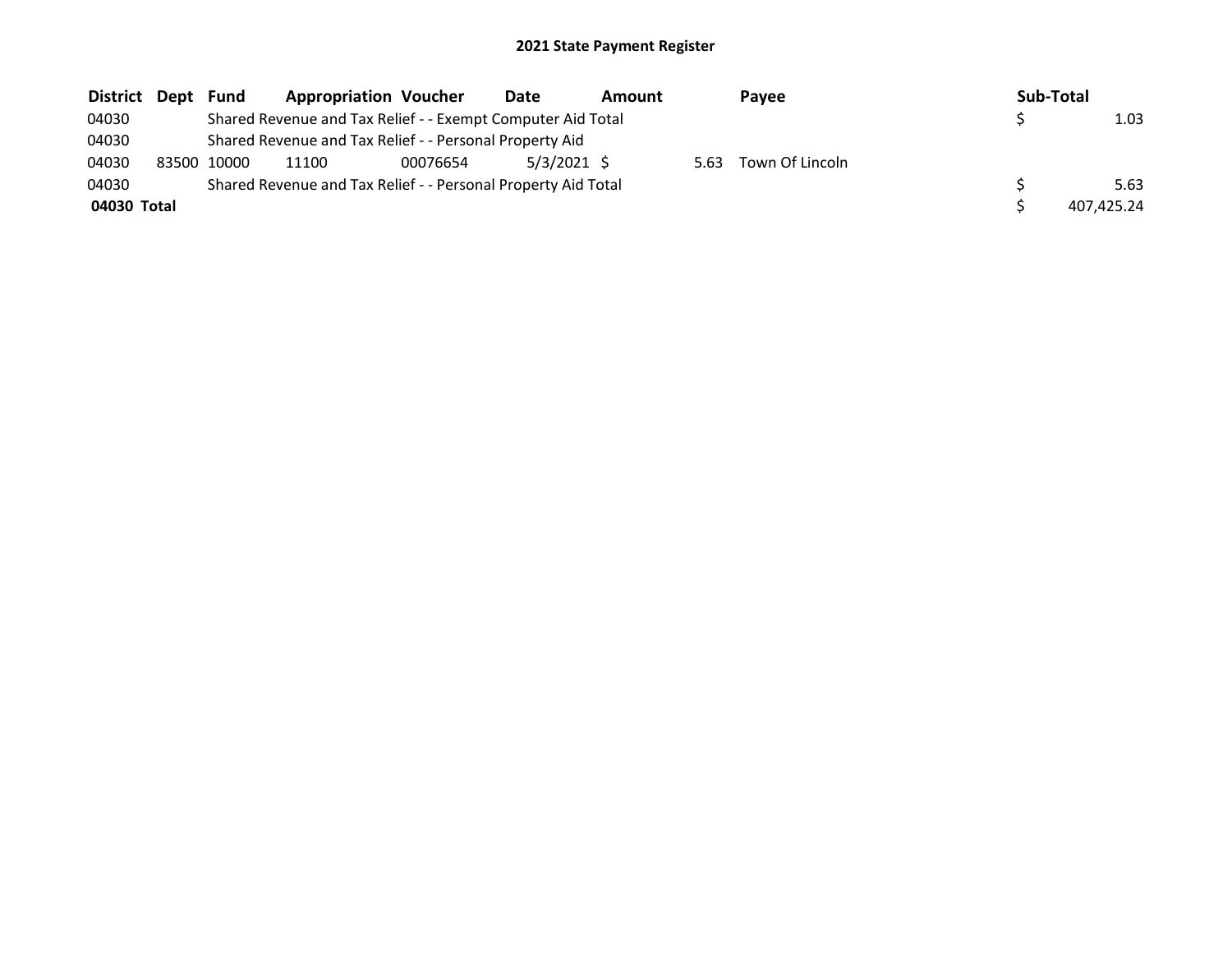# 2021 State Payment Register

| District | Dept | Fund | Appropriation | Voucher | Date | Amount | Payee | Sub-Total |
|---|---|---|---|---|---|---|---|---|
| 04030 | | Shared Revenue and Tax Relief - - Exempt Computer Aid Total | | | | | | $ 1.03 |
| 04030 | | Shared Revenue and Tax Relief - - Personal Property Aid | | | | | | |
| 04030 | 83500 | 10000 | 11100 | 00076654 | 5/3/2021 | $ 5.63 | Town Of Lincoln | |
| 04030 | | Shared Revenue and Tax Relief - - Personal Property Aid Total | | | | | | $ 5.63 |
| **04030 Total** | | | | | | | | $ 407,425.24 |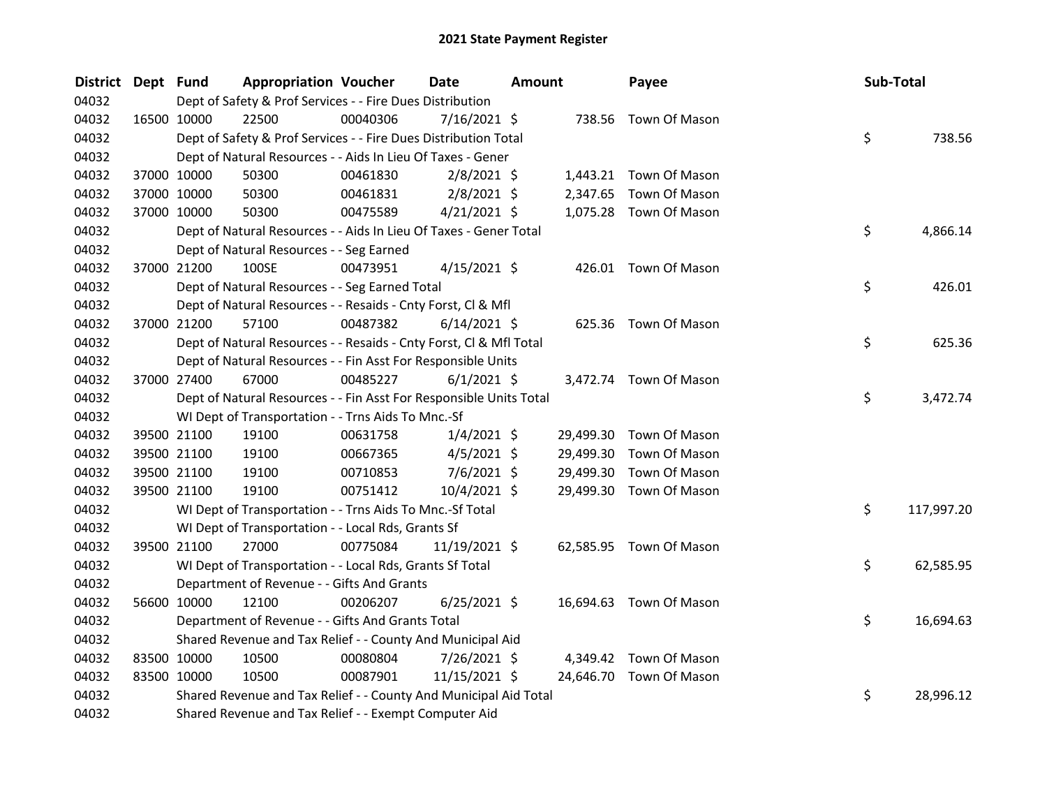# 2021 State Payment Register

| District | Dept | Fund | Appropriation | Voucher | Date | Amount | Payee | Sub-Total |
|---|---|---|---|---|---|---|---|---|
| 04032 | | | Dept of Safety & Prof Services - - Fire Dues Distribution | | | | | |
| 04032 | 16500 | 10000 | 22500 | 00040306 | 7/16/2021 | $ 738.56 | Town Of Mason | |
| 04032 | | | Dept of Safety & Prof Services - - Fire Dues Distribution Total | | | | | $ 738.56 |
| 04032 | | | Dept of Natural Resources - - Aids In Lieu Of Taxes - Gener | | | | | |
| 04032 | 37000 | 10000 | 50300 | 00461830 | 2/8/2021 | $ 1,443.21 | Town Of Mason | |
| 04032 | 37000 | 10000 | 50300 | 00461831 | 2/8/2021 | $ 2,347.65 | Town Of Mason | |
| 04032 | 37000 | 10000 | 50300 | 00475589 | 4/21/2021 | $ 1,075.28 | Town Of Mason | |
| 04032 | | | Dept of Natural Resources - - Aids In Lieu Of Taxes - Gener Total | | | | | $ 4,866.14 |
| 04032 | | | Dept of Natural Resources - - Seg Earned | | | | | |
| 04032 | 37000 | 21200 | 100SE | 00473951 | 4/15/2021 | $ 426.01 | Town Of Mason | |
| 04032 | | | Dept of Natural Resources - - Seg Earned Total | | | | | $ 426.01 |
| 04032 | | | Dept of Natural Resources - - Resaids - Cnty Forst, Cl & Mfl | | | | | |
| 04032 | 37000 | 21200 | 57100 | 00487382 | 6/14/2021 | $ 625.36 | Town Of Mason | |
| 04032 | | | Dept of Natural Resources - - Resaids - Cnty Forst, Cl & Mfl Total | | | | | $ 625.36 |
| 04032 | | | Dept of Natural Resources - - Fin Asst For Responsible Units | | | | | |
| 04032 | 37000 | 27400 | 67000 | 00485227 | 6/1/2021 | $ 3,472.74 | Town Of Mason | |
| 04032 | | | Dept of Natural Resources - - Fin Asst For Responsible Units Total | | | | | $ 3,472.74 |
| 04032 | | | WI Dept of Transportation - - Trns Aids To Mnc.-Sf | | | | | |
| 04032 | 39500 | 21100 | 19100 | 00631758 | 1/4/2021 | $ 29,499.30 | Town Of Mason | |
| 04032 | 39500 | 21100 | 19100 | 00667365 | 4/5/2021 | $ 29,499.30 | Town Of Mason | |
| 04032 | 39500 | 21100 | 19100 | 00710853 | 7/6/2021 | $ 29,499.30 | Town Of Mason | |
| 04032 | 39500 | 21100 | 19100 | 00751412 | 10/4/2021 | $ 29,499.30 | Town Of Mason | |
| 04032 | | | WI Dept of Transportation - - Trns Aids To Mnc.-Sf Total | | | | | $ 117,997.20 |
| 04032 | | | WI Dept of Transportation - - Local Rds, Grants Sf | | | | | |
| 04032 | 39500 | 21100 | 27000 | 00775084 | 11/19/2021 | $ 62,585.95 | Town Of Mason | |
| 04032 | | | WI Dept of Transportation - - Local Rds, Grants Sf Total | | | | | $ 62,585.95 |
| 04032 | | | Department of Revenue - - Gifts And Grants | | | | | |
| 04032 | 56600 | 10000 | 12100 | 00206207 | 6/25/2021 | $ 16,694.63 | Town Of Mason | |
| 04032 | | | Department of Revenue - - Gifts And Grants Total | | | | | $ 16,694.63 |
| 04032 | | | Shared Revenue and Tax Relief - - County And Municipal Aid | | | | | |
| 04032 | 83500 | 10000 | 10500 | 00080804 | 7/26/2021 | $ 4,349.42 | Town Of Mason | |
| 04032 | 83500 | 10000 | 10500 | 00087901 | 11/15/2021 | $ 24,646.70 | Town Of Mason | |
| 04032 | | | Shared Revenue and Tax Relief - - County And Municipal Aid Total | | | | | $ 28,996.12 |
| 04032 | | | Shared Revenue and Tax Relief - - Exempt Computer Aid | | | | | |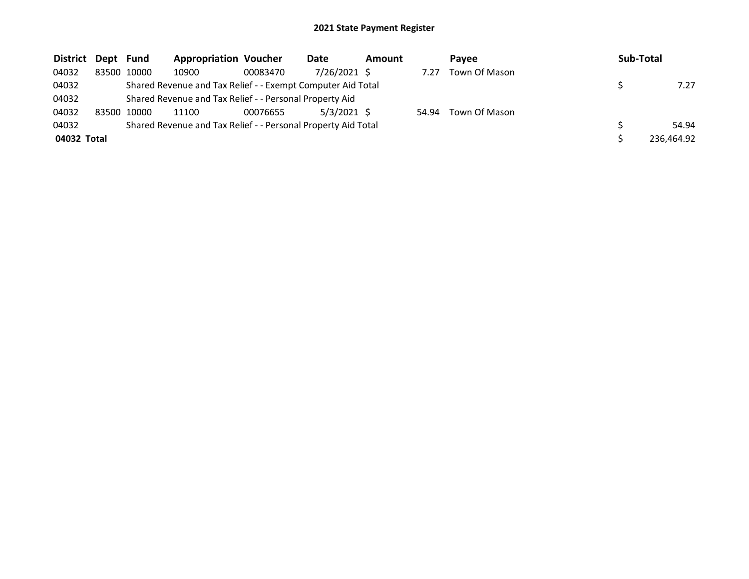## 2021 State Payment Register

| District | Dept | Fund | Appropriation | Voucher | Date | Amount | Payee | Sub-Total |
|---|---|---|---|---|---|---|---|---|
| 04032 | 83500 | 10000 | 10900 | 00083470 | 7/26/2021 | $ 7.27 | Town Of Mason | |
| 04032 | | Shared Revenue and Tax Relief - - Exempt Computer Aid Total | | | | | | $ 7.27 |
| 04032 | | Shared Revenue and Tax Relief - - Personal Property Aid | | | | | | |
| 04032 | 83500 | 10000 | 11100 | 00076655 | 5/3/2021 | $ 54.94 | Town Of Mason | |
| 04032 | | Shared Revenue and Tax Relief - - Personal Property Aid Total | | | | | | $ 54.94 |
| **04032 Total** | | | | | | | | $ 236,464.92 |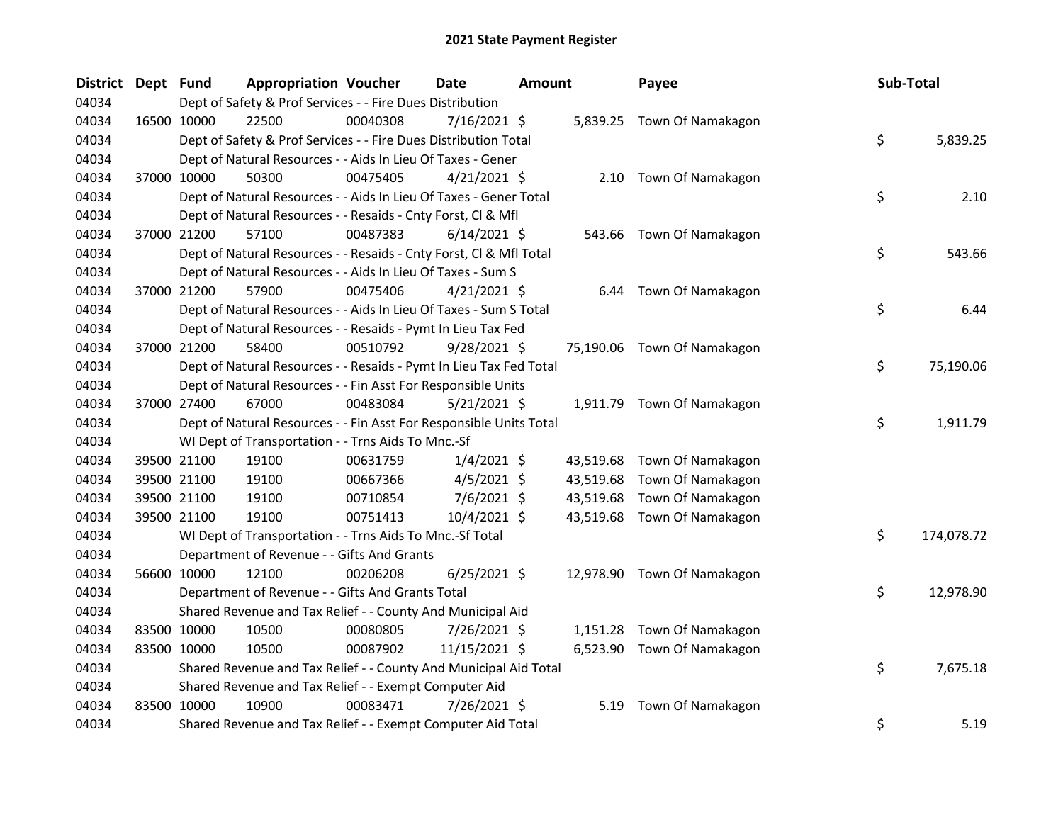# 2021 State Payment Register

| District | Dept | Fund | Appropriation | Voucher | Date | Amount | Payee | Sub-Total |
|---|---|---|---|---|---|---|---|---|
| 04034 | | Dept of Safety & Prof Services - - Fire Dues Distribution | | | | | | |
| 04034 | 16500 | 10000 | 22500 | 00040308 | 7/16/2021 | $ 5,839.25 | Town Of Namakagon | |
| 04034 | | Dept of Safety & Prof Services - - Fire Dues Distribution Total | | | | | | $ 5,839.25 |
| 04034 | | Dept of Natural Resources - - Aids In Lieu Of Taxes - Gener | | | | | | |
| 04034 | 37000 | 10000 | 50300 | 00475405 | 4/21/2021 | $ 2.10 | Town Of Namakagon | |
| 04034 | | Dept of Natural Resources - - Aids In Lieu Of Taxes - Gener Total | | | | | | $ 2.10 |
| 04034 | | Dept of Natural Resources - - Resaids - Cnty Forst, Cl & Mfl | | | | | | |
| 04034 | 37000 | 21200 | 57100 | 00487383 | 6/14/2021 | $ 543.66 | Town Of Namakagon | |
| 04034 | | Dept of Natural Resources - - Resaids - Cnty Forst, Cl & Mfl Total | | | | | | $ 543.66 |
| 04034 | | Dept of Natural Resources - - Aids In Lieu Of Taxes - Sum S | | | | | | |
| 04034 | 37000 | 21200 | 57900 | 00475406 | 4/21/2021 | $ 6.44 | Town Of Namakagon | |
| 04034 | | Dept of Natural Resources - - Aids In Lieu Of Taxes - Sum S Total | | | | | | $ 6.44 |
| 04034 | | Dept of Natural Resources - - Resaids - Pymt In Lieu Tax Fed | | | | | | |
| 04034 | 37000 | 21200 | 58400 | 00510792 | 9/28/2021 | $ 75,190.06 | Town Of Namakagon | |
| 04034 | | Dept of Natural Resources - - Resaids - Pymt In Lieu Tax Fed Total | | | | | | $ 75,190.06 |
| 04034 | | Dept of Natural Resources - - Fin Asst For Responsible Units | | | | | | |
| 04034 | 37000 | 27400 | 67000 | 00483084 | 5/21/2021 | $ 1,911.79 | Town Of Namakagon | |
| 04034 | | Dept of Natural Resources - - Fin Asst For Responsible Units Total | | | | | | $ 1,911.79 |
| 04034 | | WI Dept of Transportation - - Trns Aids To Mnc.-Sf | | | | | | |
| 04034 | 39500 | 21100 | 19100 | 00631759 | 1/4/2021 | $ 43,519.68 | Town Of Namakagon | |
| 04034 | 39500 | 21100 | 19100 | 00667366 | 4/5/2021 | $ 43,519.68 | Town Of Namakagon | |
| 04034 | 39500 | 21100 | 19100 | 00710854 | 7/6/2021 | $ 43,519.68 | Town Of Namakagon | |
| 04034 | 39500 | 21100 | 19100 | 00751413 | 10/4/2021 | $ 43,519.68 | Town Of Namakagon | |
| 04034 | | WI Dept of Transportation - - Trns Aids To Mnc.-Sf Total | | | | | | $ 174,078.72 |
| 04034 | | Department of Revenue - - Gifts And Grants | | | | | | |
| 04034 | 56600 | 10000 | 12100 | 00206208 | 6/25/2021 | $ 12,978.90 | Town Of Namakagon | |
| 04034 | | Department of Revenue - - Gifts And Grants Total | | | | | | $ 12,978.90 |
| 04034 | | Shared Revenue and Tax Relief - - County And Municipal Aid | | | | | | |
| 04034 | 83500 | 10000 | 10500 | 00080805 | 7/26/2021 | $ 1,151.28 | Town Of Namakagon | |
| 04034 | 83500 | 10000 | 10500 | 00087902 | 11/15/2021 | $ 6,523.90 | Town Of Namakagon | |
| 04034 | | Shared Revenue and Tax Relief - - County And Municipal Aid Total | | | | | | $ 7,675.18 |
| 04034 | | Shared Revenue and Tax Relief - - Exempt Computer Aid | | | | | | |
| 04034 | 83500 | 10000 | 10900 | 00083471 | 7/26/2021 | $ 5.19 | Town Of Namakagon | |
| 04034 | | Shared Revenue and Tax Relief - - Exempt Computer Aid Total | | | | | | $ 5.19 |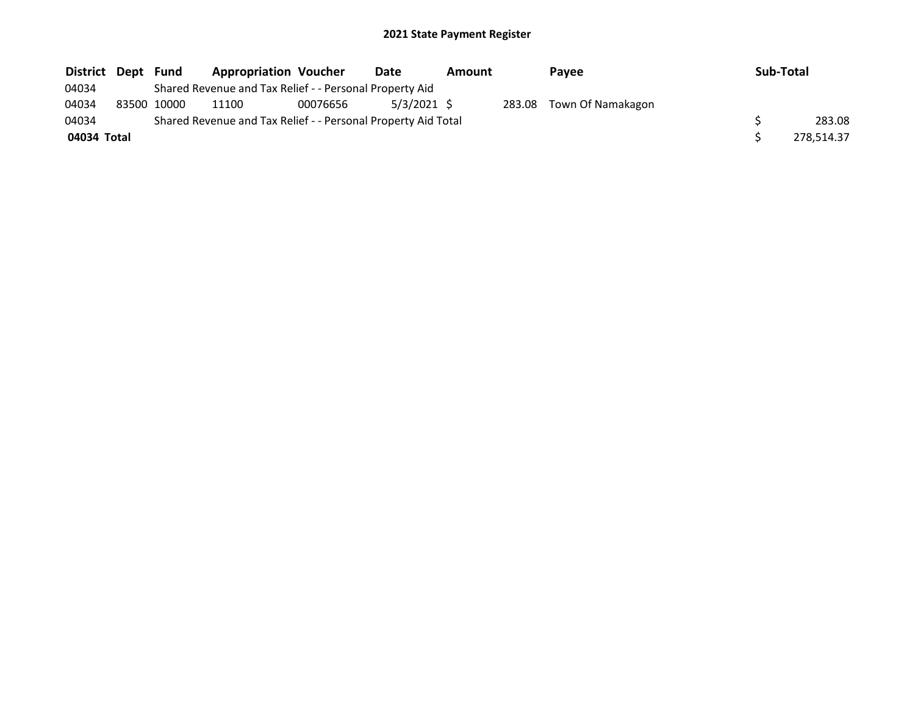# 2021 State Payment Register

| District | Dept | Fund | Appropriation | Voucher | Date | Amount | Payee | Sub-Total |
|---|---|---|---|---|---|---|---|---|
| 04034 | | Shared Revenue and Tax Relief - - Personal Property Aid | | | | | | |
| 04034 | 83500 | 10000 | 11100 | 00076656 | 5/3/2021 | $ 283.08 | Town Of Namakagon | |
| 04034 | | Shared Revenue and Tax Relief - - Personal Property Aid Total | | | | | | $ 283.08 |
| **04034 Total** | | | | | | | | $ 278,514.37 |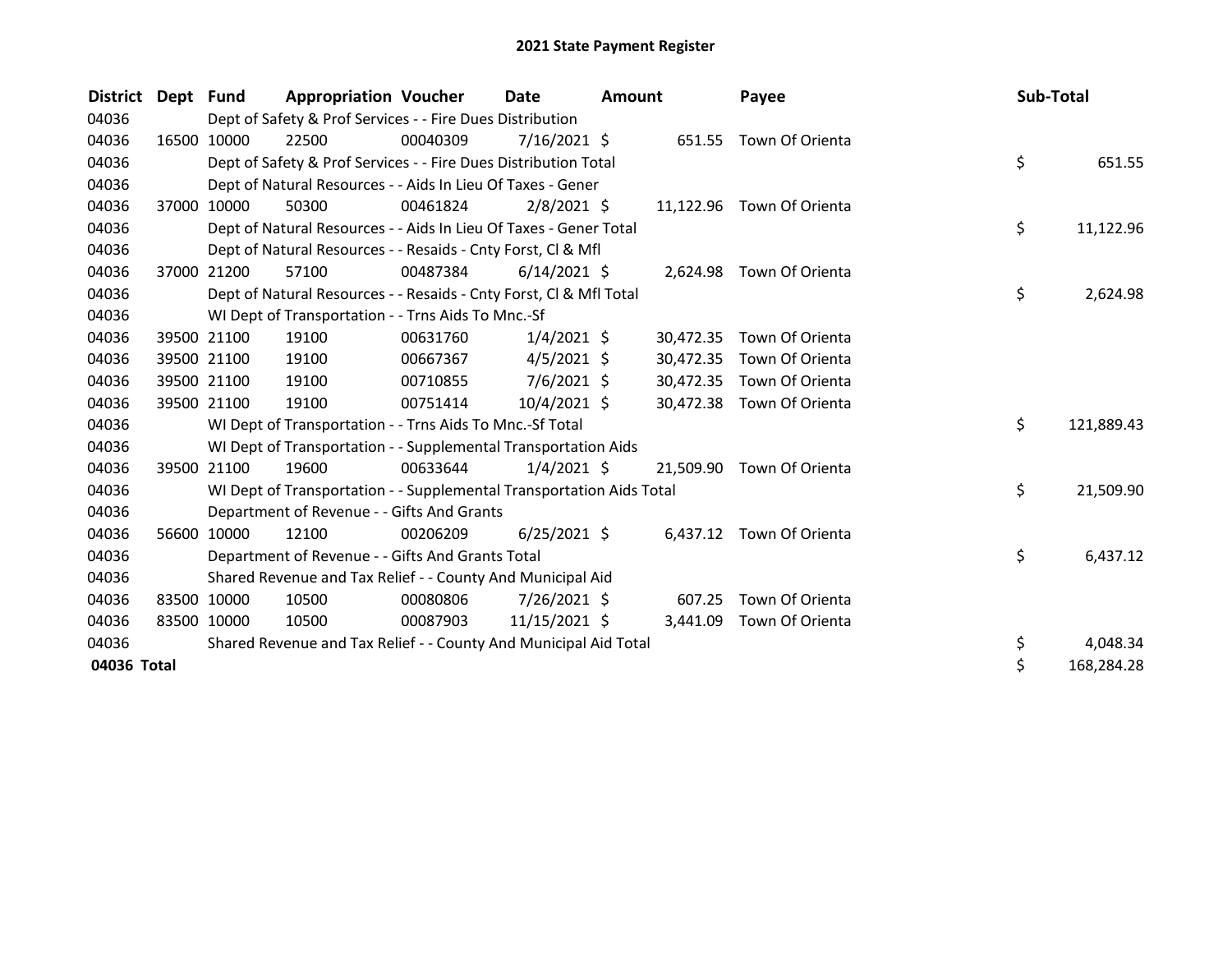# 2021 State Payment Register

| District | Dept | Fund | Appropriation | Voucher | Date | Amount | Payee | Sub-Total |
|---|---|---|---|---|---|---|---|---|
| 04036 | | Dept of Safety & Prof Services - - Fire Dues Distribution | | | | | | |
| 04036 | 16500 | 10000 | 22500 | 00040309 | 7/16/2021 | $ 651.55 | Town Of Orienta | |
| 04036 | | Dept of Safety & Prof Services - - Fire Dues Distribution Total | | | | | | $ 651.55 |
| 04036 | | Dept of Natural Resources - - Aids In Lieu Of Taxes - Gener | | | | | | |
| 04036 | 37000 | 10000 | 50300 | 00461824 | 2/8/2021 | $ 11,122.96 | Town Of Orienta | |
| 04036 | | Dept of Natural Resources - - Aids In Lieu Of Taxes - Gener Total | | | | | | $ 11,122.96 |
| 04036 | | Dept of Natural Resources - - Resaids - Cnty Forst, Cl & Mfl | | | | | | |
| 04036 | 37000 | 21200 | 57100 | 00487384 | 6/14/2021 | $ 2,624.98 | Town Of Orienta | |
| 04036 | | Dept of Natural Resources - - Resaids - Cnty Forst, Cl & Mfl Total | | | | | | $ 2,624.98 |
| 04036 | | WI Dept of Transportation - - Trns Aids To Mnc.-Sf | | | | | | |
| 04036 | 39500 | 21100 | 19100 | 00631760 | 1/4/2021 | $ 30,472.35 | Town Of Orienta | |
| 04036 | 39500 | 21100 | 19100 | 00667367 | 4/5/2021 | $ 30,472.35 | Town Of Orienta | |
| 04036 | 39500 | 21100 | 19100 | 00710855 | 7/6/2021 | $ 30,472.35 | Town Of Orienta | |
| 04036 | 39500 | 21100 | 19100 | 00751414 | 10/4/2021 | $ 30,472.38 | Town Of Orienta | |
| 04036 | | WI Dept of Transportation - - Trns Aids To Mnc.-Sf Total | | | | | | $ 121,889.43 |
| 04036 | | WI Dept of Transportation - - Supplemental Transportation Aids | | | | | | |
| 04036 | 39500 | 21100 | 19600 | 00633644 | 1/4/2021 | $ 21,509.90 | Town Of Orienta | |
| 04036 | | WI Dept of Transportation - - Supplemental Transportation Aids Total | | | | | | $ 21,509.90 |
| 04036 | | Department of Revenue - - Gifts And Grants | | | | | | |
| 04036 | 56600 | 10000 | 12100 | 00206209 | 6/25/2021 | $ 6,437.12 | Town Of Orienta | |
| 04036 | | Department of Revenue - - Gifts And Grants Total | | | | | | $ 6,437.12 |
| 04036 | | Shared Revenue and Tax Relief - - County And Municipal Aid | | | | | | |
| 04036 | 83500 | 10000 | 10500 | 00080806 | 7/26/2021 | $ 607.25 | Town Of Orienta | |
| 04036 | 83500 | 10000 | 10500 | 00087903 | 11/15/2021 | $ 3,441.09 | Town Of Orienta | |
| 04036 | | Shared Revenue and Tax Relief - - County And Municipal Aid Total | | | | | | $ 4,048.34 |
| **04036 Total** | | | | | | | | $ 168,284.28 |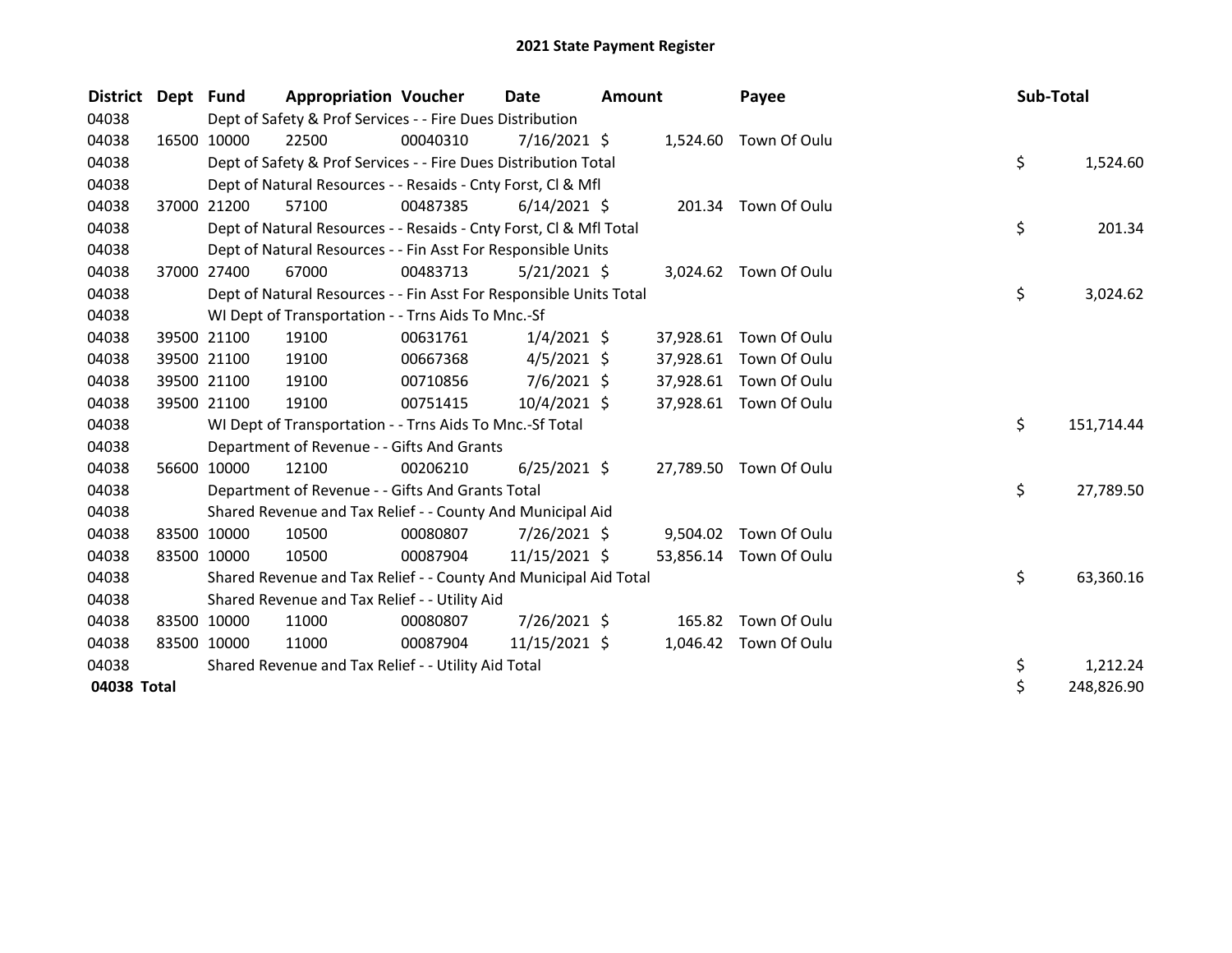# 2021 State Payment Register

| District | Dept | Fund | Appropriation | Voucher | Date | Amount | Payee | Sub-Total |
|---|---|---|---|---|---|---|---|---|
| 04038 | | Dept of Safety & Prof Services - - Fire Dues Distribution | | | | | | |
| 04038 | 16500 | 10000 | 22500 | 00040310 | 7/16/2021 | $ 1,524.60 | Town Of Oulu | |
| 04038 | | Dept of Safety & Prof Services - - Fire Dues Distribution Total | | | | | | $ 1,524.60 |
| 04038 | | Dept of Natural Resources - - Resaids - Cnty Forst, Cl & Mfl | | | | | | |
| 04038 | 37000 | 21200 | 57100 | 00487385 | 6/14/2021 | $ 201.34 | Town Of Oulu | |
| 04038 | | Dept of Natural Resources - - Resaids - Cnty Forst, Cl & Mfl Total | | | | | | $ 201.34 |
| 04038 | | Dept of Natural Resources - - Fin Asst For Responsible Units | | | | | | |
| 04038 | 37000 | 27400 | 67000 | 00483713 | 5/21/2021 | $ 3,024.62 | Town Of Oulu | |
| 04038 | | Dept of Natural Resources - - Fin Asst For Responsible Units Total | | | | | | $ 3,024.62 |
| 04038 | | WI Dept of Transportation - - Trns Aids To Mnc.-Sf | | | | | | |
| 04038 | 39500 | 21100 | 19100 | 00631761 | 1/4/2021 | $ 37,928.61 | Town Of Oulu | |
| 04038 | 39500 | 21100 | 19100 | 00667368 | 4/5/2021 | $ 37,928.61 | Town Of Oulu | |
| 04038 | 39500 | 21100 | 19100 | 00710856 | 7/6/2021 | $ 37,928.61 | Town Of Oulu | |
| 04038 | 39500 | 21100 | 19100 | 00751415 | 10/4/2021 | $ 37,928.61 | Town Of Oulu | |
| 04038 | | WI Dept of Transportation - - Trns Aids To Mnc.-Sf Total | | | | | | $ 151,714.44 |
| 04038 | | Department of Revenue - - Gifts And Grants | | | | | | |
| 04038 | 56600 | 10000 | 12100 | 00206210 | 6/25/2021 | $ 27,789.50 | Town Of Oulu | |
| 04038 | | Department of Revenue - - Gifts And Grants Total | | | | | | $ 27,789.50 |
| 04038 | | Shared Revenue and Tax Relief - - County And Municipal Aid | | | | | | |
| 04038 | 83500 | 10000 | 10500 | 00080807 | 7/26/2021 | $ 9,504.02 | Town Of Oulu | |
| 04038 | 83500 | 10000 | 10500 | 00087904 | 11/15/2021 | $ 53,856.14 | Town Of Oulu | |
| 04038 | | Shared Revenue and Tax Relief - - County And Municipal Aid Total | | | | | | $ 63,360.16 |
| 04038 | | Shared Revenue and Tax Relief - - Utility Aid | | | | | | |
| 04038 | 83500 | 10000 | 11000 | 00080807 | 7/26/2021 | $ 165.82 | Town Of Oulu | |
| 04038 | 83500 | 10000 | 11000 | 00087904 | 11/15/2021 | $ 1,046.42 | Town Of Oulu | |
| 04038 | | Shared Revenue and Tax Relief - - Utility Aid Total | | | | | | $ 1,212.24 |
| **04038 Total** | | | | | | | | $ 248,826.90 |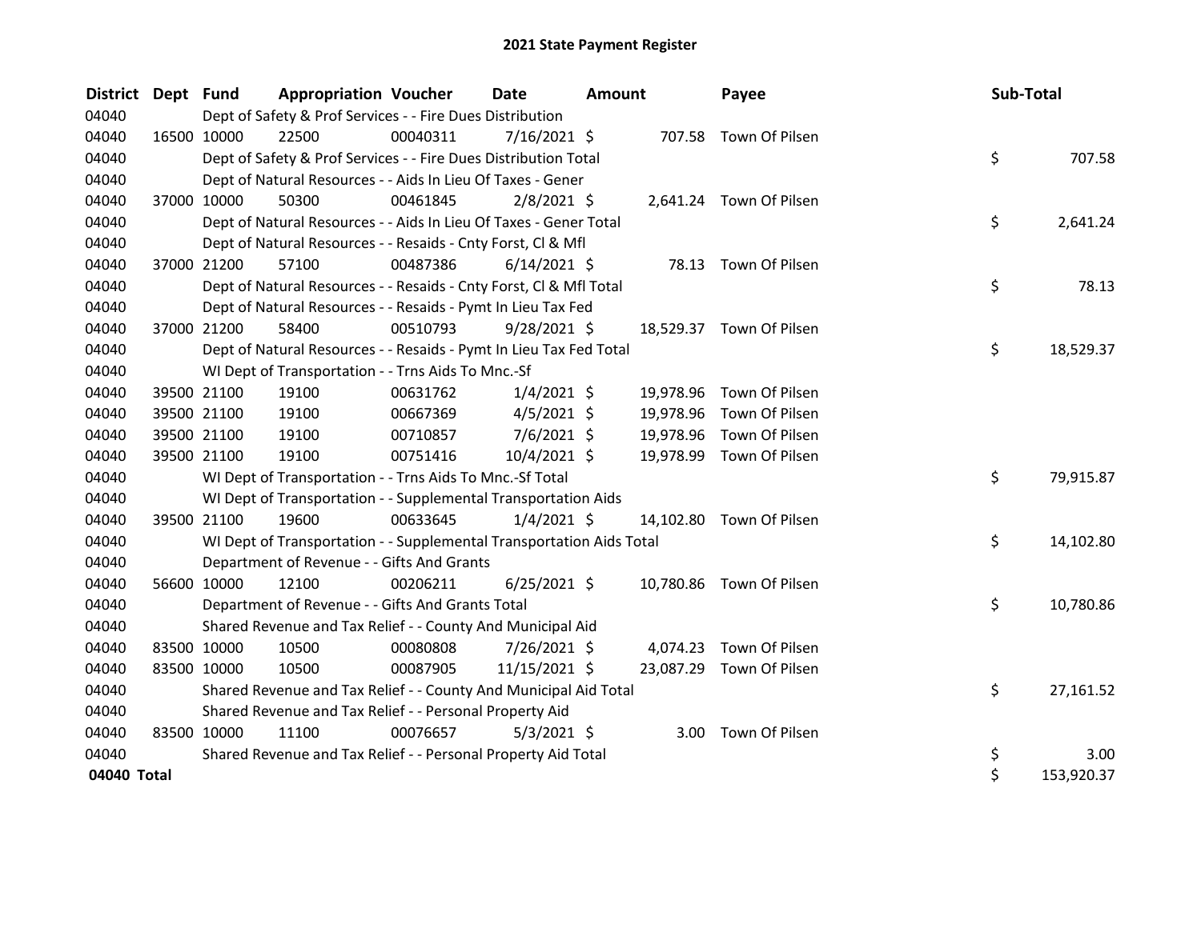# 2021 State Payment Register

| District | Dept | Fund | Appropriation | Voucher | Date | Amount | Payee | Sub-Total |
|---|---|---|---|---|---|---|---|---|
| 04040 | Dept of Safety & Prof Services - - Fire Dues Distribution | | | | | | | |
| 04040 | 16500 | 10000 | 22500 | 00040311 | 7/16/2021 | $ 707.58 | Town Of Pilsen | |
| 04040 | Dept of Safety & Prof Services - - Fire Dues Distribution Total | | | | | | | $ 707.58 |
| 04040 | Dept of Natural Resources - - Aids In Lieu Of Taxes - Gener | | | | | | | |
| 04040 | 37000 | 10000 | 50300 | 00461845 | 2/8/2021 | $ 2,641.24 | Town Of Pilsen | |
| 04040 | Dept of Natural Resources - - Aids In Lieu Of Taxes - Gener Total | | | | | | | $ 2,641.24 |
| 04040 | Dept of Natural Resources - - Resaids - Cnty Forst, Cl & Mfl | | | | | | | |
| 04040 | 37000 | 21200 | 57100 | 00487386 | 6/14/2021 | $ 78.13 | Town Of Pilsen | |
| 04040 | Dept of Natural Resources - - Resaids - Cnty Forst, Cl & Mfl Total | | | | | | | $ 78.13 |
| 04040 | Dept of Natural Resources - - Resaids - Pymt In Lieu Tax Fed | | | | | | | |
| 04040 | 37000 | 21200 | 58400 | 00510793 | 9/28/2021 | $ 18,529.37 | Town Of Pilsen | |
| 04040 | Dept of Natural Resources - - Resaids - Pymt In Lieu Tax Fed Total | | | | | | | $ 18,529.37 |
| 04040 | WI Dept of Transportation - - Trns Aids To Mnc.-Sf | | | | | | | |
| 04040 | 39500 | 21100 | 19100 | 00631762 | 1/4/2021 | $ 19,978.96 | Town Of Pilsen | |
| 04040 | 39500 | 21100 | 19100 | 00667369 | 4/5/2021 | $ 19,978.96 | Town Of Pilsen | |
| 04040 | 39500 | 21100 | 19100 | 00710857 | 7/6/2021 | $ 19,978.96 | Town Of Pilsen | |
| 04040 | 39500 | 21100 | 19100 | 00751416 | 10/4/2021 | $ 19,978.99 | Town Of Pilsen | |
| 04040 | WI Dept of Transportation - - Trns Aids To Mnc.-Sf Total | | | | | | | $ 79,915.87 |
| 04040 | WI Dept of Transportation - - Supplemental Transportation Aids | | | | | | | |
| 04040 | 39500 | 21100 | 19600 | 00633645 | 1/4/2021 | $ 14,102.80 | Town Of Pilsen | |
| 04040 | WI Dept of Transportation - - Supplemental Transportation Aids Total | | | | | | | $ 14,102.80 |
| 04040 | Department of Revenue - - Gifts And Grants | | | | | | | |
| 04040 | 56600 | 10000 | 12100 | 00206211 | 6/25/2021 | $ 10,780.86 | Town Of Pilsen | |
| 04040 | Department of Revenue - - Gifts And Grants Total | | | | | | | $ 10,780.86 |
| 04040 | Shared Revenue and Tax Relief - - County And Municipal Aid | | | | | | | |
| 04040 | 83500 | 10000 | 10500 | 00080808 | 7/26/2021 | $ 4,074.23 | Town Of Pilsen | |
| 04040 | 83500 | 10000 | 10500 | 00087905 | 11/15/2021 | $ 23,087.29 | Town Of Pilsen | |
| 04040 | Shared Revenue and Tax Relief - - County And Municipal Aid Total | | | | | | | $ 27,161.52 |
| 04040 | Shared Revenue and Tax Relief - - Personal Property Aid | | | | | | | |
| 04040 | 83500 | 10000 | 11100 | 00076657 | 5/3/2021 | $ 3.00 | Town Of Pilsen | |
| 04040 | Shared Revenue and Tax Relief - - Personal Property Aid Total | | | | | | | $ 3.00 |
| **04040 Total** | | | | | | | | $ 153,920.37 |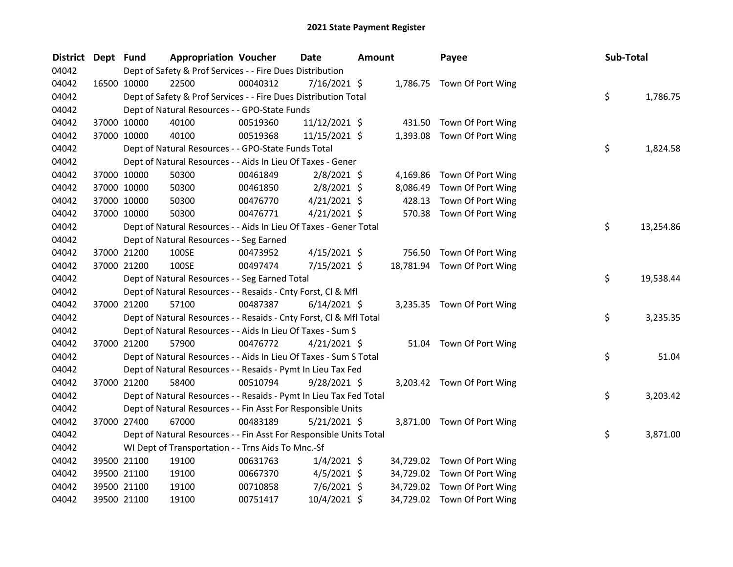## 2021 State Payment Register

| District | Dept | Fund | Appropriation | Voucher | Date | Amount | Payee | Sub-Total |
|---|---|---|---|---|---|---|---|---|
| 04042 | | Dept of Safety & Prof Services - - Fire Dues Distribution | | | | | | |
| 04042 | 16500 | 10000 | 22500 | 00040312 | 7/16/2021 | $ 1,786.75 | Town Of Port Wing | |
| 04042 | | Dept of Safety & Prof Services - - Fire Dues Distribution Total | | | | | | $ 1,786.75 |
| 04042 | | Dept of Natural Resources - - GPO-State Funds | | | | | | |
| 04042 | 37000 | 10000 | 40100 | 00519360 | 11/12/2021 | $ 431.50 | Town Of Port Wing | |
| 04042 | 37000 | 10000 | 40100 | 00519368 | 11/15/2021 | $ 1,393.08 | Town Of Port Wing | |
| 04042 | | Dept of Natural Resources - - GPO-State Funds Total | | | | | | $ 1,824.58 |
| 04042 | | Dept of Natural Resources - - Aids In Lieu Of Taxes - Gener | | | | | | |
| 04042 | 37000 | 10000 | 50300 | 00461849 | 2/8/2021 | $ 4,169.86 | Town Of Port Wing | |
| 04042 | 37000 | 10000 | 50300 | 00461850 | 2/8/2021 | $ 8,086.49 | Town Of Port Wing | |
| 04042 | 37000 | 10000 | 50300 | 00476770 | 4/21/2021 | $ 428.13 | Town Of Port Wing | |
| 04042 | 37000 | 10000 | 50300 | 00476771 | 4/21/2021 | $ 570.38 | Town Of Port Wing | |
| 04042 | | Dept of Natural Resources - - Aids In Lieu Of Taxes - Gener Total | | | | | | $ 13,254.86 |
| 04042 | | Dept of Natural Resources - - Seg Earned | | | | | | |
| 04042 | 37000 | 21200 | 100SE | 00473952 | 4/15/2021 | $ 756.50 | Town Of Port Wing | |
| 04042 | 37000 | 21200 | 100SE | 00497474 | 7/15/2021 | $ 18,781.94 | Town Of Port Wing | |
| 04042 | | Dept of Natural Resources - - Seg Earned Total | | | | | | $ 19,538.44 |
| 04042 | | Dept of Natural Resources - - Resaids - Cnty Forst, Cl & Mfl | | | | | | |
| 04042 | 37000 | 21200 | 57100 | 00487387 | 6/14/2021 | $ 3,235.35 | Town Of Port Wing | |
| 04042 | | Dept of Natural Resources - - Resaids - Cnty Forst, Cl & Mfl Total | | | | | | $ 3,235.35 |
| 04042 | | Dept of Natural Resources - - Aids In Lieu Of Taxes - Sum S | | | | | | |
| 04042 | 37000 | 21200 | 57900 | 00476772 | 4/21/2021 | $ 51.04 | Town Of Port Wing | |
| 04042 | | Dept of Natural Resources - - Aids In Lieu Of Taxes - Sum S Total | | | | | | $ 51.04 |
| 04042 | | Dept of Natural Resources - - Resaids - Pymt In Lieu Tax Fed | | | | | | |
| 04042 | 37000 | 21200 | 58400 | 00510794 | 9/28/2021 | $ 3,203.42 | Town Of Port Wing | |
| 04042 | | Dept of Natural Resources - - Resaids - Pymt In Lieu Tax Fed Total | | | | | | $ 3,203.42 |
| 04042 | | Dept of Natural Resources - - Fin Asst For Responsible Units | | | | | | |
| 04042 | 37000 | 27400 | 67000 | 00483189 | 5/21/2021 | $ 3,871.00 | Town Of Port Wing | |
| 04042 | | Dept of Natural Resources - - Fin Asst For Responsible Units Total | | | | | | $ 3,871.00 |
| 04042 | | WI Dept of Transportation - - Trns Aids To Mnc.-Sf | | | | | | |
| 04042 | 39500 | 21100 | 19100 | 00631763 | 1/4/2021 | $ 34,729.02 | Town Of Port Wing | |
| 04042 | 39500 | 21100 | 19100 | 00667370 | 4/5/2021 | $ 34,729.02 | Town Of Port Wing | |
| 04042 | 39500 | 21100 | 19100 | 00710858 | 7/6/2021 | $ 34,729.02 | Town Of Port Wing | |
| 04042 | 39500 | 21100 | 19100 | 00751417 | 10/4/2021 | $ 34,729.02 | Town Of Port Wing | |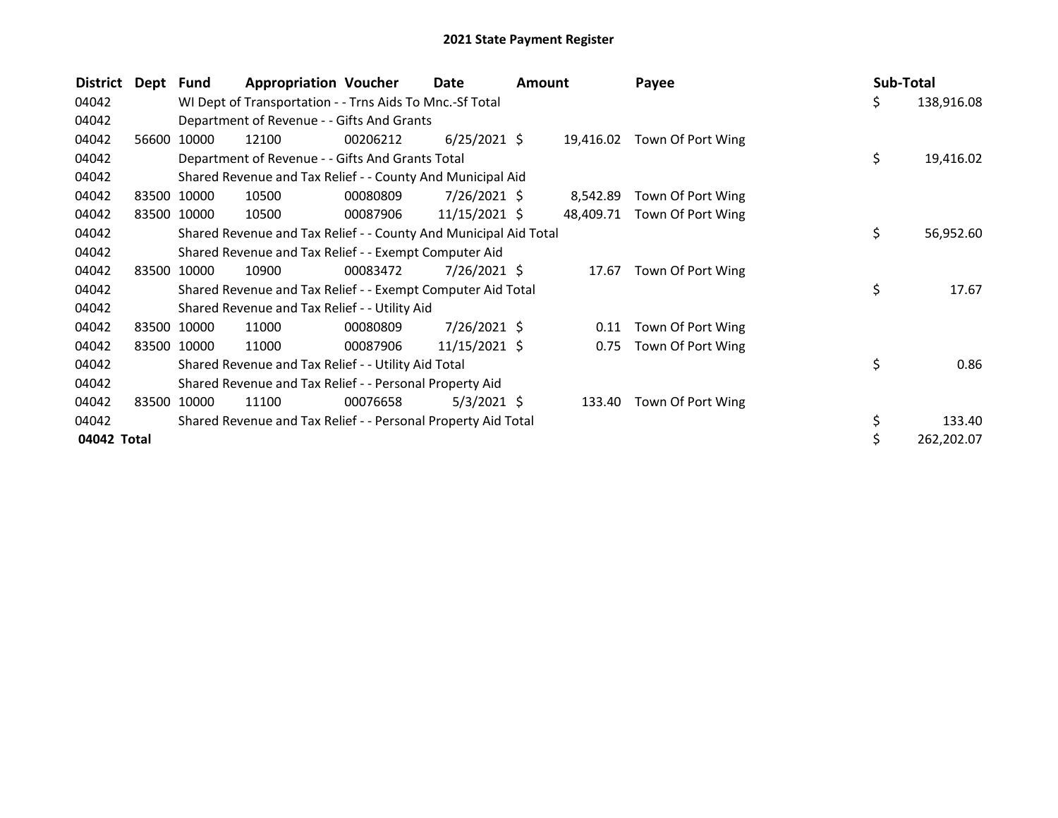# 2021 State Payment Register

| District | Dept | Fund | Appropriation | Voucher | Date | Amount | Payee | Sub-Total |
|---|---|---|---|---|---|---|---|---|
| 04042 | | WI Dept of Transportation - - Trns Aids To Mnc.-Sf Total | | | | | | $ 138,916.08 |
| 04042 | | Department of Revenue - - Gifts And Grants | | | | | | |
| 04042 | 56600 | 10000 | 12100 | 00206212 | 6/25/2021 | $ 19,416.02 | Town Of Port Wing | |
| 04042 | | Department of Revenue - - Gifts And Grants Total | | | | | | $ 19,416.02 |
| 04042 | | Shared Revenue and Tax Relief - - County And Municipal Aid | | | | | | |
| 04042 | 83500 | 10000 | 10500 | 00080809 | 7/26/2021 | $ 8,542.89 | Town Of Port Wing | |
| 04042 | 83500 | 10000 | 10500 | 00087906 | 11/15/2021 | $ 48,409.71 | Town Of Port Wing | |
| 04042 | | Shared Revenue and Tax Relief - - County And Municipal Aid Total | | | | | | $ 56,952.60 |
| 04042 | | Shared Revenue and Tax Relief - - Exempt Computer Aid | | | | | | |
| 04042 | 83500 | 10000 | 10900 | 00083472 | 7/26/2021 | $ 17.67 | Town Of Port Wing | |
| 04042 | | Shared Revenue and Tax Relief - - Exempt Computer Aid Total | | | | | | $ 17.67 |
| 04042 | | Shared Revenue and Tax Relief - - Utility Aid | | | | | | |
| 04042 | 83500 | 10000 | 11000 | 00080809 | 7/26/2021 | $ 0.11 | Town Of Port Wing | |
| 04042 | 83500 | 10000 | 11000 | 00087906 | 11/15/2021 | $ 0.75 | Town Of Port Wing | |
| 04042 | | Shared Revenue and Tax Relief - - Utility Aid Total | | | | | | $ 0.86 |
| 04042 | | Shared Revenue and Tax Relief - - Personal Property Aid | | | | | | |
| 04042 | 83500 | 10000 | 11100 | 00076658 | 5/3/2021 | $ 133.40 | Town Of Port Wing | |
| 04042 | | Shared Revenue and Tax Relief - - Personal Property Aid Total | | | | | | $ 133.40 |
| **04042 Total** | | | | | | | | $ 262,202.07 |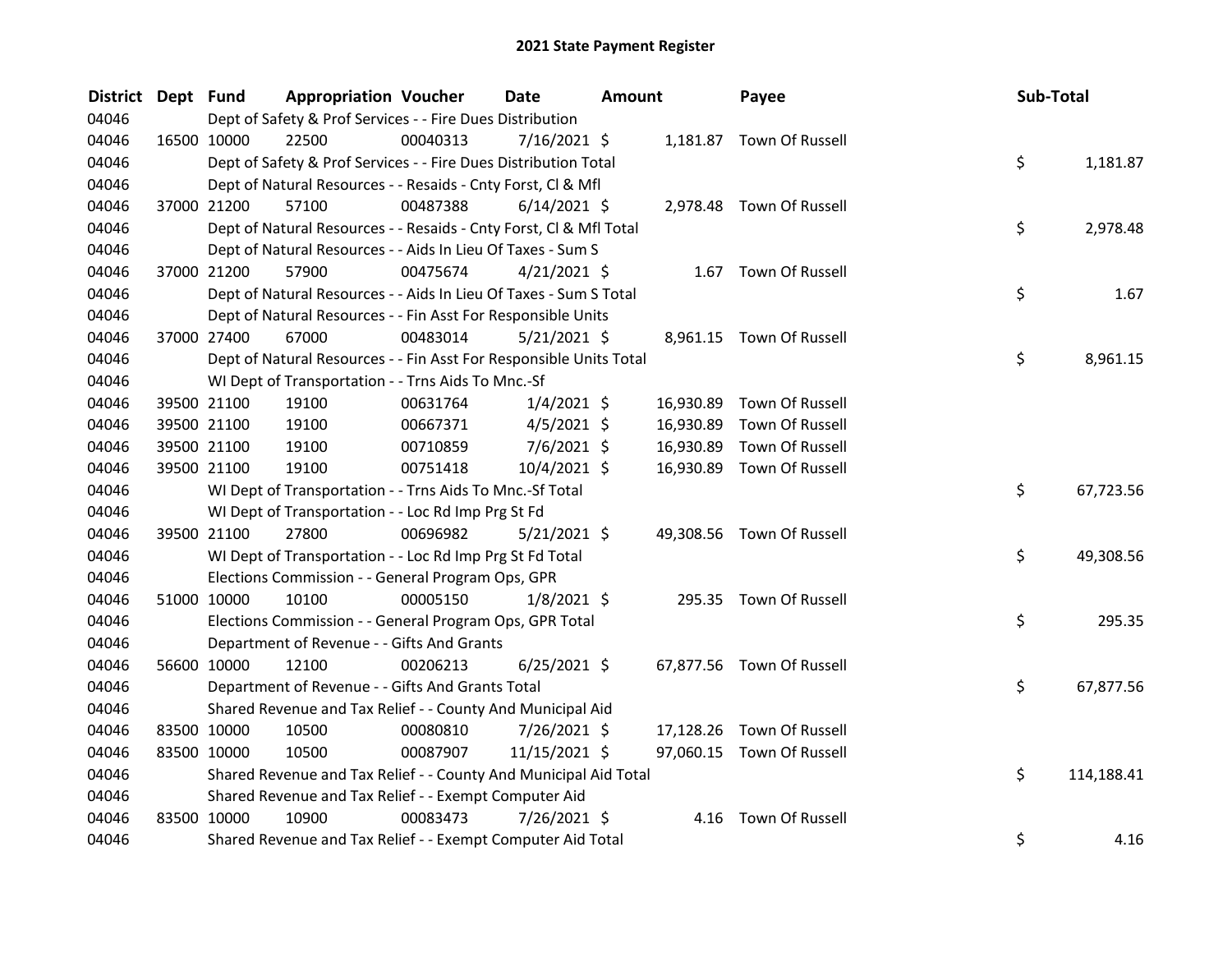# 2021 State Payment Register

| District | Dept | Fund | Appropriation | Voucher | Date | Amount | Payee | Sub-Total |
|---|---|---|---|---|---|---|---|---|
| 04046 | | Dept of Safety & Prof Services - - Fire Dues Distribution | | | | | | |
| 04046 | 16500 | 10000 | 22500 | 00040313 | 7/16/2021 | $ 1,181.87 | Town Of Russell | |
| 04046 | | Dept of Safety & Prof Services - - Fire Dues Distribution Total | | | | | | $ 1,181.87 |
| 04046 | | Dept of Natural Resources - - Resaids - Cnty Forst, Cl & Mfl | | | | | | |
| 04046 | 37000 | 21200 | 57100 | 00487388 | 6/14/2021 | $ 2,978.48 | Town Of Russell | |
| 04046 | | Dept of Natural Resources - - Resaids - Cnty Forst, Cl & Mfl Total | | | | | | $ 2,978.48 |
| 04046 | | Dept of Natural Resources - - Aids In Lieu Of Taxes - Sum S | | | | | | |
| 04046 | 37000 | 21200 | 57900 | 00475674 | 4/21/2021 | $ 1.67 | Town Of Russell | |
| 04046 | | Dept of Natural Resources - - Aids In Lieu Of Taxes - Sum S Total | | | | | | $ 1.67 |
| 04046 | | Dept of Natural Resources - - Fin Asst For Responsible Units | | | | | | |
| 04046 | 37000 | 27400 | 67000 | 00483014 | 5/21/2021 | $ 8,961.15 | Town Of Russell | |
| 04046 | | Dept of Natural Resources - - Fin Asst For Responsible Units Total | | | | | | $ 8,961.15 |
| 04046 | | WI Dept of Transportation - - Trns Aids To Mnc.-Sf | | | | | | |
| 04046 | 39500 | 21100 | 19100 | 00631764 | 1/4/2021 | $ 16,930.89 | Town Of Russell | |
| 04046 | 39500 | 21100 | 19100 | 00667371 | 4/5/2021 | $ 16,930.89 | Town Of Russell | |
| 04046 | 39500 | 21100 | 19100 | 00710859 | 7/6/2021 | $ 16,930.89 | Town Of Russell | |
| 04046 | 39500 | 21100 | 19100 | 00751418 | 10/4/2021 | $ 16,930.89 | Town Of Russell | |
| 04046 | | WI Dept of Transportation - - Trns Aids To Mnc.-Sf Total | | | | | | $ 67,723.56 |
| 04046 | | WI Dept of Transportation - - Loc Rd Imp Prg St Fd | | | | | | |
| 04046 | 39500 | 21100 | 27800 | 00696982 | 5/21/2021 | $ 49,308.56 | Town Of Russell | |
| 04046 | | WI Dept of Transportation - - Loc Rd Imp Prg St Fd Total | | | | | | $ 49,308.56 |
| 04046 | | Elections Commission - - General Program Ops, GPR | | | | | | |
| 04046 | 51000 | 10000 | 10100 | 00005150 | 1/8/2021 | $ 295.35 | Town Of Russell | |
| 04046 | | Elections Commission - - General Program Ops, GPR Total | | | | | | $ 295.35 |
| 04046 | | Department of Revenue - - Gifts And Grants | | | | | | |
| 04046 | 56600 | 10000 | 12100 | 00206213 | 6/25/2021 | $ 67,877.56 | Town Of Russell | |
| 04046 | | Department of Revenue - - Gifts And Grants Total | | | | | | $ 67,877.56 |
| 04046 | | Shared Revenue and Tax Relief - - County And Municipal Aid | | | | | | |
| 04046 | 83500 | 10000 | 10500 | 00080810 | 7/26/2021 | $ 17,128.26 | Town Of Russell | |
| 04046 | 83500 | 10000 | 10500 | 00087907 | 11/15/2021 | $ 97,060.15 | Town Of Russell | |
| 04046 | | Shared Revenue and Tax Relief - - County And Municipal Aid Total | | | | | | $ 114,188.41 |
| 04046 | | Shared Revenue and Tax Relief - - Exempt Computer Aid | | | | | | |
| 04046 | 83500 | 10000 | 10900 | 00083473 | 7/26/2021 | $ 4.16 | Town Of Russell | |
| 04046 | | Shared Revenue and Tax Relief - - Exempt Computer Aid Total | | | | | | $ 4.16 |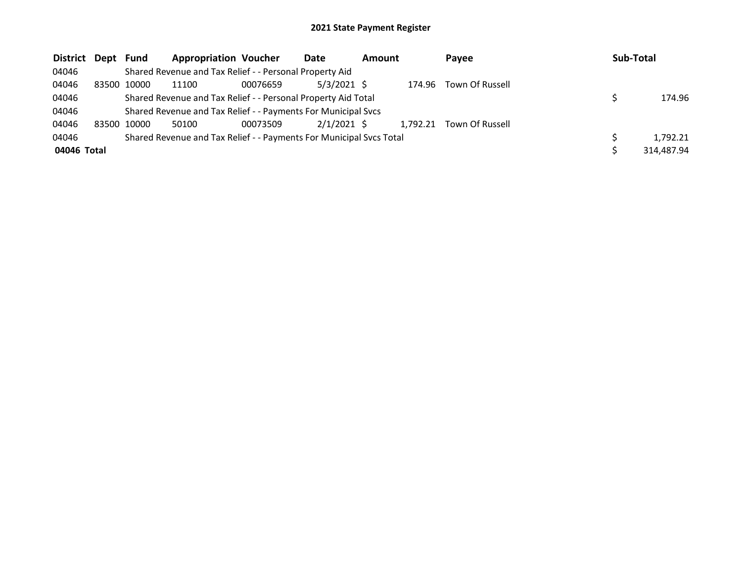# 2021 State Payment Register

| District | Dept | Fund | Appropriation | Voucher | Date | Amount | Payee | Sub-Total |
|---|---|---|---|---|---|---|---|---|
| 04046 | | Shared Revenue and Tax Relief - - Personal Property Aid | | | | | | |
| 04046 | 83500 | 10000 | 11100 | 00076659 | 5/3/2021 | $ 174.96 | Town Of Russell | |
| 04046 | | Shared Revenue and Tax Relief - - Personal Property Aid Total | | | | | | $ 174.96 |
| 04046 | | Shared Revenue and Tax Relief - - Payments For Municipal Svcs | | | | | | |
| 04046 | 83500 | 10000 | 50100 | 00073509 | 2/1/2021 | $ 1,792.21 | Town Of Russell | |
| 04046 | | Shared Revenue and Tax Relief - - Payments For Municipal Svcs Total | | | | | | $ 1,792.21 |
| **04046 Total** | | | | | | | | $ 314,487.94 |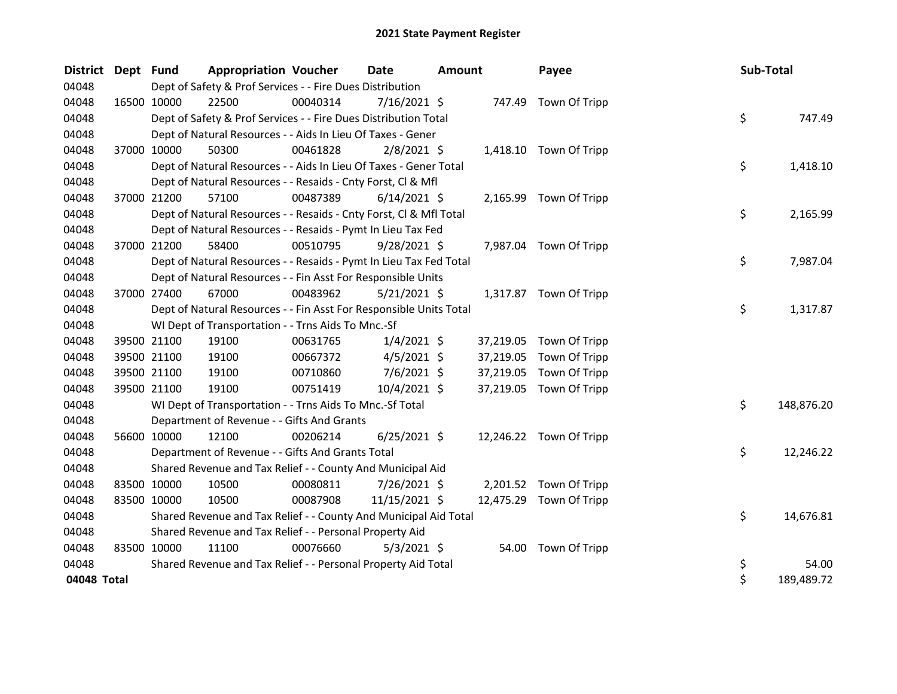# 2021 State Payment Register

| District | Dept | Fund | Appropriation | Voucher | Date | Amount | Payee | Sub-Total |
|---|---|---|---|---|---|---|---|---|
| 04048 | | Dept of Safety & Prof Services - - Fire Dues Distribution | | | | | | |
| 04048 | 16500 | 10000 | 22500 | 00040314 | 7/16/2021 | $ 747.49 | Town Of Tripp | |
| 04048 | | Dept of Safety & Prof Services - - Fire Dues Distribution Total | | | | | | $ 747.49 |
| 04048 | | Dept of Natural Resources - - Aids In Lieu Of Taxes - Gener | | | | | | |
| 04048 | 37000 | 10000 | 50300 | 00461828 | 2/8/2021 | $ 1,418.10 | Town Of Tripp | |
| 04048 | | Dept of Natural Resources - - Aids In Lieu Of Taxes - Gener Total | | | | | | $ 1,418.10 |
| 04048 | | Dept of Natural Resources - - Resaids - Cnty Forst, Cl & Mfl | | | | | | |
| 04048 | 37000 | 21200 | 57100 | 00487389 | 6/14/2021 | $ 2,165.99 | Town Of Tripp | |
| 04048 | | Dept of Natural Resources - - Resaids - Cnty Forst, Cl & Mfl Total | | | | | | $ 2,165.99 |
| 04048 | | Dept of Natural Resources - - Resaids - Pymt In Lieu Tax Fed | | | | | | |
| 04048 | 37000 | 21200 | 58400 | 00510795 | 9/28/2021 | $ 7,987.04 | Town Of Tripp | |
| 04048 | | Dept of Natural Resources - - Resaids - Pymt In Lieu Tax Fed Total | | | | | | $ 7,987.04 |
| 04048 | | Dept of Natural Resources - - Fin Asst For Responsible Units | | | | | | |
| 04048 | 37000 | 27400 | 67000 | 00483962 | 5/21/2021 | $ 1,317.87 | Town Of Tripp | |
| 04048 | | Dept of Natural Resources - - Fin Asst For Responsible Units Total | | | | | | $ 1,317.87 |
| 04048 | | WI Dept of Transportation - - Trns Aids To Mnc.-Sf | | | | | | |
| 04048 | 39500 | 21100 | 19100 | 00631765 | 1/4/2021 | $ 37,219.05 | Town Of Tripp | |
| 04048 | 39500 | 21100 | 19100 | 00667372 | 4/5/2021 | $ 37,219.05 | Town Of Tripp | |
| 04048 | 39500 | 21100 | 19100 | 00710860 | 7/6/2021 | $ 37,219.05 | Town Of Tripp | |
| 04048 | 39500 | 21100 | 19100 | 00751419 | 10/4/2021 | $ 37,219.05 | Town Of Tripp | |
| 04048 | | WI Dept of Transportation - - Trns Aids To Mnc.-Sf Total | | | | | | $ 148,876.20 |
| 04048 | | Department of Revenue - - Gifts And Grants | | | | | | |
| 04048 | 56600 | 10000 | 12100 | 00206214 | 6/25/2021 | $ 12,246.22 | Town Of Tripp | |
| 04048 | | Department of Revenue - - Gifts And Grants Total | | | | | | $ 12,246.22 |
| 04048 | | Shared Revenue and Tax Relief - - County And Municipal Aid | | | | | | |
| 04048 | 83500 | 10000 | 10500 | 00080811 | 7/26/2021 | $ 2,201.52 | Town Of Tripp | |
| 04048 | 83500 | 10000 | 10500 | 00087908 | 11/15/2021 | $ 12,475.29 | Town Of Tripp | |
| 04048 | | Shared Revenue and Tax Relief - - County And Municipal Aid Total | | | | | | $ 14,676.81 |
| 04048 | | Shared Revenue and Tax Relief - - Personal Property Aid | | | | | | |
| 04048 | 83500 | 10000 | 11100 | 00076660 | 5/3/2021 | $ 54.00 | Town Of Tripp | |
| 04048 | | Shared Revenue and Tax Relief - - Personal Property Aid Total | | | | | | $ 54.00 |
| **04048 Total** | | | | | | | | $ 189,489.72 |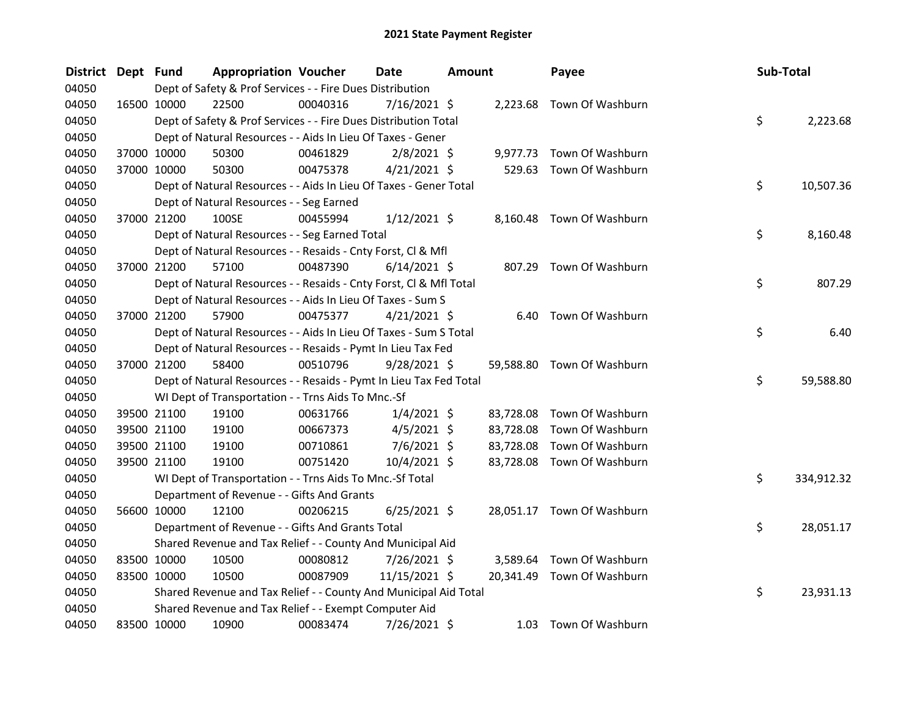# 2021 State Payment Register

| District | Dept | Fund | Appropriation | Voucher | Date | Amount | Payee | Sub-Total |
|---|---|---|---|---|---|---|---|---|
| 04050 | | Dept of Safety & Prof Services - - Fire Dues Distribution | | | | | | |
| 04050 | 16500 | 10000 | 22500 | 00040316 | 7/16/2021 | $ 2,223.68 | Town Of Washburn | |
| 04050 | | Dept of Safety & Prof Services - - Fire Dues Distribution Total | | | | | | $ 2,223.68 |
| 04050 | | Dept of Natural Resources - - Aids In Lieu Of Taxes - Gener | | | | | | |
| 04050 | 37000 | 10000 | 50300 | 00461829 | 2/8/2021 | $ 9,977.73 | Town Of Washburn | |
| 04050 | 37000 | 10000 | 50300 | 00475378 | 4/21/2021 | $ 529.63 | Town Of Washburn | |
| 04050 | | Dept of Natural Resources - - Aids In Lieu Of Taxes - Gener Total | | | | | | $ 10,507.36 |
| 04050 | | Dept of Natural Resources - - Seg Earned | | | | | | |
| 04050 | 37000 | 21200 | 100SE | 00455994 | 1/12/2021 | $ 8,160.48 | Town Of Washburn | |
| 04050 | | Dept of Natural Resources - - Seg Earned Total | | | | | | $ 8,160.48 |
| 04050 | | Dept of Natural Resources - - Resaids - Cnty Forst, Cl & Mfl | | | | | | |
| 04050 | 37000 | 21200 | 57100 | 00487390 | 6/14/2021 | $ 807.29 | Town Of Washburn | |
| 04050 | | Dept of Natural Resources - - Resaids - Cnty Forst, Cl & Mfl Total | | | | | | $ 807.29 |
| 04050 | | Dept of Natural Resources - - Aids In Lieu Of Taxes - Sum S | | | | | | |
| 04050 | 37000 | 21200 | 57900 | 00475377 | 4/21/2021 | $ 6.40 | Town Of Washburn | |
| 04050 | | Dept of Natural Resources - - Aids In Lieu Of Taxes - Sum S Total | | | | | | $ 6.40 |
| 04050 | | Dept of Natural Resources - - Resaids - Pymt In Lieu Tax Fed | | | | | | |
| 04050 | 37000 | 21200 | 58400 | 00510796 | 9/28/2021 | $ 59,588.80 | Town Of Washburn | |
| 04050 | | Dept of Natural Resources - - Resaids - Pymt In Lieu Tax Fed Total | | | | | | $ 59,588.80 |
| 04050 | | WI Dept of Transportation - - Trns Aids To Mnc.-Sf | | | | | | |
| 04050 | 39500 | 21100 | 19100 | 00631766 | 1/4/2021 | $ 83,728.08 | Town Of Washburn | |
| 04050 | 39500 | 21100 | 19100 | 00667373 | 4/5/2021 | $ 83,728.08 | Town Of Washburn | |
| 04050 | 39500 | 21100 | 19100 | 00710861 | 7/6/2021 | $ 83,728.08 | Town Of Washburn | |
| 04050 | 39500 | 21100 | 19100 | 00751420 | 10/4/2021 | $ 83,728.08 | Town Of Washburn | |
| 04050 | | WI Dept of Transportation - - Trns Aids To Mnc.-Sf Total | | | | | | $ 334,912.32 |
| 04050 | | Department of Revenue - - Gifts And Grants | | | | | | |
| 04050 | 56600 | 10000 | 12100 | 00206215 | 6/25/2021 | $ 28,051.17 | Town Of Washburn | |
| 04050 | | Department of Revenue - - Gifts And Grants Total | | | | | | $ 28,051.17 |
| 04050 | | Shared Revenue and Tax Relief - - County And Municipal Aid | | | | | | |
| 04050 | 83500 | 10000 | 10500 | 00080812 | 7/26/2021 | $ 3,589.64 | Town Of Washburn | |
| 04050 | 83500 | 10000 | 10500 | 00087909 | 11/15/2021 | $ 20,341.49 | Town Of Washburn | |
| 04050 | | Shared Revenue and Tax Relief - - County And Municipal Aid Total | | | | | | $ 23,931.13 |
| 04050 | | Shared Revenue and Tax Relief - - Exempt Computer Aid | | | | | | |
| 04050 | 83500 | 10000 | 10900 | 00083474 | 7/26/2021 | $ 1.03 | Town Of Washburn | |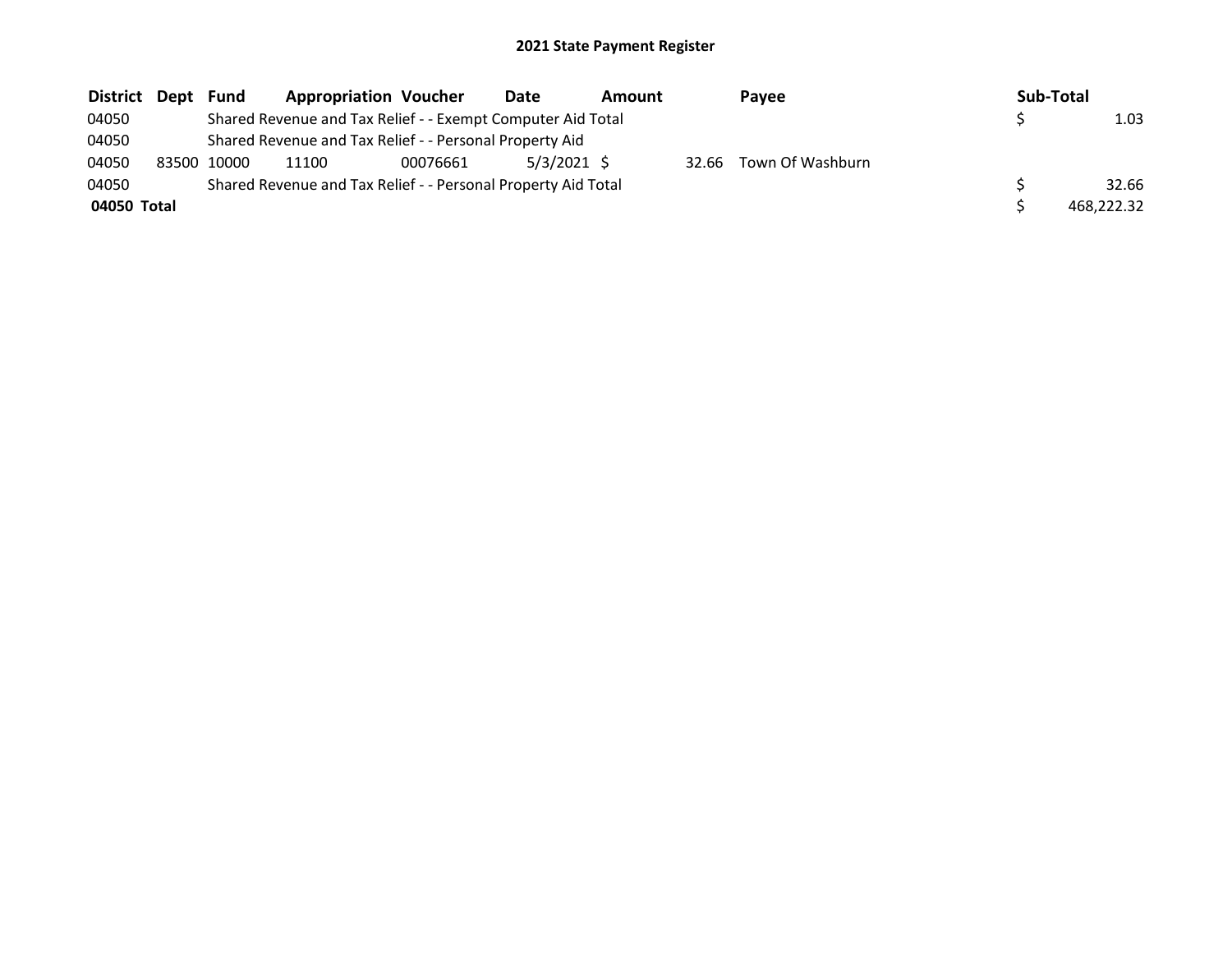# 2021 State Payment Register

| District | Dept | Fund | Appropriation | Voucher | Date | Amount | Payee | Sub-Total |
|---|---|---|---|---|---|---|---|---|
| 04050 | | Shared Revenue and Tax Relief - - Exempt Computer Aid Total | | | | | | $ 1.03 |
| 04050 | | Shared Revenue and Tax Relief - - Personal Property Aid | | | | | | |
| 04050 | 83500 | 10000 | 11100 | 00076661 | 5/3/2021 | $ 32.66 | Town Of Washburn | |
| 04050 | | Shared Revenue and Tax Relief - - Personal Property Aid Total | | | | | | $ 32.66 |
| **04050 Total** | | | | | | | | $ 468,222.32 |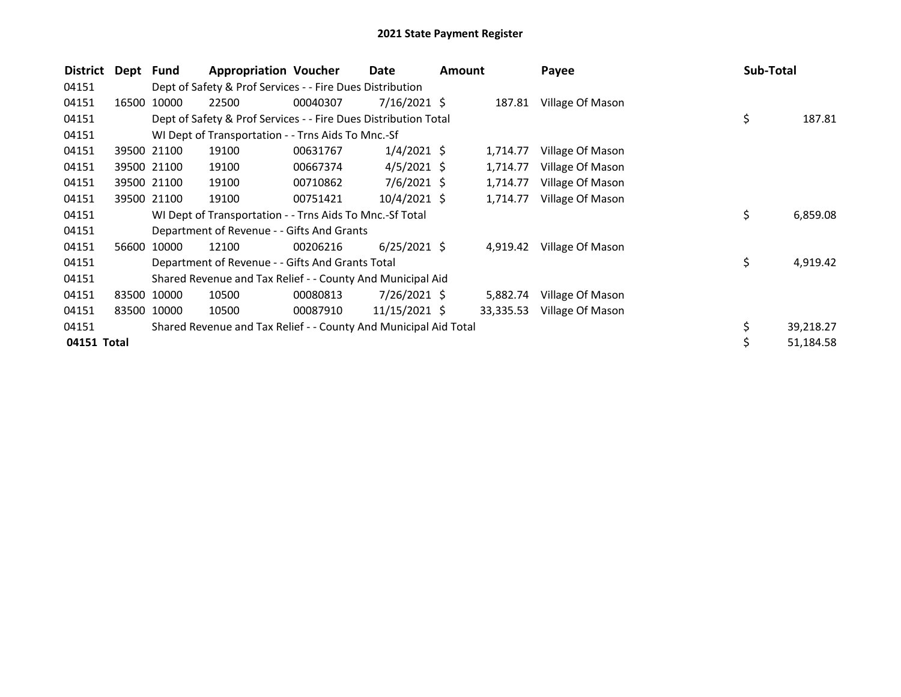# 2021 State Payment Register

| District | Dept | Fund | Appropriation | Voucher | Date | Amount | Payee | Sub-Total |
|---|---|---|---|---|---|---|---|---|
| 04151 | | Dept of Safety & Prof Services - - Fire Dues Distribution | | | | | | |
| 04151 | 16500 | 10000 | 22500 | 00040307 | 7/16/2021 | $ 187.81 | Village Of Mason | |
| 04151 | | Dept of Safety & Prof Services - - Fire Dues Distribution Total | | | | | | $ 187.81 |
| 04151 | | WI Dept of Transportation - - Trns Aids To Mnc.-Sf | | | | | | |
| 04151 | 39500 | 21100 | 19100 | 00631767 | 1/4/2021 | $ 1,714.77 | Village Of Mason | |
| 04151 | 39500 | 21100 | 19100 | 00667374 | 4/5/2021 | $ 1,714.77 | Village Of Mason | |
| 04151 | 39500 | 21100 | 19100 | 00710862 | 7/6/2021 | $ 1,714.77 | Village Of Mason | |
| 04151 | 39500 | 21100 | 19100 | 00751421 | 10/4/2021 | $ 1,714.77 | Village Of Mason | |
| 04151 | | WI Dept of Transportation - - Trns Aids To Mnc.-Sf Total | | | | | | $ 6,859.08 |
| 04151 | | Department of Revenue - - Gifts And Grants | | | | | | |
| 04151 | 56600 | 10000 | 12100 | 00206216 | 6/25/2021 | $ 4,919.42 | Village Of Mason | |
| 04151 | | Department of Revenue - - Gifts And Grants Total | | | | | | $ 4,919.42 |
| 04151 | | Shared Revenue and Tax Relief - - County And Municipal Aid | | | | | | |
| 04151 | 83500 | 10000 | 10500 | 00080813 | 7/26/2021 | $ 5,882.74 | Village Of Mason | |
| 04151 | 83500 | 10000 | 10500 | 00087910 | 11/15/2021 | $ 33,335.53 | Village Of Mason | |
| 04151 | | Shared Revenue and Tax Relief - - County And Municipal Aid Total | | | | | | $ 39,218.27 |
| **04151 Total** | | | | | | | | $ 51,184.58 |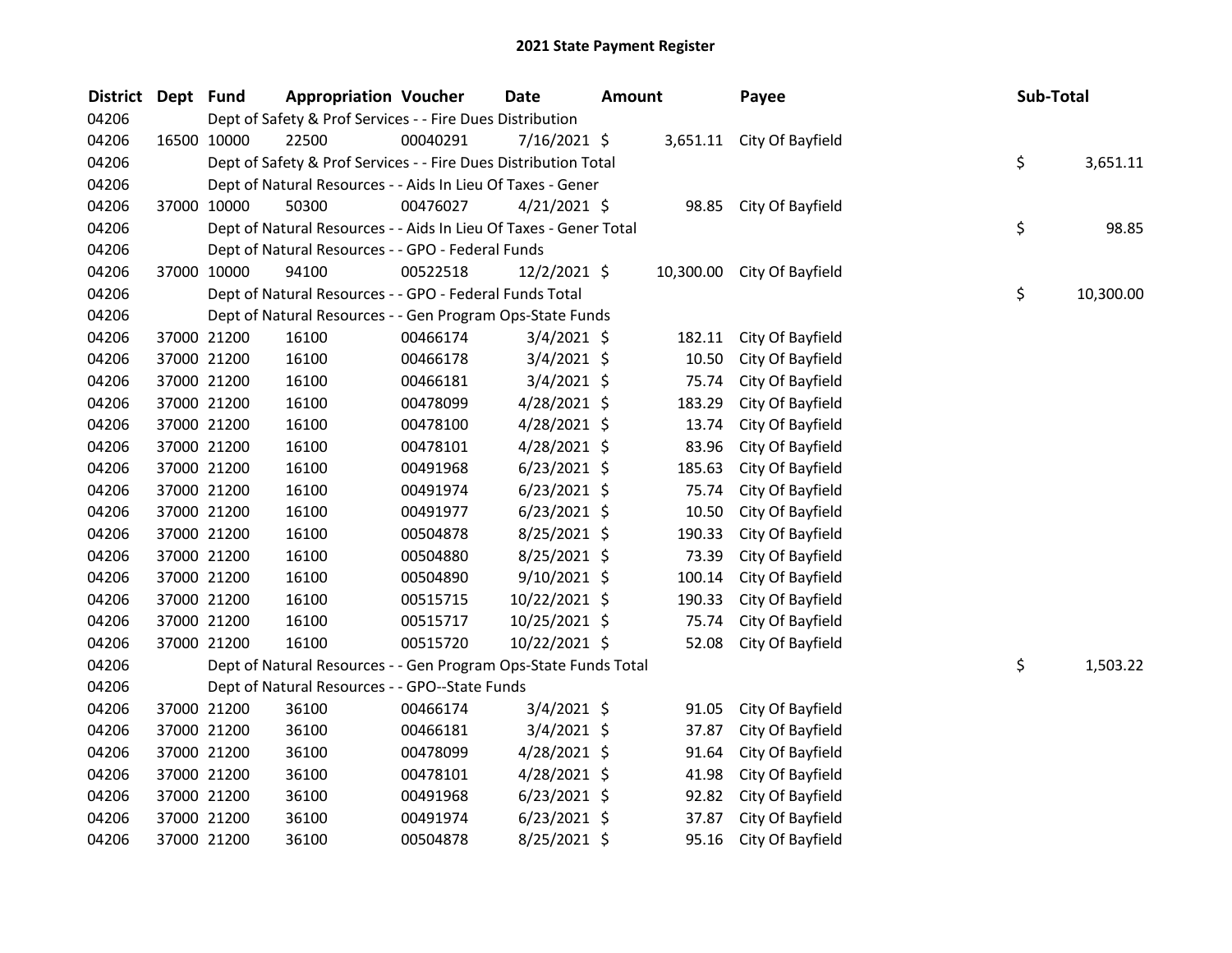# 2021 State Payment Register

| District | Dept | Fund | Appropriation | Voucher | Date | Amount | Payee | Sub-Total |
|---|---|---|---|---|---|---|---|---|
| 04206 | | | Dept of Safety & Prof Services - - Fire Dues Distribution | | | | | |
| 04206 | 16500 | 10000 | 22500 | 00040291 | 7/16/2021 | $ 3,651.11 | City Of Bayfield | |
| 04206 | | | Dept of Safety & Prof Services - - Fire Dues Distribution Total | | | | | $ 3,651.11 |
| 04206 | | | Dept of Natural Resources - - Aids In Lieu Of Taxes - Gener | | | | | |
| 04206 | 37000 | 10000 | 50300 | 00476027 | 4/21/2021 | $ 98.85 | City Of Bayfield | |
| 04206 | | | Dept of Natural Resources - - Aids In Lieu Of Taxes - Gener Total | | | | | $ 98.85 |
| 04206 | | | Dept of Natural Resources - - GPO - Federal Funds | | | | | |
| 04206 | 37000 | 10000 | 94100 | 00522518 | 12/2/2021 | $ 10,300.00 | City Of Bayfield | |
| 04206 | | | Dept of Natural Resources - - GPO - Federal Funds Total | | | | | $ 10,300.00 |
| 04206 | | | Dept of Natural Resources - - Gen Program Ops-State Funds | | | | | |
| 04206 | 37000 | 21200 | 16100 | 00466174 | 3/4/2021 | $ 182.11 | City Of Bayfield | |
| 04206 | 37000 | 21200 | 16100 | 00466178 | 3/4/2021 | $ 10.50 | City Of Bayfield | |
| 04206 | 37000 | 21200 | 16100 | 00466181 | 3/4/2021 | $ 75.74 | City Of Bayfield | |
| 04206 | 37000 | 21200 | 16100 | 00478099 | 4/28/2021 | $ 183.29 | City Of Bayfield | |
| 04206 | 37000 | 21200 | 16100 | 00478100 | 4/28/2021 | $ 13.74 | City Of Bayfield | |
| 04206 | 37000 | 21200 | 16100 | 00478101 | 4/28/2021 | $ 83.96 | City Of Bayfield | |
| 04206 | 37000 | 21200 | 16100 | 00491968 | 6/23/2021 | $ 185.63 | City Of Bayfield | |
| 04206 | 37000 | 21200 | 16100 | 00491974 | 6/23/2021 | $ 75.74 | City Of Bayfield | |
| 04206 | 37000 | 21200 | 16100 | 00491977 | 6/23/2021 | $ 10.50 | City Of Bayfield | |
| 04206 | 37000 | 21200 | 16100 | 00504878 | 8/25/2021 | $ 190.33 | City Of Bayfield | |
| 04206 | 37000 | 21200 | 16100 | 00504880 | 8/25/2021 | $ 73.39 | City Of Bayfield | |
| 04206 | 37000 | 21200 | 16100 | 00504890 | 9/10/2021 | $ 100.14 | City Of Bayfield | |
| 04206 | 37000 | 21200 | 16100 | 00515715 | 10/22/2021 | $ 190.33 | City Of Bayfield | |
| 04206 | 37000 | 21200 | 16100 | 00515717 | 10/25/2021 | $ 75.74 | City Of Bayfield | |
| 04206 | 37000 | 21200 | 16100 | 00515720 | 10/22/2021 | $ 52.08 | City Of Bayfield | |
| 04206 | | | Dept of Natural Resources - - Gen Program Ops-State Funds Total | | | | | $ 1,503.22 |
| 04206 | | | Dept of Natural Resources - - GPO--State Funds | | | | | |
| 04206 | 37000 | 21200 | 36100 | 00466174 | 3/4/2021 | $ 91.05 | City Of Bayfield | |
| 04206 | 37000 | 21200 | 36100 | 00466181 | 3/4/2021 | $ 37.87 | City Of Bayfield | |
| 04206 | 37000 | 21200 | 36100 | 00478099 | 4/28/2021 | $ 91.64 | City Of Bayfield | |
| 04206 | 37000 | 21200 | 36100 | 00478101 | 4/28/2021 | $ 41.98 | City Of Bayfield | |
| 04206 | 37000 | 21200 | 36100 | 00491968 | 6/23/2021 | $ 92.82 | City Of Bayfield | |
| 04206 | 37000 | 21200 | 36100 | 00491974 | 6/23/2021 | $ 37.87 | City Of Bayfield | |
| 04206 | 37000 | 21200 | 36100 | 00504878 | 8/25/2021 | $ 95.16 | City Of Bayfield | |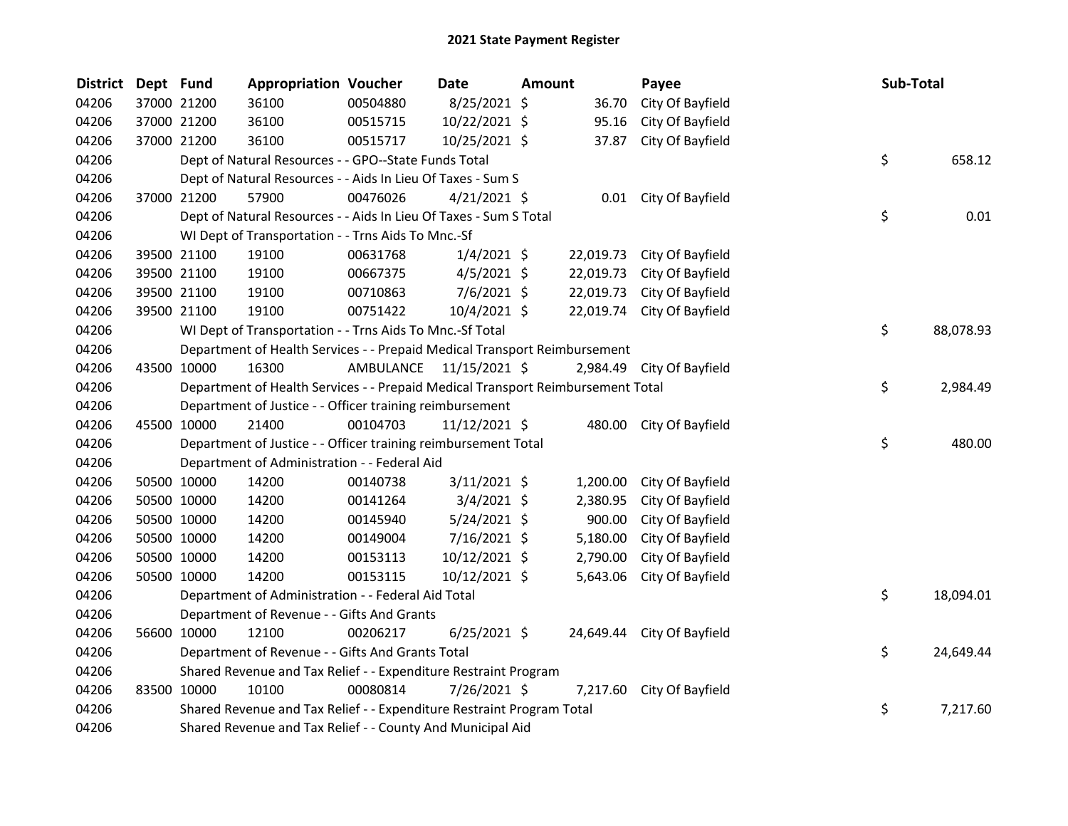# 2021 State Payment Register

| District | Dept | Fund | Appropriation | Voucher | Date | Amount | Payee | Sub-Total |
|---|---|---|---|---|---|---|---|---|
| 04206 | 37000 | 21200 | 36100 | 00504880 | 8/25/2021 | $ 36.70 | City Of Bayfield | |
| 04206 | 37000 | 21200 | 36100 | 00515715 | 10/22/2021 | $ 95.16 | City Of Bayfield | |
| 04206 | 37000 | 21200 | 36100 | 00515717 | 10/25/2021 | $ 37.87 | City Of Bayfield | |
| 04206 | | | Dept of Natural Resources - - GPO--State Funds Total | | | | | $ 658.12 |
| 04206 | | | Dept of Natural Resources - - Aids In Lieu Of Taxes - Sum S | | | | | |
| 04206 | 37000 | 21200 | 57900 | 00476026 | 4/21/2021 | $ 0.01 | City Of Bayfield | |
| 04206 | | | Dept of Natural Resources - - Aids In Lieu Of Taxes - Sum S Total | | | | | $ 0.01 |
| 04206 | | | WI Dept of Transportation - - Trns Aids To Mnc.-Sf | | | | | |
| 04206 | 39500 | 21100 | 19100 | 00631768 | 1/4/2021 | $ 22,019.73 | City Of Bayfield | |
| 04206 | 39500 | 21100 | 19100 | 00667375 | 4/5/2021 | $ 22,019.73 | City Of Bayfield | |
| 04206 | 39500 | 21100 | 19100 | 00710863 | 7/6/2021 | $ 22,019.73 | City Of Bayfield | |
| 04206 | 39500 | 21100 | 19100 | 00751422 | 10/4/2021 | $ 22,019.74 | City Of Bayfield | |
| 04206 | | | WI Dept of Transportation - - Trns Aids To Mnc.-Sf Total | | | | | $ 88,078.93 |
| 04206 | | | Department of Health Services - - Prepaid Medical Transport Reimbursement | | | | | |
| 04206 | 43500 | 10000 | 16300 | AMBULANCE | 11/15/2021 | $ 2,984.49 | City Of Bayfield | |
| 04206 | | | Department of Health Services - - Prepaid Medical Transport Reimbursement Total | | | | | $ 2,984.49 |
| 04206 | | | Department of Justice - - Officer training reimbursement | | | | | |
| 04206 | 45500 | 10000 | 21400 | 00104703 | 11/12/2021 | $ 480.00 | City Of Bayfield | |
| 04206 | | | Department of Justice - - Officer training reimbursement Total | | | | | $ 480.00 |
| 04206 | | | Department of Administration - - Federal Aid | | | | | |
| 04206 | 50500 | 10000 | 14200 | 00140738 | 3/11/2021 | $ 1,200.00 | City Of Bayfield | |
| 04206 | 50500 | 10000 | 14200 | 00141264 | 3/4/2021 | $ 2,380.95 | City Of Bayfield | |
| 04206 | 50500 | 10000 | 14200 | 00145940 | 5/24/2021 | $ 900.00 | City Of Bayfield | |
| 04206 | 50500 | 10000 | 14200 | 00149004 | 7/16/2021 | $ 5,180.00 | City Of Bayfield | |
| 04206 | 50500 | 10000 | 14200 | 00153113 | 10/12/2021 | $ 2,790.00 | City Of Bayfield | |
| 04206 | 50500 | 10000 | 14200 | 00153115 | 10/12/2021 | $ 5,643.06 | City Of Bayfield | |
| 04206 | | | Department of Administration - - Federal Aid Total | | | | | $ 18,094.01 |
| 04206 | | | Department of Revenue - - Gifts And Grants | | | | | |
| 04206 | 56600 | 10000 | 12100 | 00206217 | 6/25/2021 | $ 24,649.44 | City Of Bayfield | |
| 04206 | | | Department of Revenue - - Gifts And Grants Total | | | | | $ 24,649.44 |
| 04206 | | | Shared Revenue and Tax Relief - - Expenditure Restraint Program | | | | | |
| 04206 | 83500 | 10000 | 10100 | 00080814 | 7/26/2021 | $ 7,217.60 | City Of Bayfield | |
| 04206 | | | Shared Revenue and Tax Relief - - Expenditure Restraint Program Total | | | | | $ 7,217.60 |
| 04206 | | | Shared Revenue and Tax Relief - - County And Municipal Aid | | | | | |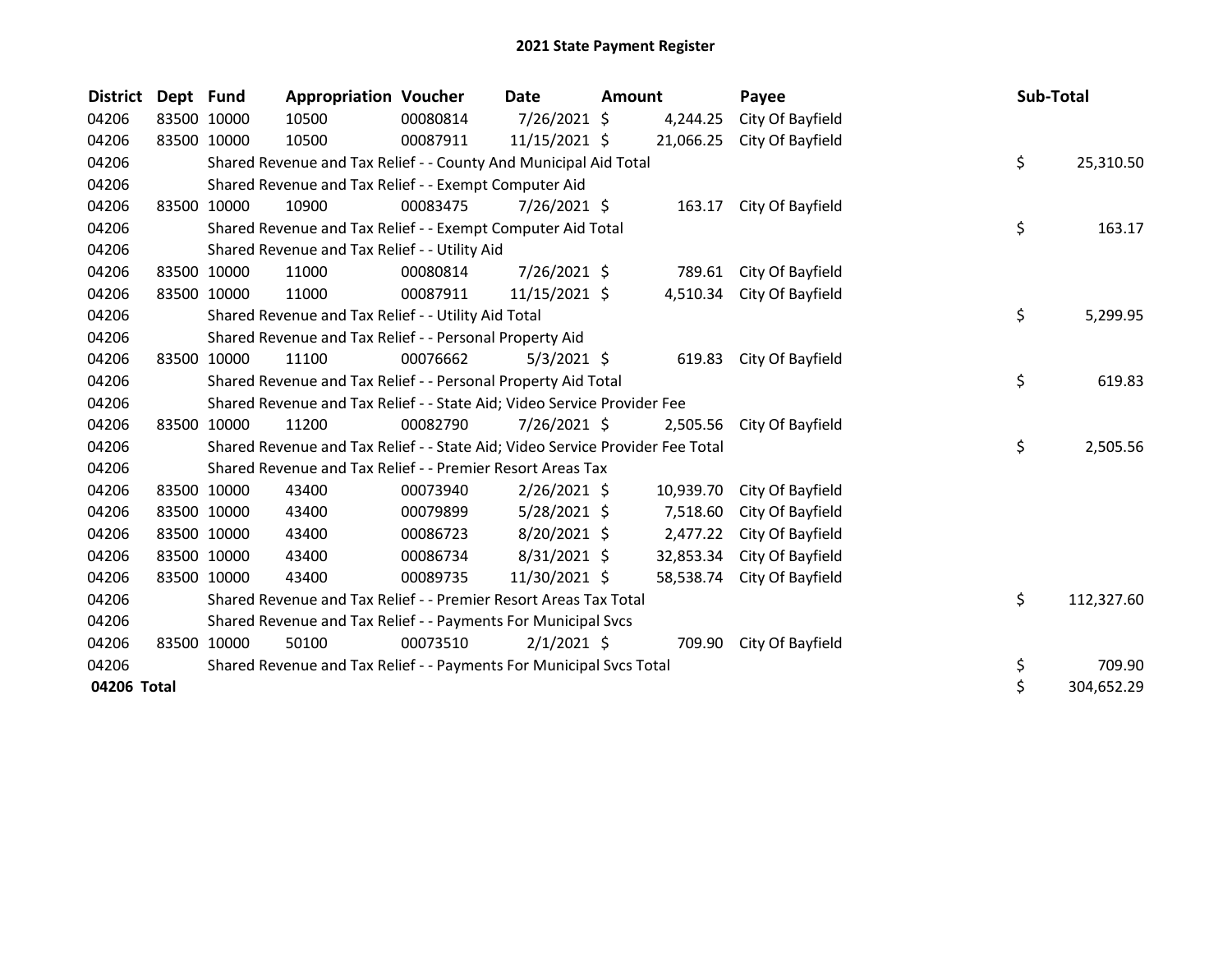# 2021 State Payment Register

| District | Dept | Fund | Appropriation | Voucher | Date | Amount | Payee | Sub-Total |
|---|---|---|---|---|---|---|---|---|
| 04206 | 83500 | 10000 | 10500 | 00080814 | 7/26/2021 | $ 4,244.25 | City Of Bayfield | |
| 04206 | 83500 | 10000 | 10500 | 00087911 | 11/15/2021 | $ 21,066.25 | City Of Bayfield | |
| 04206 | | Shared Revenue and Tax Relief - - County And Municipal Aid Total | | | | | | $ 25,310.50 |
| 04206 | | Shared Revenue and Tax Relief - - Exempt Computer Aid | | | | | | |
| 04206 | 83500 | 10000 | 10900 | 00083475 | 7/26/2021 | $ 163.17 | City Of Bayfield | |
| 04206 | | Shared Revenue and Tax Relief - - Exempt Computer Aid Total | | | | | | $ 163.17 |
| 04206 | | Shared Revenue and Tax Relief - - Utility Aid | | | | | | |
| 04206 | 83500 | 10000 | 11000 | 00080814 | 7/26/2021 | $ 789.61 | City Of Bayfield | |
| 04206 | 83500 | 10000 | 11000 | 00087911 | 11/15/2021 | $ 4,510.34 | City Of Bayfield | |
| 04206 | | Shared Revenue and Tax Relief - - Utility Aid Total | | | | | | $ 5,299.95 |
| 04206 | | Shared Revenue and Tax Relief - - Personal Property Aid | | | | | | |
| 04206 | 83500 | 10000 | 11100 | 00076662 | 5/3/2021 | $ 619.83 | City Of Bayfield | |
| 04206 | | Shared Revenue and Tax Relief - - Personal Property Aid Total | | | | | | $ 619.83 |
| 04206 | | Shared Revenue and Tax Relief - - State Aid; Video Service Provider Fee | | | | | | |
| 04206 | 83500 | 10000 | 11200 | 00082790 | 7/26/2021 | $ 2,505.56 | City Of Bayfield | |
| 04206 | | Shared Revenue and Tax Relief - - State Aid; Video Service Provider Fee Total | | | | | | $ 2,505.56 |
| 04206 | | Shared Revenue and Tax Relief - - Premier Resort Areas Tax | | | | | | |
| 04206 | 83500 | 10000 | 43400 | 00073940 | 2/26/2021 | $ 10,939.70 | City Of Bayfield | |
| 04206 | 83500 | 10000 | 43400 | 00079899 | 5/28/2021 | $ 7,518.60 | City Of Bayfield | |
| 04206 | 83500 | 10000 | 43400 | 00086723 | 8/20/2021 | $ 2,477.22 | City Of Bayfield | |
| 04206 | 83500 | 10000 | 43400 | 00086734 | 8/31/2021 | $ 32,853.34 | City Of Bayfield | |
| 04206 | 83500 | 10000 | 43400 | 00089735 | 11/30/2021 | $ 58,538.74 | City Of Bayfield | |
| 04206 | | Shared Revenue and Tax Relief - - Premier Resort Areas Tax Total | | | | | | $ 112,327.60 |
| 04206 | | Shared Revenue and Tax Relief - - Payments For Municipal Svcs | | | | | | |
| 04206 | 83500 | 10000 | 50100 | 00073510 | 2/1/2021 | $ 709.90 | City Of Bayfield | |
| 04206 | | Shared Revenue and Tax Relief - - Payments For Municipal Svcs Total | | | | | | $ 709.90 |
| **04206 Total** | | | | | | | | $ 304,652.29 |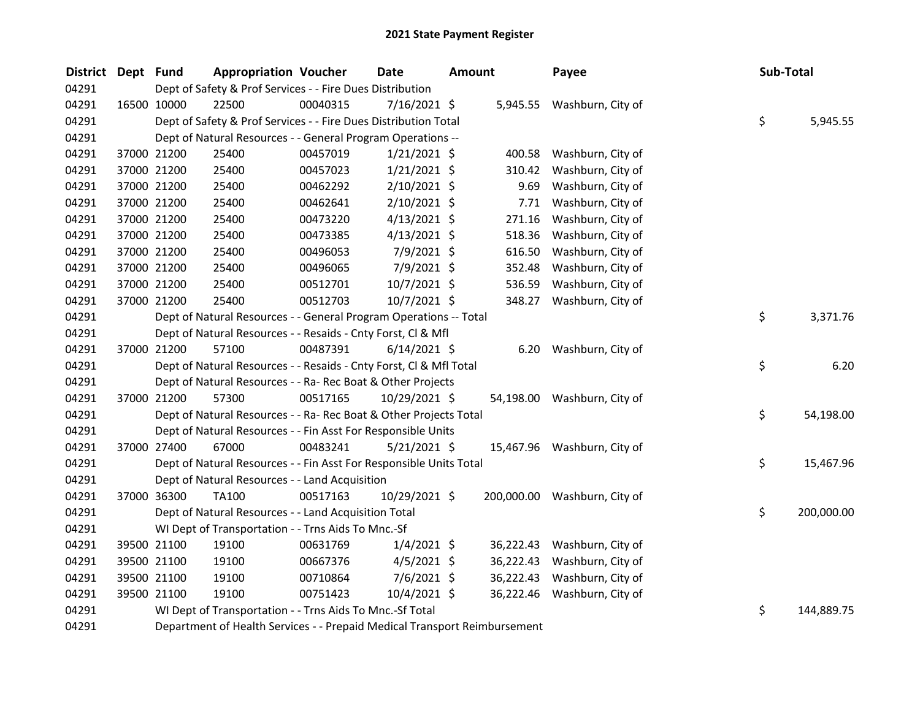# 2021 State Payment Register

| District | Dept | Fund | Appropriation | Voucher | Date | Amount | Payee | Sub-Total |
|---|---|---|---|---|---|---|---|---|
| 04291 | | Dept of Safety & Prof Services - - Fire Dues Distribution | | | | | | |
| 04291 | 16500 | 10000 | 22500 | 00040315 | 7/16/2021 | $ 5,945.55 | Washburn, City of | |
| 04291 | | Dept of Safety & Prof Services - - Fire Dues Distribution Total | | | | | | $ 5,945.55 |
| 04291 | | Dept of Natural Resources - - General Program Operations -- | | | | | | |
| 04291 | 37000 | 21200 | 25400 | 00457019 | 1/21/2021 | $ 400.58 | Washburn, City of | |
| 04291 | 37000 | 21200 | 25400 | 00457023 | 1/21/2021 | $ 310.42 | Washburn, City of | |
| 04291 | 37000 | 21200 | 25400 | 00462292 | 2/10/2021 | $ 9.69 | Washburn, City of | |
| 04291 | 37000 | 21200 | 25400 | 00462641 | 2/10/2021 | $ 7.71 | Washburn, City of | |
| 04291 | 37000 | 21200 | 25400 | 00473220 | 4/13/2021 | $ 271.16 | Washburn, City of | |
| 04291 | 37000 | 21200 | 25400 | 00473385 | 4/13/2021 | $ 518.36 | Washburn, City of | |
| 04291 | 37000 | 21200 | 25400 | 00496053 | 7/9/2021 | $ 616.50 | Washburn, City of | |
| 04291 | 37000 | 21200 | 25400 | 00496065 | 7/9/2021 | $ 352.48 | Washburn, City of | |
| 04291 | 37000 | 21200 | 25400 | 00512701 | 10/7/2021 | $ 536.59 | Washburn, City of | |
| 04291 | 37000 | 21200 | 25400 | 00512703 | 10/7/2021 | $ 348.27 | Washburn, City of | |
| 04291 | | Dept of Natural Resources - - General Program Operations -- Total | | | | | | $ 3,371.76 |
| 04291 | | Dept of Natural Resources - - Resaids - Cnty Forst, Cl & Mfl | | | | | | |
| 04291 | 37000 | 21200 | 57100 | 00487391 | 6/14/2021 | $ 6.20 | Washburn, City of | |
| 04291 | | Dept of Natural Resources - - Resaids - Cnty Forst, Cl & Mfl Total | | | | | | $ 6.20 |
| 04291 | | Dept of Natural Resources - - Ra- Rec Boat & Other Projects | | | | | | |
| 04291 | 37000 | 21200 | 57300 | 00517165 | 10/29/2021 | $ 54,198.00 | Washburn, City of | |
| 04291 | | Dept of Natural Resources - - Ra- Rec Boat & Other Projects Total | | | | | | $ 54,198.00 |
| 04291 | | Dept of Natural Resources - - Fin Asst For Responsible Units | | | | | | |
| 04291 | 37000 | 27400 | 67000 | 00483241 | 5/21/2021 | $ 15,467.96 | Washburn, City of | |
| 04291 | | Dept of Natural Resources - - Fin Asst For Responsible Units Total | | | | | | $ 15,467.96 |
| 04291 | | Dept of Natural Resources - - Land Acquisition | | | | | | |
| 04291 | 37000 | 36300 | TA100 | 00517163 | 10/29/2021 | $ 200,000.00 | Washburn, City of | |
| 04291 | | Dept of Natural Resources - - Land Acquisition Total | | | | | | $ 200,000.00 |
| 04291 | | WI Dept of Transportation - - Trns Aids To Mnc.-Sf | | | | | | |
| 04291 | 39500 | 21100 | 19100 | 00631769 | 1/4/2021 | $ 36,222.43 | Washburn, City of | |
| 04291 | 39500 | 21100 | 19100 | 00667376 | 4/5/2021 | $ 36,222.43 | Washburn, City of | |
| 04291 | 39500 | 21100 | 19100 | 00710864 | 7/6/2021 | $ 36,222.43 | Washburn, City of | |
| 04291 | 39500 | 21100 | 19100 | 00751423 | 10/4/2021 | $ 36,222.46 | Washburn, City of | |
| 04291 | | WI Dept of Transportation - - Trns Aids To Mnc.-Sf Total | | | | | | $ 144,889.75 |
| 04291 | | Department of Health Services - - Prepaid Medical Transport Reimbursement | | | | | | |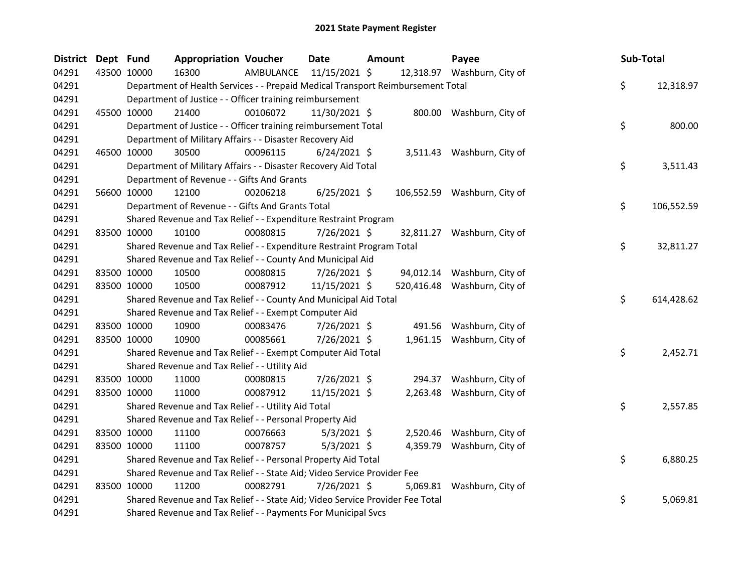# 2021 State Payment Register

| District | Dept | Fund | Appropriation | Voucher | Date | Amount | Payee | Sub-Total |
|---|---|---|---|---|---|---|---|---|
| 04291 | 43500 | 10000 | 16300 | AMBULANCE | 11/15/2021 | $ 12,318.97 | Washburn, City of | |
| 04291 | | | Department of Health Services - - Prepaid Medical Transport Reimbursement Total | | | | | $ 12,318.97 |
| 04291 | | | Department of Justice - - Officer training reimbursement | | | | | |
| 04291 | 45500 | 10000 | 21400 | 00106072 | 11/30/2021 | $ 800.00 | Washburn, City of | |
| 04291 | | | Department of Justice - - Officer training reimbursement Total | | | | | $ 800.00 |
| 04291 | | | Department of Military Affairs - - Disaster Recovery Aid | | | | | |
| 04291 | 46500 | 10000 | 30500 | 00096115 | 6/24/2021 | $ 3,511.43 | Washburn, City of | |
| 04291 | | | Department of Military Affairs - - Disaster Recovery Aid Total | | | | | $ 3,511.43 |
| 04291 | | | Department of Revenue - - Gifts And Grants | | | | | |
| 04291 | 56600 | 10000 | 12100 | 00206218 | 6/25/2021 | $ 106,552.59 | Washburn, City of | |
| 04291 | | | Department of Revenue - - Gifts And Grants Total | | | | | $ 106,552.59 |
| 04291 | | | Shared Revenue and Tax Relief - - Expenditure Restraint Program | | | | | |
| 04291 | 83500 | 10000 | 10100 | 00080815 | 7/26/2021 | $ 32,811.27 | Washburn, City of | |
| 04291 | | | Shared Revenue and Tax Relief - - Expenditure Restraint Program Total | | | | | $ 32,811.27 |
| 04291 | | | Shared Revenue and Tax Relief - - County And Municipal Aid | | | | | |
| 04291 | 83500 | 10000 | 10500 | 00080815 | 7/26/2021 | $ 94,012.14 | Washburn, City of | |
| 04291 | 83500 | 10000 | 10500 | 00087912 | 11/15/2021 | $ 520,416.48 | Washburn, City of | |
| 04291 | | | Shared Revenue and Tax Relief - - County And Municipal Aid Total | | | | | $ 614,428.62 |
| 04291 | | | Shared Revenue and Tax Relief - - Exempt Computer Aid | | | | | |
| 04291 | 83500 | 10000 | 10900 | 00083476 | 7/26/2021 | $ 491.56 | Washburn, City of | |
| 04291 | 83500 | 10000 | 10900 | 00085661 | 7/26/2021 | $ 1,961.15 | Washburn, City of | |
| 04291 | | | Shared Revenue and Tax Relief - - Exempt Computer Aid Total | | | | | $ 2,452.71 |
| 04291 | | | Shared Revenue and Tax Relief - - Utility Aid | | | | | |
| 04291 | 83500 | 10000 | 11000 | 00080815 | 7/26/2021 | $ 294.37 | Washburn, City of | |
| 04291 | 83500 | 10000 | 11000 | 00087912 | 11/15/2021 | $ 2,263.48 | Washburn, City of | |
| 04291 | | | Shared Revenue and Tax Relief - - Utility Aid Total | | | | | $ 2,557.85 |
| 04291 | | | Shared Revenue and Tax Relief - - Personal Property Aid | | | | | |
| 04291 | 83500 | 10000 | 11100 | 00076663 | 5/3/2021 | $ 2,520.46 | Washburn, City of | |
| 04291 | 83500 | 10000 | 11100 | 00078757 | 5/3/2021 | $ 4,359.79 | Washburn, City of | |
| 04291 | | | Shared Revenue and Tax Relief - - Personal Property Aid Total | | | | | $ 6,880.25 |
| 04291 | | | Shared Revenue and Tax Relief - - State Aid; Video Service Provider Fee | | | | | |
| 04291 | 83500 | 10000 | 11200 | 00082791 | 7/26/2021 | $ 5,069.81 | Washburn, City of | |
| 04291 | | | Shared Revenue and Tax Relief - - State Aid; Video Service Provider Fee Total | | | | | $ 5,069.81 |
| 04291 | | | Shared Revenue and Tax Relief - - Payments For Municipal Svcs | | | | | |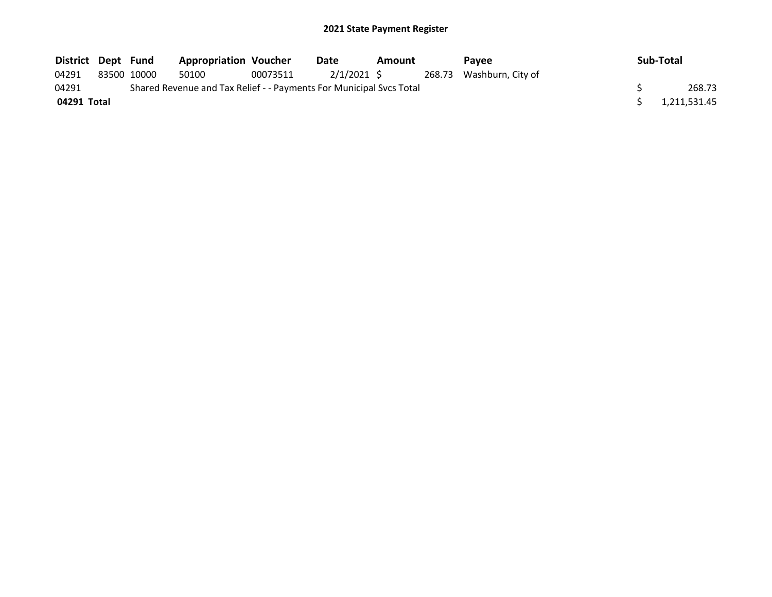# 2021 State Payment Register

| District | Dept | Fund | Appropriation | Voucher | Date | Amount | Payee | Sub-Total |
|---|---|---|---|---|---|---|---|---|
| 04291 | 83500 | 10000 | 50100 | 00073511 | 2/1/2021 | $ 268.73 | Washburn, City of | |
| 04291 | | Shared Revenue and Tax Relief - - Payments For Municipal Svcs Total | | | | | | $ 268.73 |
| **04291 Total** | | | | | | | | $ 1,211,531.45 |